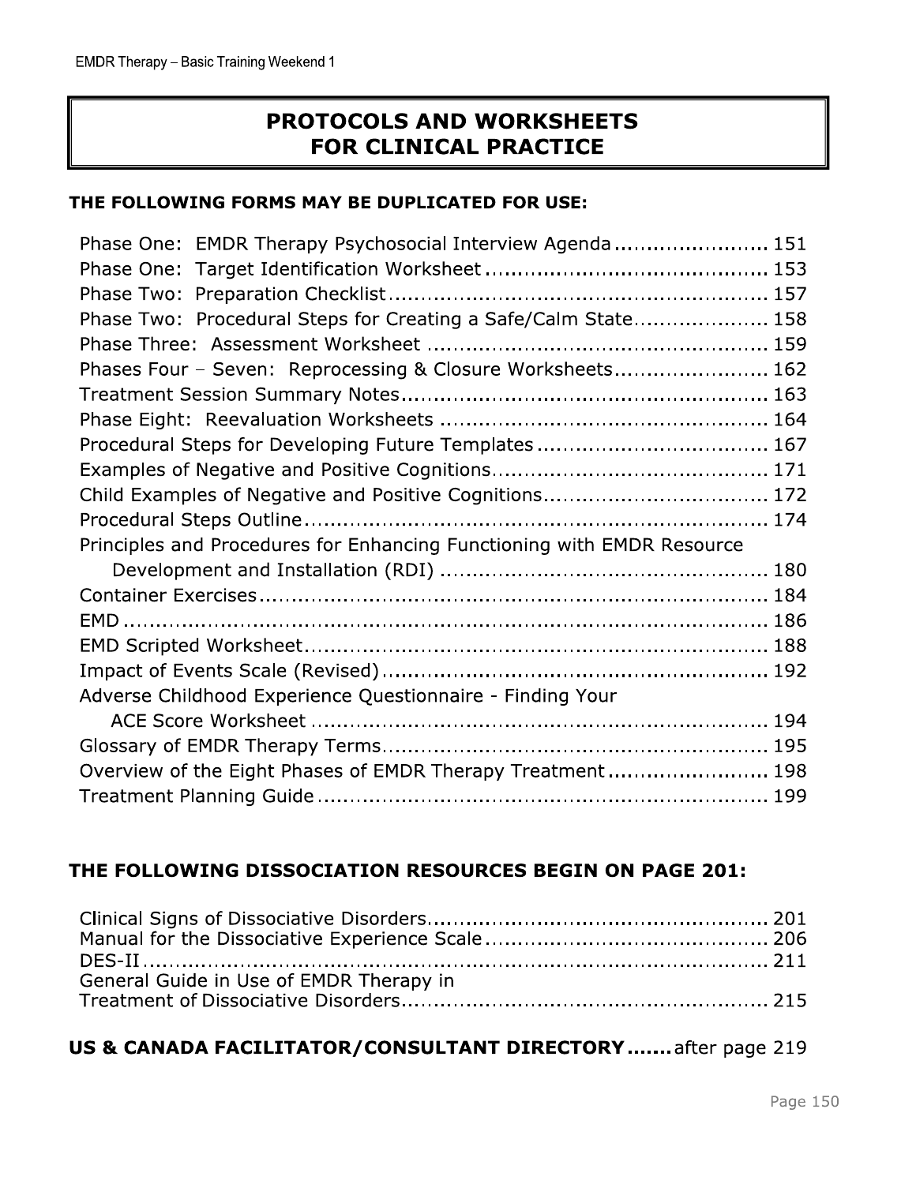# PROTOCOLS AND WORKSHEETS FOR CLINICAL PRACTICE

**THE FOLLOWING FORMS MAY BE DUPLICATED FOR USE:**

- Phase One: EMDR Therapy Psychosocial Interview Agenda ........................ 151
- Phase One: Target Identification Worksheet ........................................... 153
- Phase Two: Preparation Checklist .......................................................... 157
- Phase Two: Procedural Steps for Creating a Safe/Calm State..................... 158
- Phase Three: Assessment Worksheet ..................................................... 159
- Phases Four – Seven: Reprocessing & Closure Worksheets........................ 162
- Treatment Session Summary Notes......................................................... 163
- Phase Eight: Reevaluation Worksheets ................................................... 164
- Procedural Steps for Developing Future Templates .................................... 167
- Examples of Negative and Positive Cognitions.......................................... 171
- Child Examples of Negative and Positive Cognitions.................................. 172
- Procedural Steps Outline ....................................................................... 174
- Principles and Procedures for Enhancing Functioning with EMDR Resource Development and Installation (RDI) .................................................. 180
- Container Exercises ............................................................................. 184
- EMD ................................................................................................... 186
- EMD Scripted Worksheet....................................................................... 188
- Impact of Events Scale (Revised) ........................................................... 192
- Adverse Childhood Experience Questionnaire - Finding Your ACE Score Worksheet ...................................................................... 194
- Glossary of EMDR Therapy Terms........................................................... 195
- Overview of the Eight Phases of EMDR Therapy Treatment ......................... 198
- Treatment Planning Guide ..................................................................... 199

**THE FOLLOWING DISSOCIATION RESOURCES BEGIN ON PAGE 201:**

- Clinical Signs of Dissociative Disorders...................................................... 201
- Manual for the Dissociative Experience Scale ............................................ 206
- DES-II .................................................................................................. 211
- General Guide in Use of EMDR Therapy in Treatment of Dissociative Disorders......................................................... 215

**US & CANADA FACILITATOR/CONSULTANT DIRECTORY.......** after page 219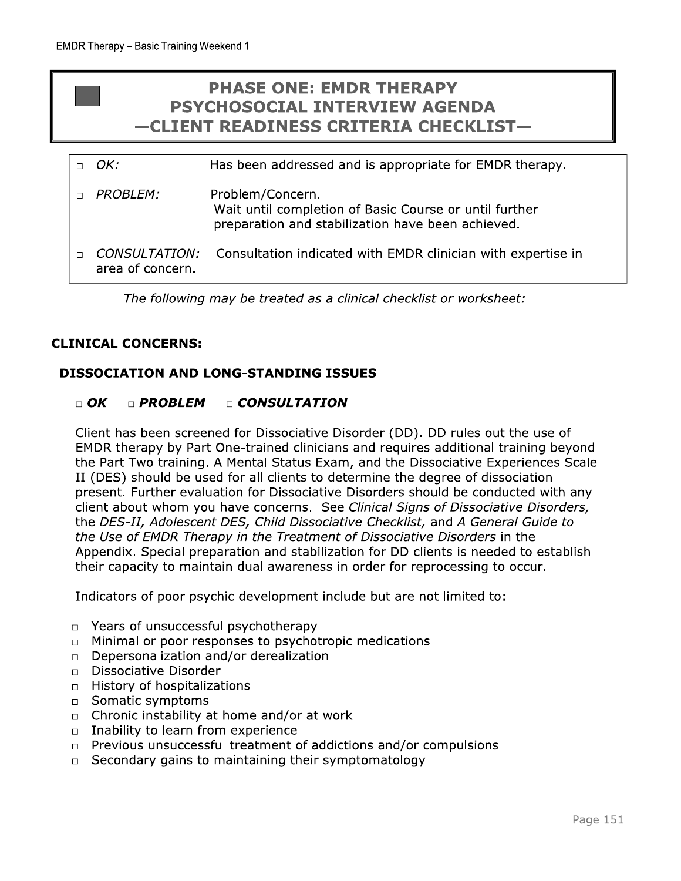# PHASE ONE: EMDR THERAPY PSYCHOSOCIAL INTERVIEW AGENDA —CLIENT READINESS CRITERIA CHECKLIST—

| | |
|---|---|
| □ *OK:* | Has been addressed and is appropriate for EMDR therapy. |
| □ *PROBLEM:* | Problem/Concern. Wait until completion of Basic Course or until further preparation and stabilization have been achieved. |
| □ *CONSULTATION:* | Consultation indicated with EMDR clinician with expertise in area of concern. |

*The following may be treated as a clinical checklist or worksheet:*

## CLINICAL CONCERNS:

### DISSOCIATION AND LONG-STANDING ISSUES

□ ***OK*** □ ***PROBLEM*** □ ***CONSULTATION***

Client has been screened for Dissociative Disorder (DD). DD rules out the use of EMDR therapy by Part One-trained clinicians and requires additional training beyond the Part Two training. A Mental Status Exam, and the Dissociative Experiences Scale II (DES) should be used for all clients to determine the degree of dissociation present. Further evaluation for Dissociative Disorders should be conducted with any client about whom you have concerns. See *Clinical Signs of Dissociative Disorders,* the *DES-II, Adolescent DES, Child Dissociative Checklist,* and *A General Guide to the Use of EMDR Therapy in the Treatment of Dissociative Disorders* in the Appendix. Special preparation and stabilization for DD clients is needed to establish their capacity to maintain dual awareness in order for reprocessing to occur.

Indicators of poor psychic development include but are not limited to:

- □ Years of unsuccessful psychotherapy
- □ Minimal or poor responses to psychotropic medications
- □ Depersonalization and/or derealization
- □ Dissociative Disorder
- □ History of hospitalizations
- □ Somatic symptoms
- □ Chronic instability at home and/or at work
- □ Inability to learn from experience
- □ Previous unsuccessful treatment of addictions and/or compulsions
- □ Secondary gains to maintaining their symptomatology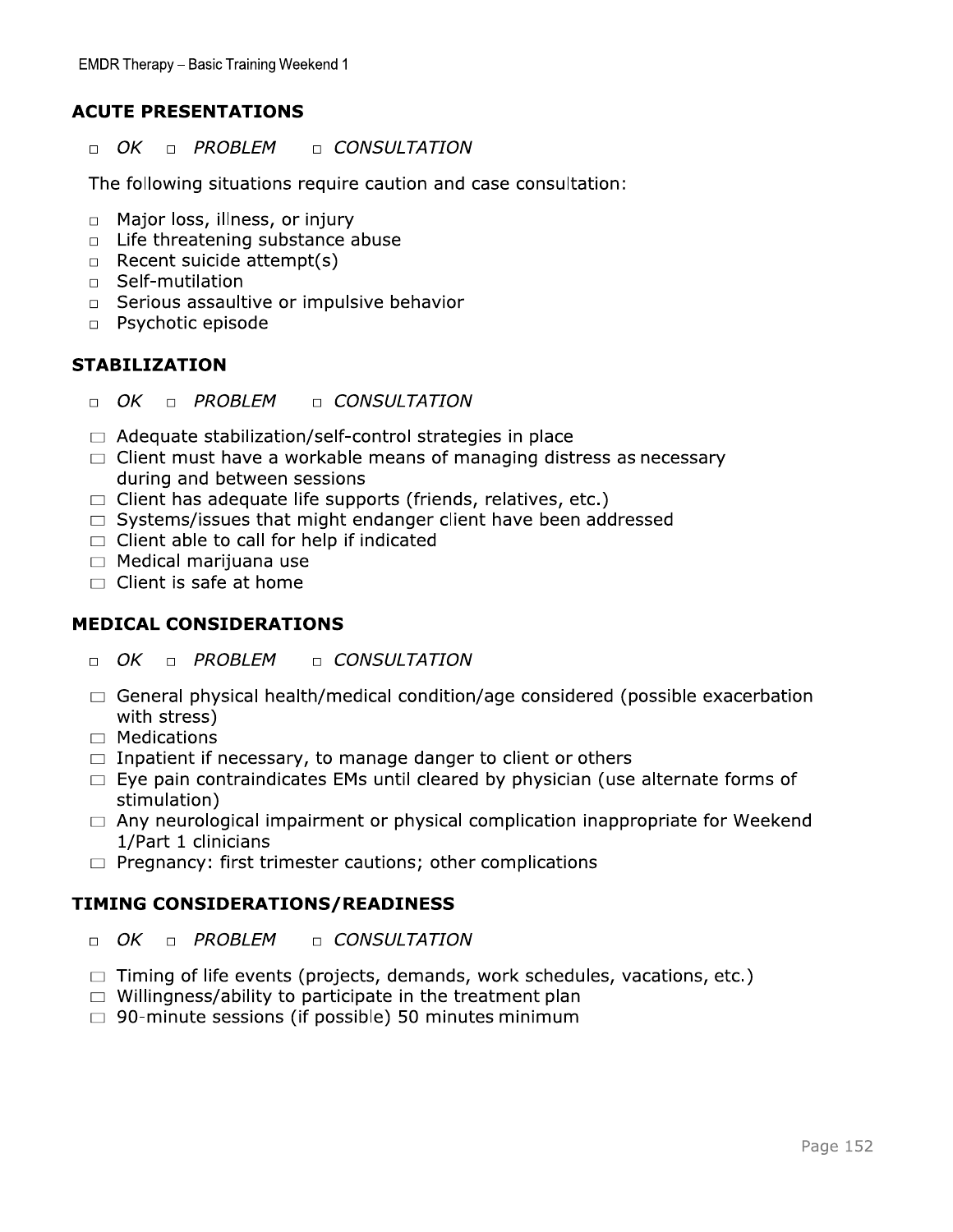## ACUTE PRESENTATIONS

- ☐ *OK* ☐ *PROBLEM* ☐ *CONSULTATION*

The following situations require caution and case consultation:

- ☐ Major loss, illness, or injury
- ☐ Life threatening substance abuse
- ☐ Recent suicide attempt(s)
- ☐ Self-mutilation
- ☐ Serious assaultive or impulsive behavior
- ☐ Psychotic episode

## STABILIZATION

- ☐ *OK* ☐ *PROBLEM* ☐ *CONSULTATION*

- ☐ Adequate stabilization/self-control strategies in place
- ☐ Client must have a workable means of managing distress as necessary during and between sessions
- ☐ Client has adequate life supports (friends, relatives, etc.)
- ☐ Systems/issues that might endanger client have been addressed
- ☐ Client able to call for help if indicated
- ☐ Medical marijuana use
- ☐ Client is safe at home

## MEDICAL CONSIDERATIONS

- ☐ *OK* ☐ *PROBLEM* ☐ *CONSULTATION*

- ☐ General physical health/medical condition/age considered (possible exacerbation with stress)
- ☐ Medications
- ☐ Inpatient if necessary, to manage danger to client or others
- ☐ Eye pain contraindicates EMs until cleared by physician (use alternate forms of stimulation)
- ☐ Any neurological impairment or physical complication inappropriate for Weekend 1/Part 1 clinicians
- ☐ Pregnancy: first trimester cautions; other complications

## TIMING CONSIDERATIONS/READINESS

- ☐ *OK* ☐ *PROBLEM* ☐ *CONSULTATION*

- ☐ Timing of life events (projects, demands, work schedules, vacations, etc.)
- ☐ Willingness/ability to participate in the treatment plan
- ☐ 90-minute sessions (if possible) 50 minutes minimum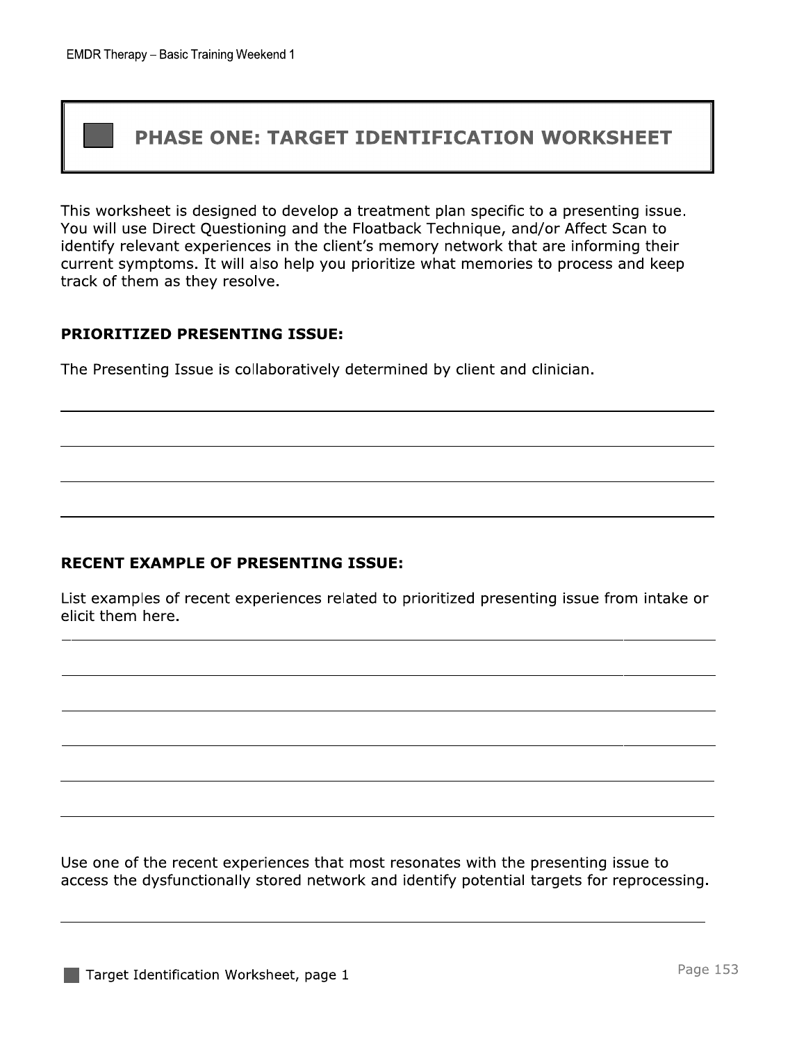# PHASE ONE: TARGET IDENTIFICATION WORKSHEET

This worksheet is designed to develop a treatment plan specific to a presenting issue. You will use Direct Questioning and the Floatback Technique, and/or Affect Scan to identify relevant experiences in the client's memory network that are informing their current symptoms. It will also help you prioritize what memories to process and keep track of them as they resolve.

**PRIORITIZED PRESENTING ISSUE:**

The Presenting Issue is collaboratively determined by client and clinician.

**RECENT EXAMPLE OF PRESENTING ISSUE:**

List examples of recent experiences related to prioritized presenting issue from intake or elicit them here.

Use one of the recent experiences that most resonates with the presenting issue to access the dysfunctionally stored network and identify potential targets for reprocessing.

Target Identification Worksheet, page 1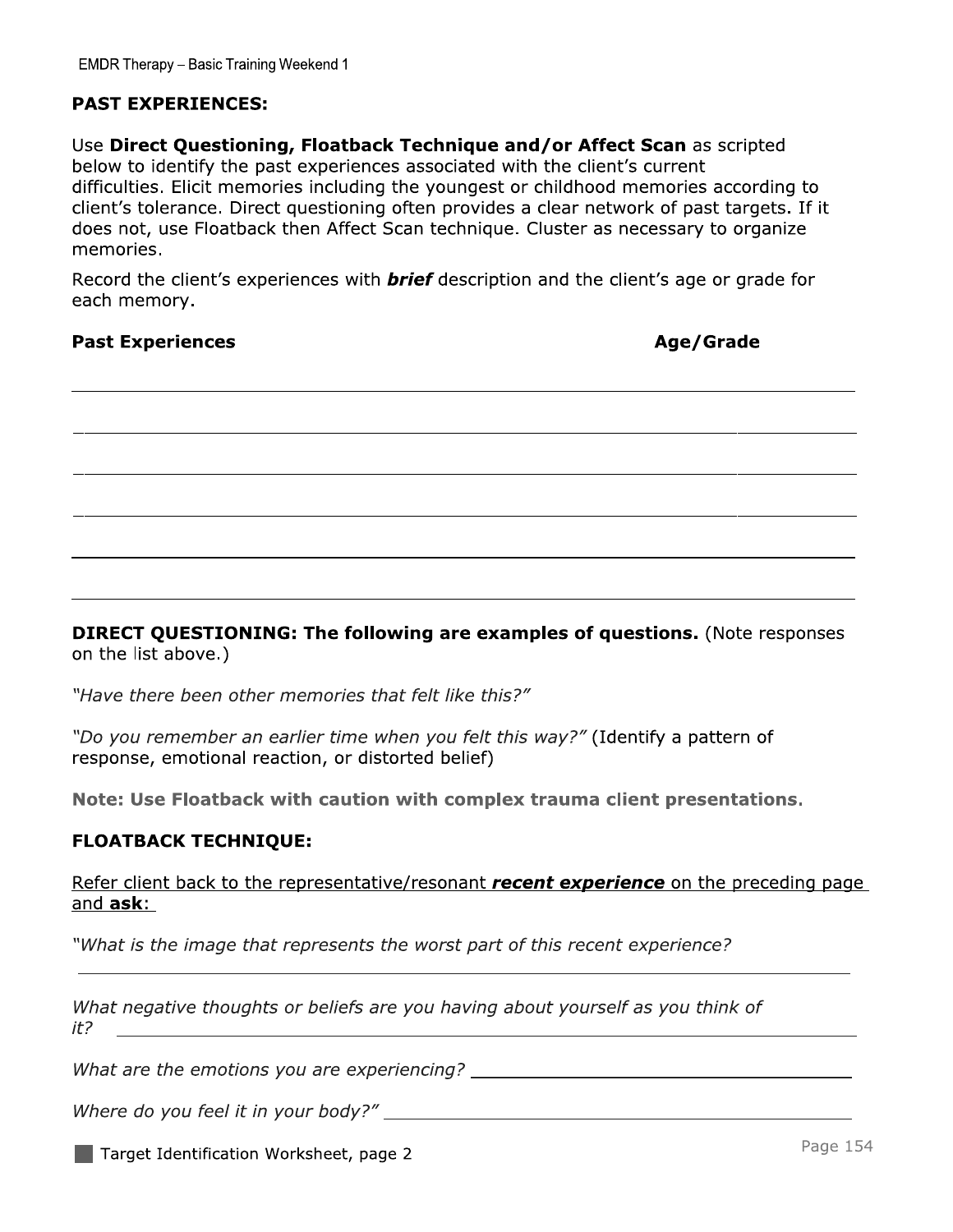## PAST EXPERIENCES:

Use **Direct Questioning, Floatback Technique and/or Affect Scan** as scripted below to identify the past experiences associated with the client's current difficulties. Elicit memories including the youngest or childhood memories according to client's tolerance. Direct questioning often provides a clear network of past targets. If it does not, use Floatback then Affect Scan technique. Cluster as necessary to organize memories.

Record the client's experiences with ***brief*** description and the client's age or grade for each memory.

| Past Experiences | Age/Grade |
|---|---|
| | |
| | |
| | |
| | |
| | |
| | |

**DIRECT QUESTIONING: The following are examples of questions.** (Note responses on the list above.)

*"Have there been other memories that felt like this?"*

*"Do you remember an earlier time when you felt this way?"* (Identify a pattern of response, emotional reaction, or distorted belief)

**Note: Use Floatback with caution with complex trauma client presentations**.

## FLOATBACK TECHNIQUE:

Refer client back to the representative/resonant ***recent experience*** on the preceding page and **ask**:

*"What is the image that represents the worst part of this recent experience?*

_______________________________________________

*What negative thoughts or beliefs are you having about yourself as you think of it?* _______________________

*What are the emotions you are experiencing?* _______________________

*Where do you feel it in your body?"* _______________________

Target Identification Worksheet, page 2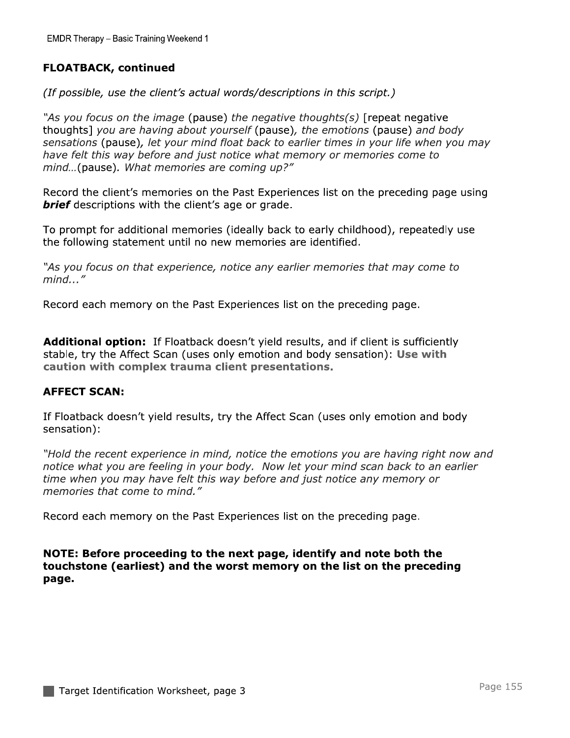## FLOATBACK, continued

*(If possible, use the client's actual words/descriptions in this script.)*

*"As you focus on the image* (pause) *the negative thoughts(s)* [repeat negative thoughts] *you are having about yourself* (pause)*, the emotions* (pause) *and body sensations* (pause)*, let your mind float back to earlier times in your life when you may have felt this way before and just notice what memory or memories come to mind…*(pause)*. What memories are coming up?"*

Record the client's memories on the Past Experiences list on the preceding page using ***brief*** descriptions with the client's age or grade.

To prompt for additional memories (ideally back to early childhood), repeatedly use the following statement until no new memories are identified.

*"As you focus on that experience, notice any earlier memories that may come to mind..."*

Record each memory on the Past Experiences list on the preceding page.

**Additional option:** If Floatback doesn't yield results, and if client is sufficiently stable, try the Affect Scan (uses only emotion and body sensation): **Use with caution with complex trauma client presentations.**

## AFFECT SCAN:

If Floatback doesn't yield results, try the Affect Scan (uses only emotion and body sensation):

*"Hold the recent experience in mind, notice the emotions you are having right now and notice what you are feeling in your body. Now let your mind scan back to an earlier time when you may have felt this way before and just notice any memory or memories that come to mind."*

Record each memory on the Past Experiences list on the preceding page.

**NOTE: Before proceeding to the next page, identify and note both the touchstone (earliest) and the worst memory on the list on the preceding page.**

Target Identification Worksheet, page 3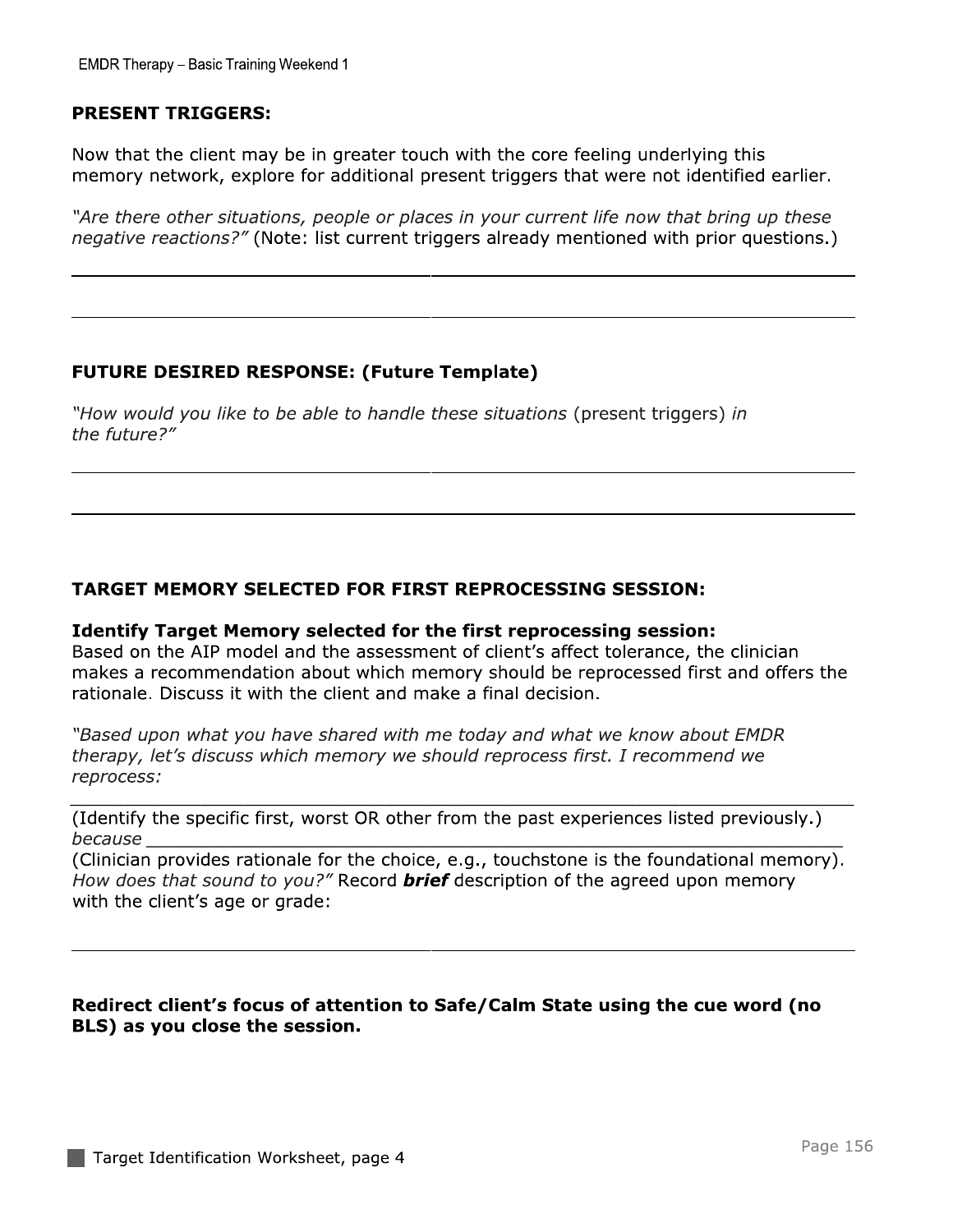**PRESENT TRIGGERS:**

Now that the client may be in greater touch with the core feeling underlying this memory network, explore for additional present triggers that were not identified earlier.

*"Are there other situations, people or places in your current life now that bring up these negative reactions?"* (Note: list current triggers already mentioned with prior questions.)

_______________________________________________________________

_______________________________________________________________

**FUTURE DESIRED RESPONSE: (Future Template)**

*"How would you like to be able to handle these situations* (present triggers) *in the future?"*

_______________________________________________________________

_______________________________________________________________

**TARGET MEMORY SELECTED FOR FIRST REPROCESSING SESSION:**

**Identify Target Memory selected for the first reprocessing session:**
Based on the AIP model and the assessment of client's affect tolerance, the clinician makes a recommendation about which memory should be reprocessed first and offers the rationale. Discuss it with the client and make a final decision.

*"Based upon what you have shared with me today and what we know about EMDR therapy, let's discuss which memory we should reprocess first. I recommend we reprocess:*

_______________________________________________________________

(Identify the specific first, worst OR other from the past experiences listed previously.)
*because* _______________________________________________________
(Clinician provides rationale for the choice, e.g., touchstone is the foundational memory).
*How does that sound to you?"* Record ***brief*** description of the agreed upon memory with the client's age or grade:

_______________________________________________________________

**Redirect client's focus of attention to Safe/Calm State using the cue word (no BLS) as you close the session.**

Target Identification Worksheet, page 4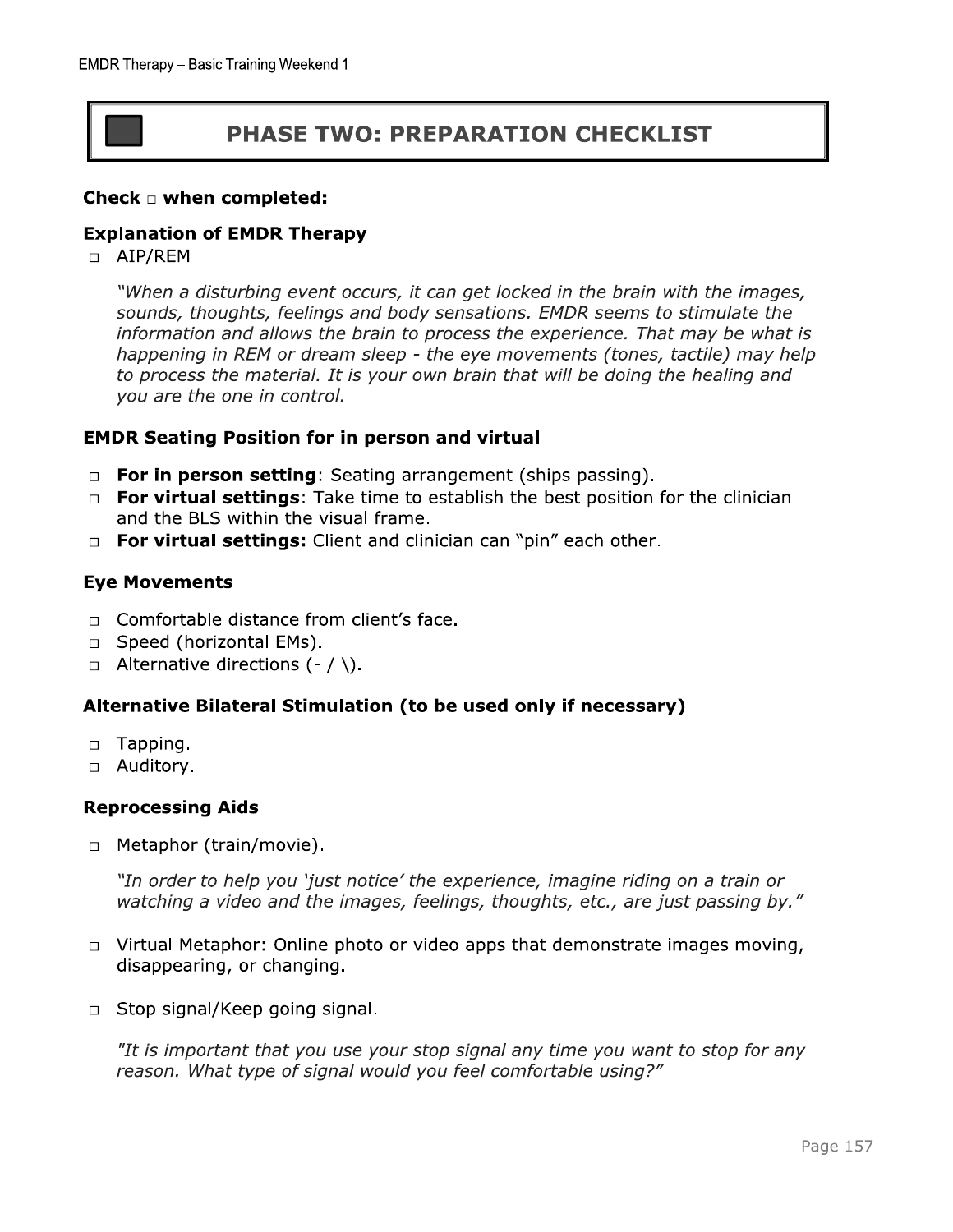## PHASE TWO: PREPARATION CHECKLIST

**Check □ when completed:**

### Explanation of EMDR Therapy

□ AIP/REM

*"When a disturbing event occurs, it can get locked in the brain with the images, sounds, thoughts, feelings and body sensations. EMDR seems to stimulate the information and allows the brain to process the experience. That may be what is happening in REM or dream sleep - the eye movements (tones, tactile) may help to process the material. It is your own brain that will be doing the healing and you are the one in control.*

### EMDR Seating Position for in person and virtual

□ **For in person setting**: Seating arrangement (ships passing).

□ **For virtual settings**: Take time to establish the best position for the clinician and the BLS within the visual frame.

□ **For virtual settings:** Client and clinician can "pin" each other.

### Eye Movements

□ Comfortable distance from client's face.

□ Speed (horizontal EMs).

□ Alternative directions (- / \).

### Alternative Bilateral Stimulation (to be used only if necessary)

□ Tapping.

□ Auditory.

### Reprocessing Aids

□ Metaphor (train/movie).

*"In order to help you 'just notice' the experience, imagine riding on a train or watching a video and the images, feelings, thoughts, etc., are just passing by."*

□ Virtual Metaphor: Online photo or video apps that demonstrate images moving, disappearing, or changing.

□ Stop signal/Keep going signal.

*"It is important that you use your stop signal any time you want to stop for any reason. What type of signal would you feel comfortable using?"*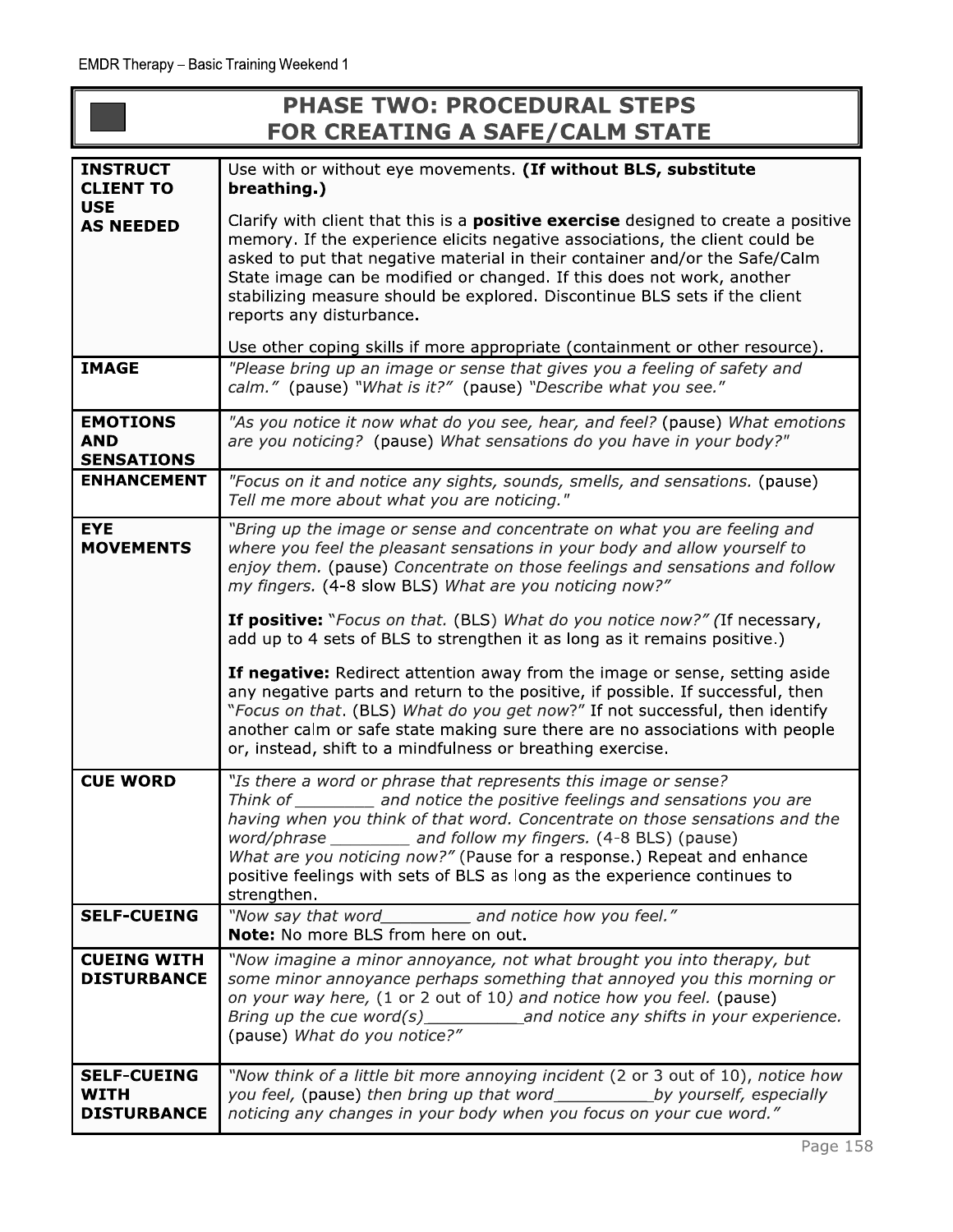# PHASE TWO: PROCEDURAL STEPS FOR CREATING A SAFE/CALM STATE

| | |
|---|---|
| **INSTRUCT CLIENT TO USE AS NEEDED** | Use with or without eye movements. **(If without BLS, substitute breathing.)**<br><br>Clarify with client that this is a **positive exercise** designed to create a positive memory. If the experience elicits negative associations, the client could be asked to put that negative material in their container and/or the Safe/Calm State image can be modified or changed. If this does not work, another stabilizing measure should be explored. Discontinue BLS sets if the client reports any disturbance.<br><br>Use other coping skills if more appropriate (containment or other resource). |
| **IMAGE** | *"Please bring up an image or sense that gives you a feeling of safety and calm."* (pause) *"What is it?"* (pause) *"Describe what you see."* |
| **EMOTIONS AND SENSATIONS** | *"As you notice it now what do you see, hear, and feel?* (pause) *What emotions are you noticing?* (pause) *What sensations do you have in your body?"* |
| **ENHANCEMENT** | *"Focus on it and notice any sights, sounds, smells, and sensations.* (pause) *Tell me more about what you are noticing."* |
| **EYE MOVEMENTS** | *"Bring up the image or sense and concentrate on what you are feeling and where you feel the pleasant sensations in your body and allow yourself to enjoy them.* (pause) *Concentrate on those feelings and sensations and follow my fingers.* (4-8 slow BLS) *What are you noticing now?"*<br><br>**If positive:** "*Focus on that.* (BLS) *What do you notice now?" (*If necessary, add up to 4 sets of BLS to strengthen it as long as it remains positive.)<br><br>**If negative:** Redirect attention away from the image or sense, setting aside any negative parts and return to the positive, if possible. If successful, then "*Focus on that*. (BLS) *What do you get now*?" If not successful, then identify another calm or safe state making sure there are no associations with people or, instead, shift to a mindfulness or breathing exercise. |
| **CUE WORD** | *"Is there a word or phrase that represents this image or sense? Think of ________ and notice the positive feelings and sensations you are having when you think of that word. Concentrate on those sensations and the word/phrase ________ and follow my fingers.* (4-8 BLS) (pause) *What are you noticing now?"* (Pause for a response.) Repeat and enhance positive feelings with sets of BLS as long as the experience continues to strengthen. |
| **SELF-CUEING** | *"Now say that word_________ and notice how you feel."*<br>**Note:** No more BLS from here on out. |
| **CUEING WITH DISTURBANCE** | *"Now imagine a minor annoyance, not what brought you into therapy, but some minor annoyance perhaps something that annoyed you this morning or on your way here,* (1 or 2 out of 10*) and notice how you feel.* (pause) *Bring up the cue word(s)__________and notice any shifts in your experience.* (pause) *What do you notice?"* |
| **SELF-CUEING WITH DISTURBANCE** | *"Now think of a little bit more annoying incident* (2 or 3 out of 10), *notice how you feel,* (pause) *then bring up that word__________by yourself, especially noticing any changes in your body when you focus on your cue word."* |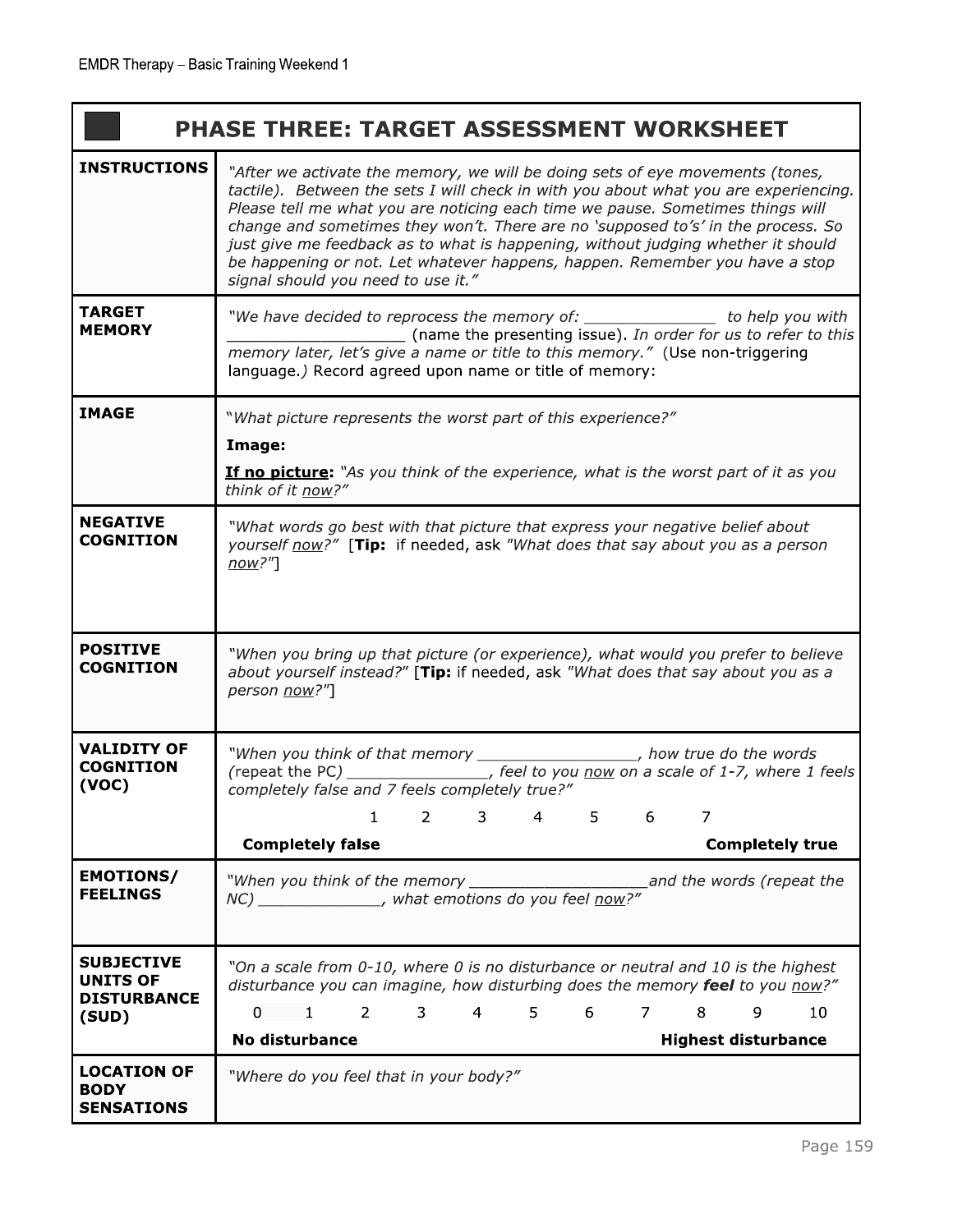# PHASE THREE: TARGET ASSESSMENT WORKSHEET

| | |
|---|---|
| **INSTRUCTIONS** | *"After we activate the memory, we will be doing sets of eye movements (tones, tactile). Between the sets I will check in with you about what you are experiencing. Please tell me what you are noticing each time we pause. Sometimes things will change and sometimes they won't. There are no 'supposed to's' in the process. So just give me feedback as to what is happening, without judging whether it should be happening or not. Let whatever happens, happen. Remember you have a stop signal should you need to use it."* |
| **TARGET MEMORY** | *"We have decided to reprocess the memory of: ______________ to help you with* ___________________ (name the presenting issue). *In order for us to refer to this memory later, let's give a name or title to this memory."* (Use non-triggering language.*)* Record agreed upon name or title of memory: |
| **IMAGE** | "*What picture represents the worst part of this experience?"* <br> **Image:** <br> **<u>If no picture</u>:** *"As you think of the experience, what is the worst part of it as you think of it <u>now</u>?"* |
| **NEGATIVE COGNITION** | *"What words go best with that picture that express your negative belief about yourself <u>now</u>?"* [**Tip:** if needed, ask *"What does that say about you as a person <u>now</u>?"*] |
| **POSITIVE COGNITION** | *"When you bring up that picture (or experience), what would you prefer to believe about yourself instead?"* [**Tip:** if needed, ask *"What does that say about you as a person <u>now</u>?"*] |
| **VALIDITY OF COGNITION (VOC)** | *"When you think of that memory _________________, how true do the words (*repeat the PC*) _______________, feel to you <u>now</u> on a scale of 1-7, where 1 feels completely false and 7 feels completely true?"* <br> 1 2 3 4 5 6 7 <br> **Completely false** **Completely true** |
| **EMOTIONS/ FEELINGS** | *"When you think of the memory ___________________and the words (repeat the NC) _____________, what emotions do you feel <u>now</u>?"* |
| **SUBJECTIVE UNITS OF DISTURBANCE (SUD)** | *"On a scale from 0-10, where 0 is no disturbance or neutral and 10 is the highest disturbance you can imagine, how disturbing does the memory **feel** to you <u>now</u>?"* <br> 0 1 2 3 4 5 6 7 8 9 10 <br> **No disturbance** **Highest disturbance** |
| **LOCATION OF BODY SENSATIONS** | *"Where do you feel that in your body?"* |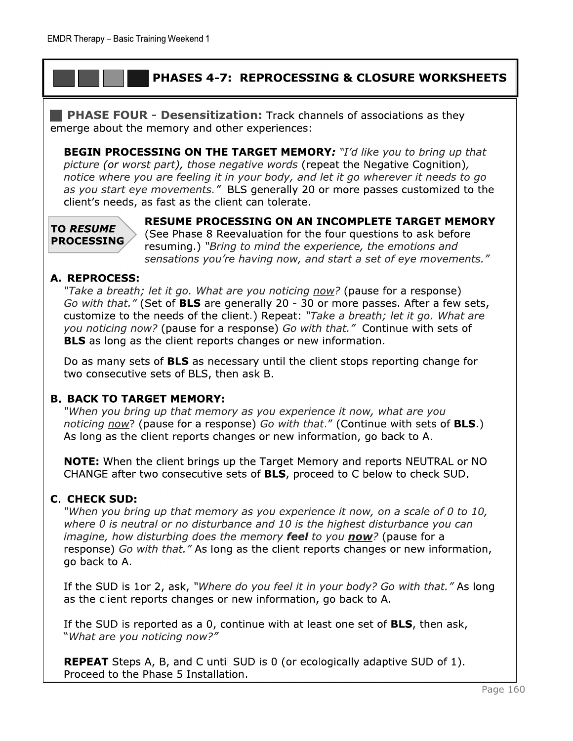# PHASES 4-7: REPROCESSING & CLOSURE WORKSHEETS

## PHASE FOUR - Desensitization: Track channels of associations as they emerge about the memory and other experiences:

**BEGIN PROCESSING ON THE TARGET MEMORY:** *"I'd like you to bring up that picture (or worst part), those negative words* (repeat the Negative Cognition)*, notice where you are feeling it in your body, and let it go wherever it needs to go as you start eye movements."* BLS generally 20 or more passes customized to the client's needs, as fast as the client can tolerate.

**TO *RESUME* PROCESSING**

**RESUME PROCESSING ON AN INCOMPLETE TARGET MEMORY** (See Phase 8 Reevaluation for the four questions to ask before resuming.) *"Bring to mind the experience, the emotions and sensations you're having now, and start a set of eye movements."*

### A. REPROCESS:

*"Take a breath; let it go. What are you noticing now?* (pause for a response) *Go with that."* (Set of **BLS** are generally 20 - 30 or more passes. After a few sets, customize to the needs of the client.) Repeat: *"Take a breath; let it go. What are you noticing now?* (pause for a response) *Go with that."* Continue with sets of **BLS** as long as the client reports changes or new information.

Do as many sets of **BLS** as necessary until the client stops reporting change for two consecutive sets of BLS, then ask B.

### B. BACK TO TARGET MEMORY:

*"When you bring up that memory as you experience it now, what are you noticing now*? (pause for a response) *Go with that*." (Continue with sets of **BLS**.) As long as the client reports changes or new information, go back to A.

**NOTE:** When the client brings up the Target Memory and reports NEUTRAL or NO CHANGE after two consecutive sets of **BLS**, proceed to C below to check SUD.

### C. CHECK SUD:

*"When you bring up that memory as you experience it now, on a scale of 0 to 10, where 0 is neutral or no disturbance and 10 is the highest disturbance you can imagine, how disturbing does the memory **feel** to you **now**?* (pause for a response) *Go with that."* As long as the client reports changes or new information, go back to A.

If the SUD is 1or 2, ask, *"Where do you feel it in your body? Go with that."* As long as the client reports changes or new information, go back to A.

If the SUD is reported as a 0, continue with at least one set of **BLS**, then ask, *"What are you noticing now?"*

**REPEAT** Steps A, B, and C until SUD is 0 (or ecologically adaptive SUD of 1). Proceed to the Phase 5 Installation.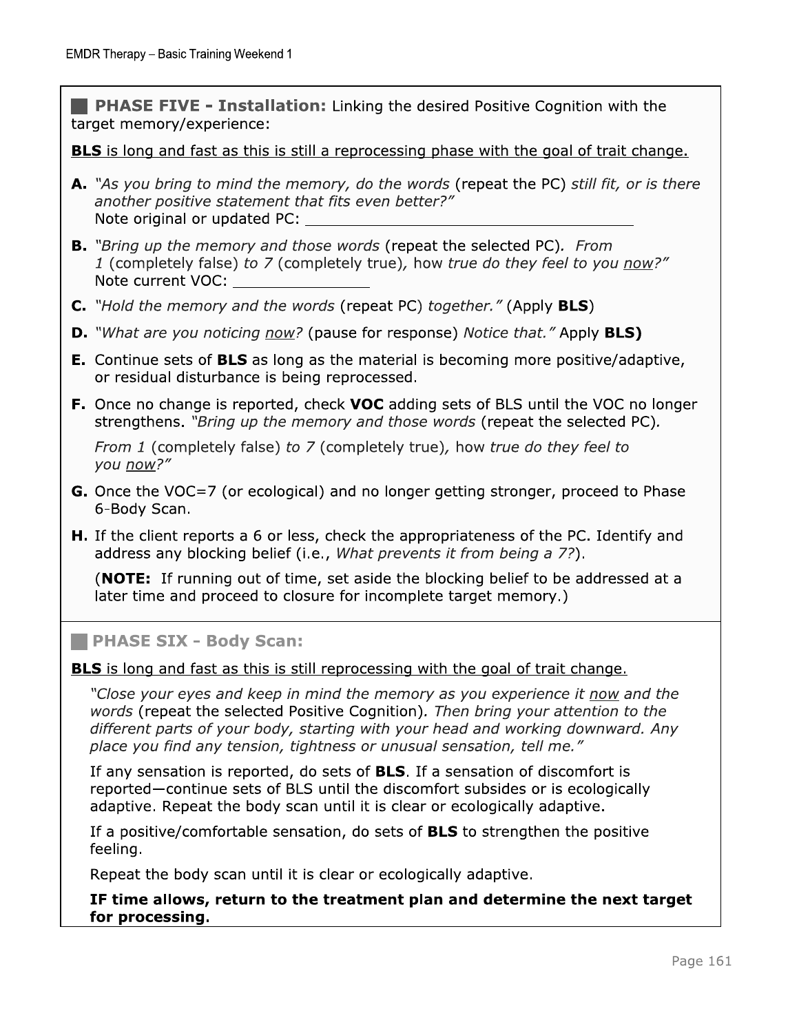## PHASE FIVE - Installation: Linking the desired Positive Cognition with the target memory/experience:

<u>**BLS** is long and fast as this is still a reprocessing phase with the goal of trait change.</u>

**A.** *"As you bring to mind the memory, do the words* (repeat the PC) *still fit, or is there another positive statement that fits even better?"*
Note original or updated PC: ______________________________________

**B.** *"Bring up the memory and those words* (repeat the selected PC)*. From 1* (completely false) *to 7* (completely true)*, how true do they feel to you <u>now</u>?"*
Note current VOC: ________________

**C.** *"Hold the memory and the words* (repeat PC) *together."* (Apply **BLS**)

**D.** *"What are you noticing <u>now</u>?* (pause for response) *Notice that."* Apply **BLS)**

**E.** Continue sets of **BLS** as long as the material is becoming more positive/adaptive, or residual disturbance is being reprocessed.

**F.** Once no change is reported, check **VOC** adding sets of BLS until the VOC no longer strengthens. *"Bring up the memory and those words* (repeat the selected PC)*.*

*From 1* (completely false) *to 7* (completely true)*, how true do they feel to you <u>now</u>?"*

**G.** Once the VOC=7 (or ecological) and no longer getting stronger, proceed to Phase 6-Body Scan.

**H.** If the client reports a 6 or less, check the appropriateness of the PC. Identify and address any blocking belief (i.e., *What prevents it from being a 7?*).

(**NOTE:** If running out of time, set aside the blocking belief to be addressed at a later time and proceed to closure for incomplete target memory.)

## PHASE SIX - Body Scan:

<u>**BLS** is long and fast as this is still reprocessing with the goal of trait change.</u>

*"Close your eyes and keep in mind the memory as you experience it <u>now</u> and the words* (repeat the selected Positive Cognition)*. Then bring your attention to the different parts of your body, starting with your head and working downward. Any place you find any tension, tightness or unusual sensation, tell me."*

If any sensation is reported, do sets of **BLS**. If a sensation of discomfort is reported—continue sets of BLS until the discomfort subsides or is ecologically adaptive. Repeat the body scan until it is clear or ecologically adaptive.

If a positive/comfortable sensation, do sets of **BLS** to strengthen the positive feeling.

Repeat the body scan until it is clear or ecologically adaptive.

**IF time allows, return to the treatment plan and determine the next target for processing.**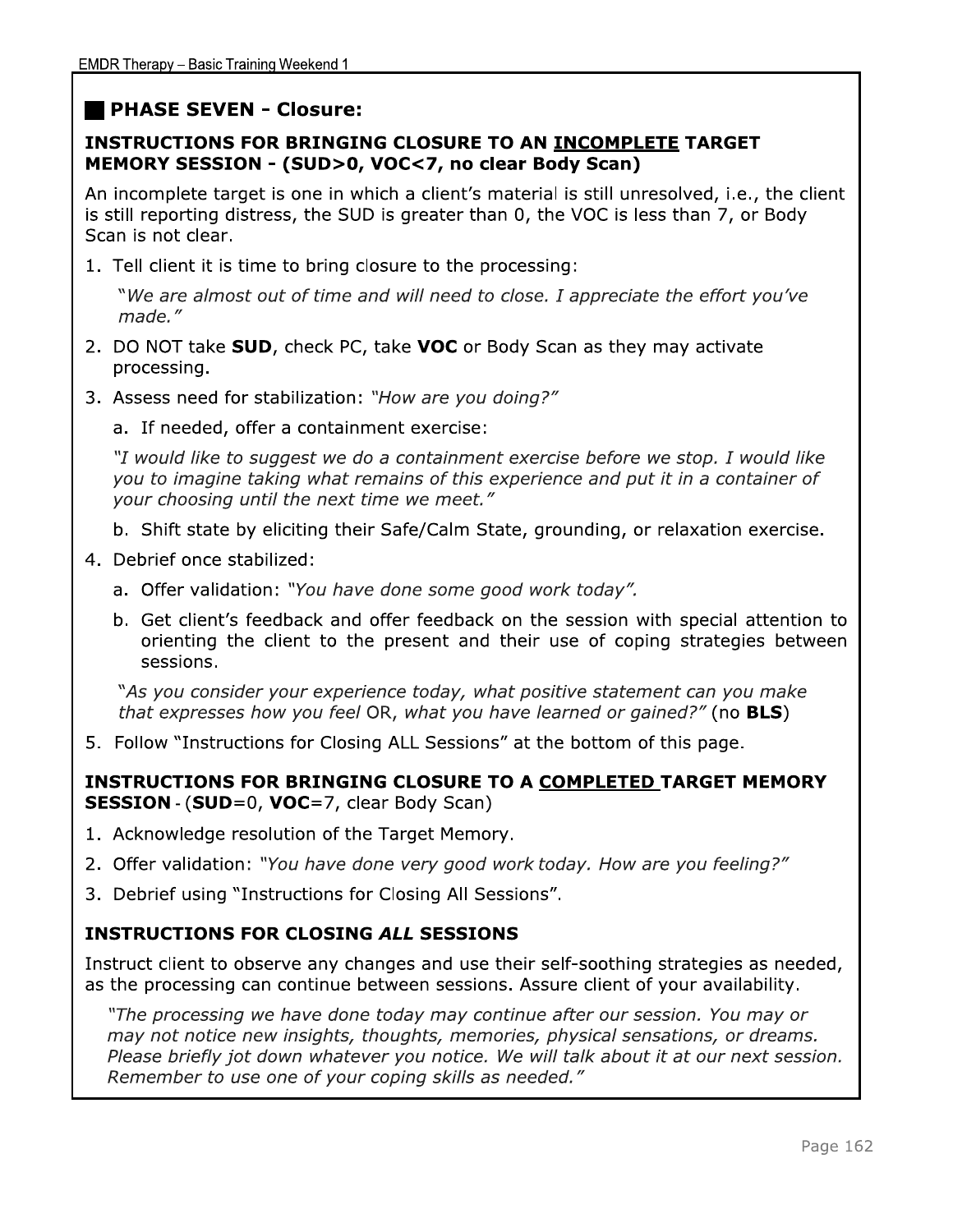## ■ PHASE SEVEN - Closure:

### INSTRUCTIONS FOR BRINGING CLOSURE TO AN INCOMPLETE TARGET MEMORY SESSION - (SUD>0, VOC<7, no clear Body Scan)

An incomplete target is one in which a client's material is still unresolved, i.e., the client is still reporting distress, the SUD is greater than 0, the VOC is less than 7, or Body Scan is not clear.

1. Tell client it is time to bring closure to the processing:

   *"We are almost out of time and will need to close. I appreciate the effort you've made."*

2. DO NOT take **SUD**, check PC, take **VOC** or Body Scan as they may activate processing.
3. Assess need for stabilization: *"How are you doing?"*
   a. If needed, offer a containment exercise:

   *"I would like to suggest we do a containment exercise before we stop. I would like you to imagine taking what remains of this experience and put it in a container of your choosing until the next time we meet."*

   b. Shift state by eliciting their Safe/Calm State, grounding, or relaxation exercise.
4. Debrief once stabilized:
   a. Offer validation: *"You have done some good work today".*
   b. Get client's feedback and offer feedback on the session with special attention to orienting the client to the present and their use of coping strategies between sessions.

   *"As you consider your experience today, what positive statement can you make that expresses how you feel* OR, *what you have learned or gained?"* (no **BLS**)

5. Follow "Instructions for Closing ALL Sessions" at the bottom of this page.

### INSTRUCTIONS FOR BRINGING CLOSURE TO A COMPLETED TARGET MEMORY SESSION - (SUD=0, VOC=7, clear Body Scan)

1. Acknowledge resolution of the Target Memory.
2. Offer validation: *"You have done very good work today. How are you feeling?"*
3. Debrief using "Instructions for Closing All Sessions".

### INSTRUCTIONS FOR CLOSING *ALL* SESSIONS

Instruct client to observe any changes and use their self-soothing strategies as needed, as the processing can continue between sessions. Assure client of your availability.

*"The processing we have done today may continue after our session. You may or may not notice new insights, thoughts, memories, physical sensations, or dreams. Please briefly jot down whatever you notice. We will talk about it at our next session. Remember to use one of your coping skills as needed."*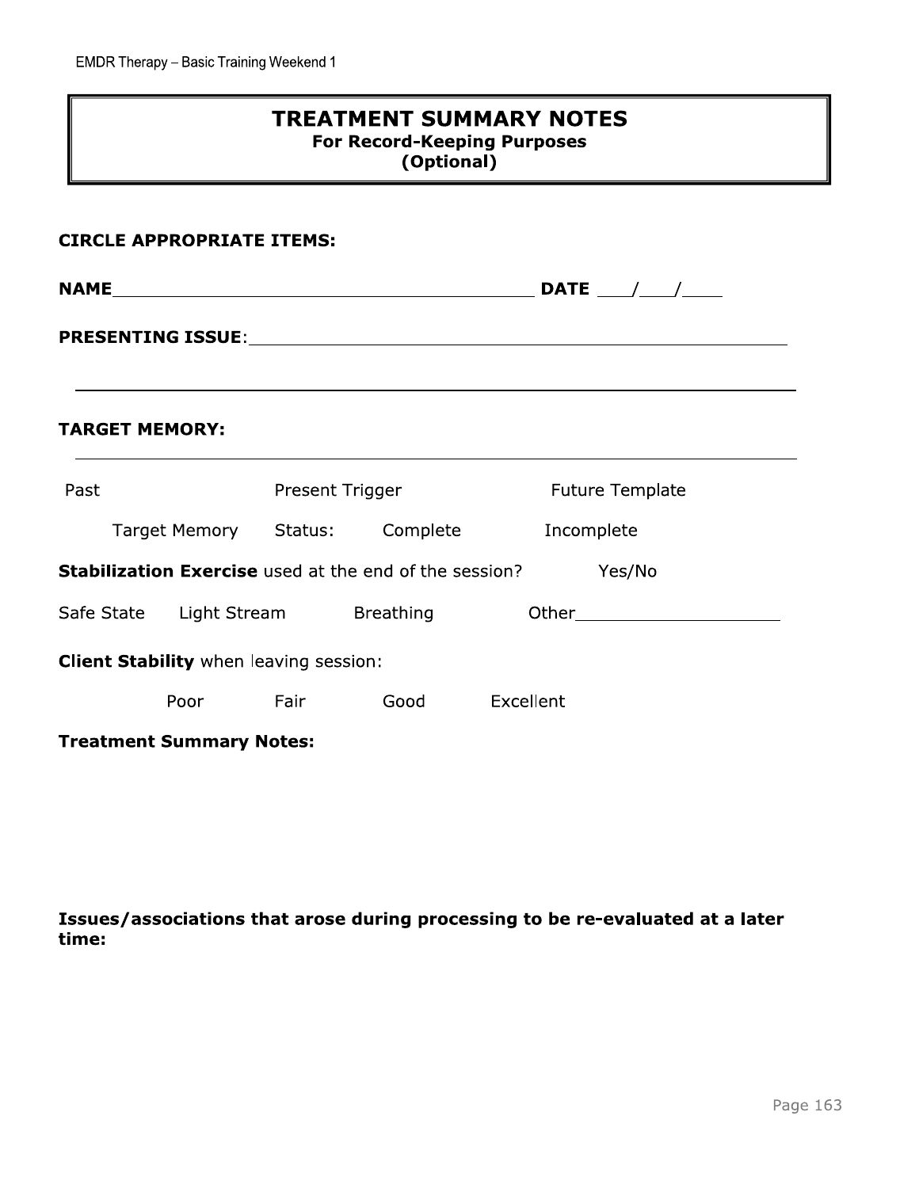# TREATMENT SUMMARY NOTES

**For Record-Keeping Purposes**
**(Optional)**

**CIRCLE APPROPRIATE ITEMS:**

**NAME**\_\_\_\_\_\_\_\_\_\_\_\_\_\_\_\_\_\_\_\_\_\_\_\_\_\_\_\_\_\_\_\_\_\_\_\_\_\_\_\_\_\_ **DATE** \_\_\_/\_\_\_/\_\_\_\_

**PRESENTING ISSUE**:\_\_\_\_\_\_\_\_\_\_\_\_\_\_\_\_\_\_\_\_\_\_\_\_\_\_\_\_\_\_\_\_\_\_\_\_\_\_\_\_\_\_\_\_\_\_\_\_\_\_\_\_

\_\_\_\_\_\_\_\_\_\_\_\_\_\_\_\_\_\_\_\_\_\_\_\_\_\_\_\_\_\_\_\_\_\_\_\_\_\_\_\_\_\_\_\_\_\_\_\_\_\_\_\_\_\_\_\_\_\_\_\_\_\_\_\_\_\_\_\_\_\_

**TARGET MEMORY:**

\_\_\_\_\_\_\_\_\_\_\_\_\_\_\_\_\_\_\_\_\_\_\_\_\_\_\_\_\_\_\_\_\_\_\_\_\_\_\_\_\_\_\_\_\_\_\_\_\_\_\_\_\_\_\_\_\_\_\_\_\_\_\_\_\_\_\_\_\_\_

Past Present Trigger Future Template

Target Memory Status: Complete Incomplete

**Stabilization Exercise** used at the end of the session? Yes/No

Safe State Light Stream Breathing Other\_\_\_\_\_\_\_\_\_\_\_\_\_\_\_\_\_\_\_\_

**Client Stability** when leaving session:

Poor Fair Good Excellent

**Treatment Summary Notes:**

**Issues/associations that arose during processing to be re-evaluated at a later time:**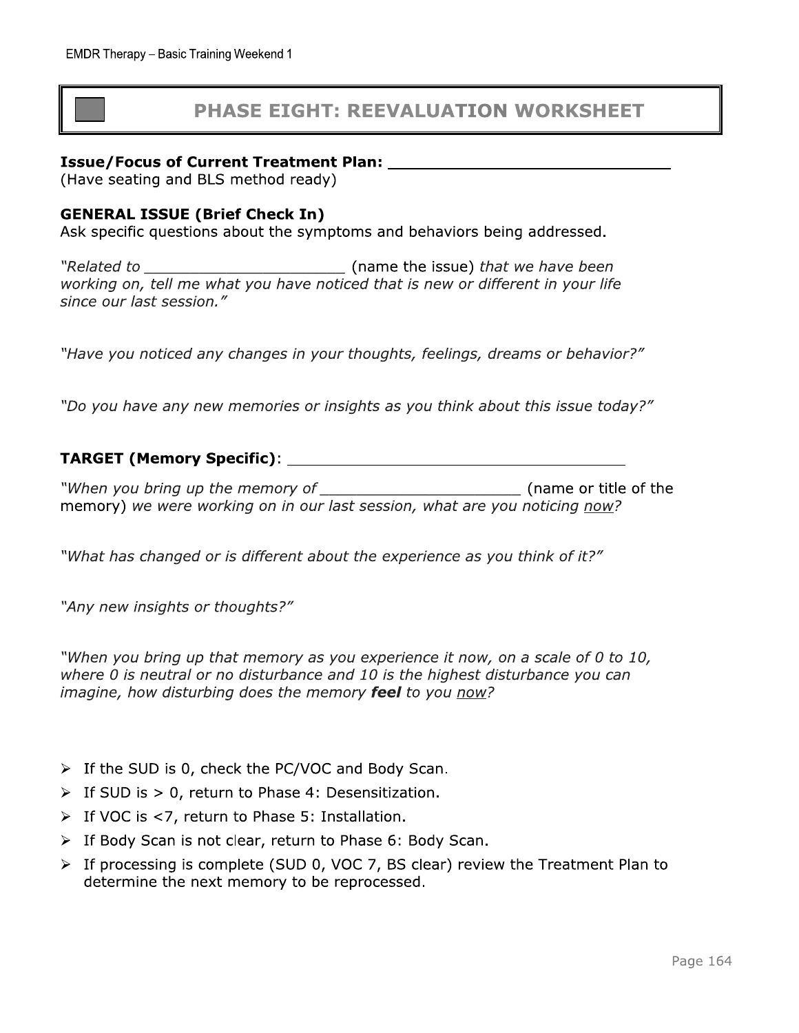# PHASE EIGHT: REEVALUATION WORKSHEET

**Issue/Focus of Current Treatment Plan:** ______________________________
(Have seating and BLS method ready)

**GENERAL ISSUE (Brief Check In)**
Ask specific questions about the symptoms and behaviors being addressed.

*"Related to* ______________________ (name the issue) *that we have been working on, tell me what you have noticed that is new or different in your life since our last session."*

*"Have you noticed any changes in your thoughts, feelings, dreams or behavior?"*

*"Do you have any new memories or insights as you think about this issue today?"*

**TARGET (Memory Specific)**: ______________________________________

*"When you bring up the memory of* ______________________ (name or title of the memory) *we were working on in our last session, what are you noticing now?*

*"What has changed or is different about the experience as you think of it?"*

*"Any new insights or thoughts?"*

*"When you bring up that memory as you experience it now, on a scale of 0 to 10, where 0 is neutral or no disturbance and 10 is the highest disturbance you can imagine, how disturbing does the memory* ***feel*** *to you now?*

- If the SUD is 0, check the PC/VOC and Body Scan.
- If SUD is > 0, return to Phase 4: Desensitization.
- If VOC is <7, return to Phase 5: Installation.
- If Body Scan is not clear, return to Phase 6: Body Scan.
- If processing is complete (SUD 0, VOC 7, BS clear) review the Treatment Plan to determine the next memory to be reprocessed.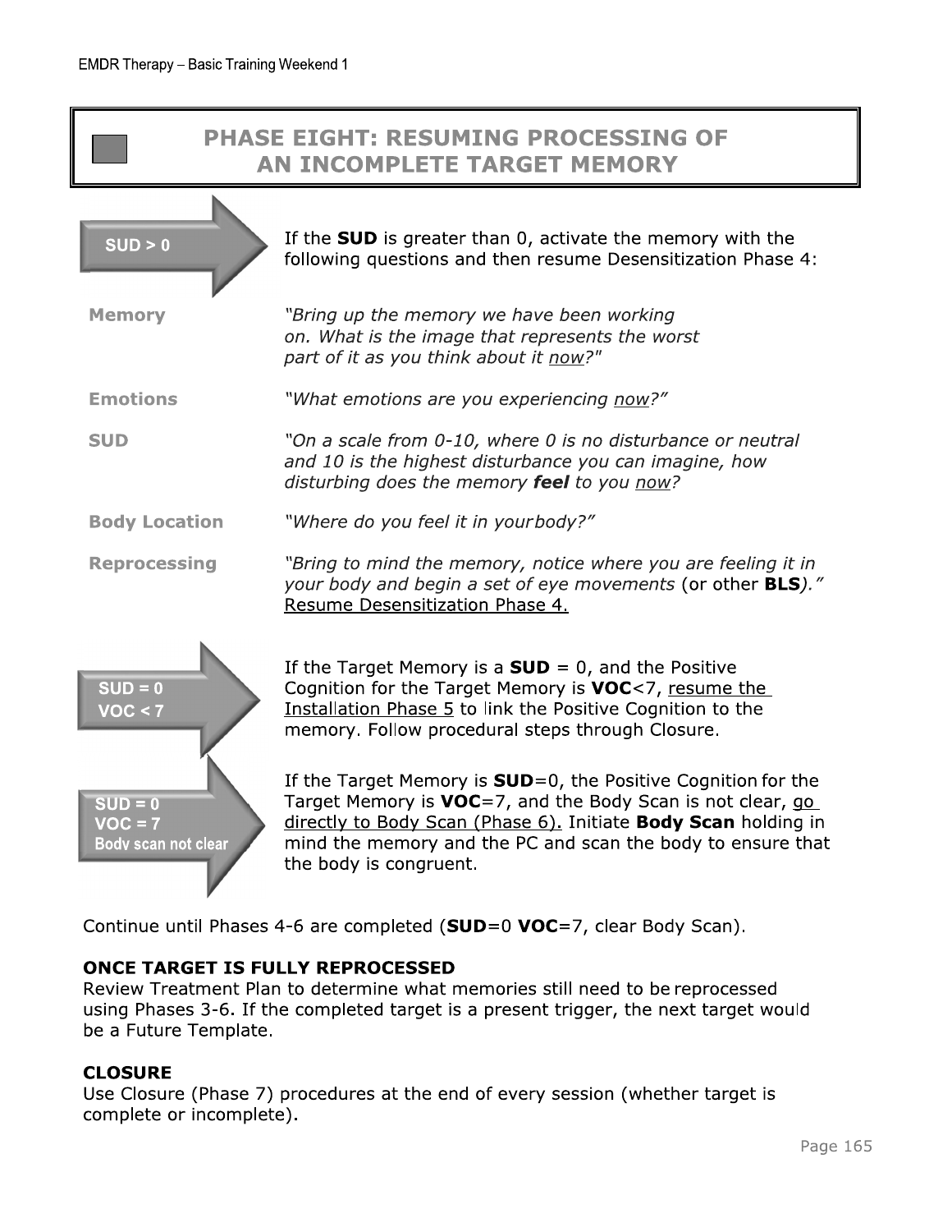# PHASE EIGHT: RESUMING PROCESSING OF AN INCOMPLETE TARGET MEMORY

**SUD > 0**

If the **SUD** is greater than 0, activate the memory with the following questions and then resume Desensitization Phase 4:

**Memory** — *"Bring up the memory we have been working on. What is the image that represents the worst part of it as you think about it now?"*

**Emotions** — *"What emotions are you experiencing now?"*

**SUD** — *"On a scale from 0-10, where 0 is no disturbance or neutral and 10 is the highest disturbance you can imagine, how disturbing does the memory **feel** to you now?*

**Body Location** — *"Where do you feel it in your body?"*

**Reprocessing** — *"Bring to mind the memory, notice where you are feeling it in your body and begin a set of eye movements* (or other **BLS**)*."* Resume Desensitization Phase 4.

**SUD = 0**
**VOC < 7**

If the Target Memory is a **SUD** = 0, and the Positive Cognition for the Target Memory is **VOC**<7, resume the Installation Phase 5 to link the Positive Cognition to the memory. Follow procedural steps through Closure.

**SUD = 0**
**VOC = 7**
**Body scan not clear**

If the Target Memory is **SUD**=0, the Positive Cognition for the Target Memory is **VOC**=7, and the Body Scan is not clear, go directly to Body Scan (Phase 6). Initiate **Body Scan** holding in mind the memory and the PC and scan the body to ensure that the body is congruent.

Continue until Phases 4-6 are completed (**SUD**=0 **VOC**=7, clear Body Scan).

**ONCE TARGET IS FULLY REPROCESSED**
Review Treatment Plan to determine what memories still need to be reprocessed using Phases 3-6. If the completed target is a present trigger, the next target would be a Future Template.

**CLOSURE**
Use Closure (Phase 7) procedures at the end of every session (whether target is complete or incomplete).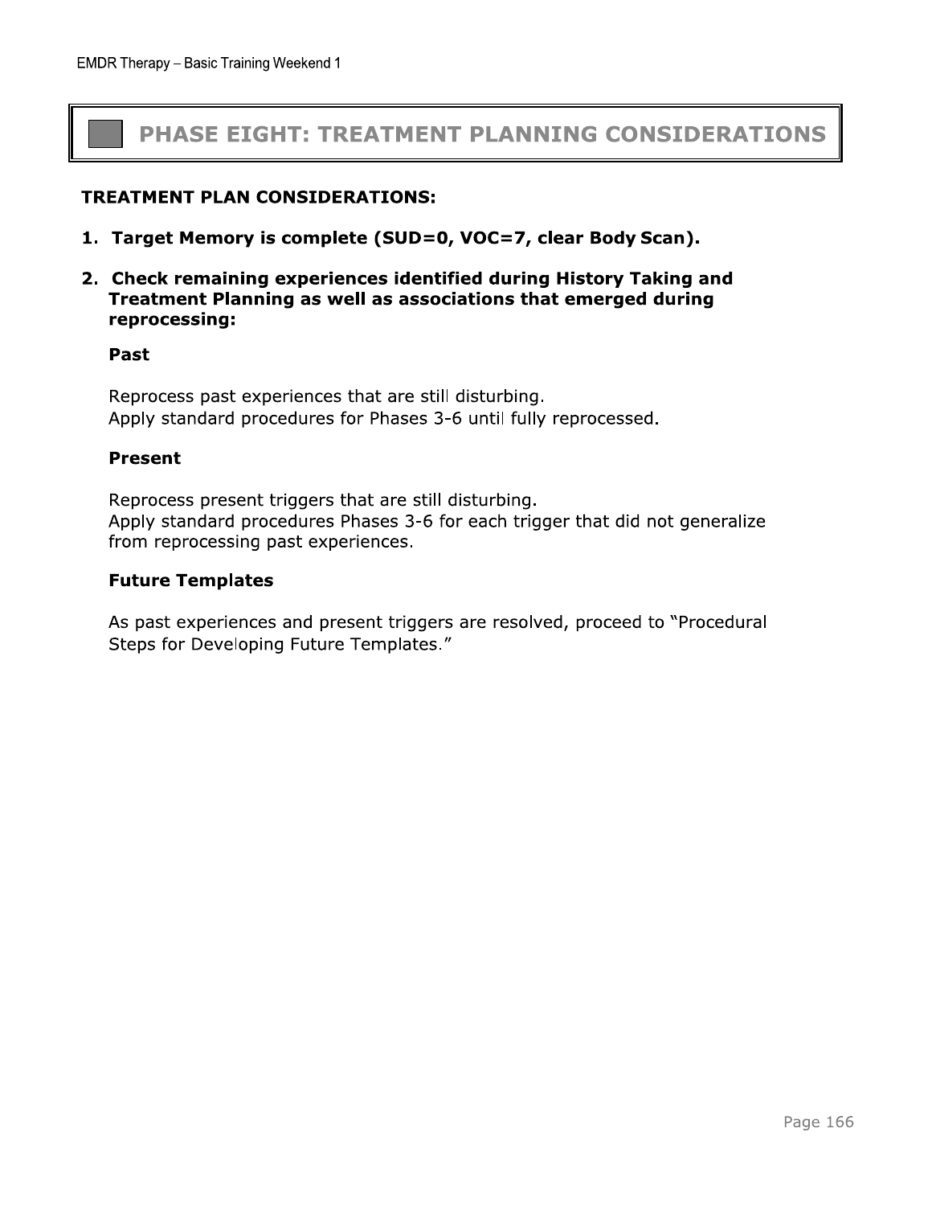# PHASE EIGHT: TREATMENT PLANNING CONSIDERATIONS

**TREATMENT PLAN CONSIDERATIONS:**

1. **Target Memory is complete (SUD=0, VOC=7, clear Body Scan).**

2. **Check remaining experiences identified during History Taking and Treatment Planning as well as associations that emerged during reprocessing:**

   **Past**

   Reprocess past experiences that are still disturbing.
   Apply standard procedures for Phases 3-6 until fully reprocessed.

   **Present**

   Reprocess present triggers that are still disturbing.
   Apply standard procedures Phases 3-6 for each trigger that did not generalize from reprocessing past experiences.

   **Future Templates**

   As past experiences and present triggers are resolved, proceed to "Procedural Steps for Developing Future Templates."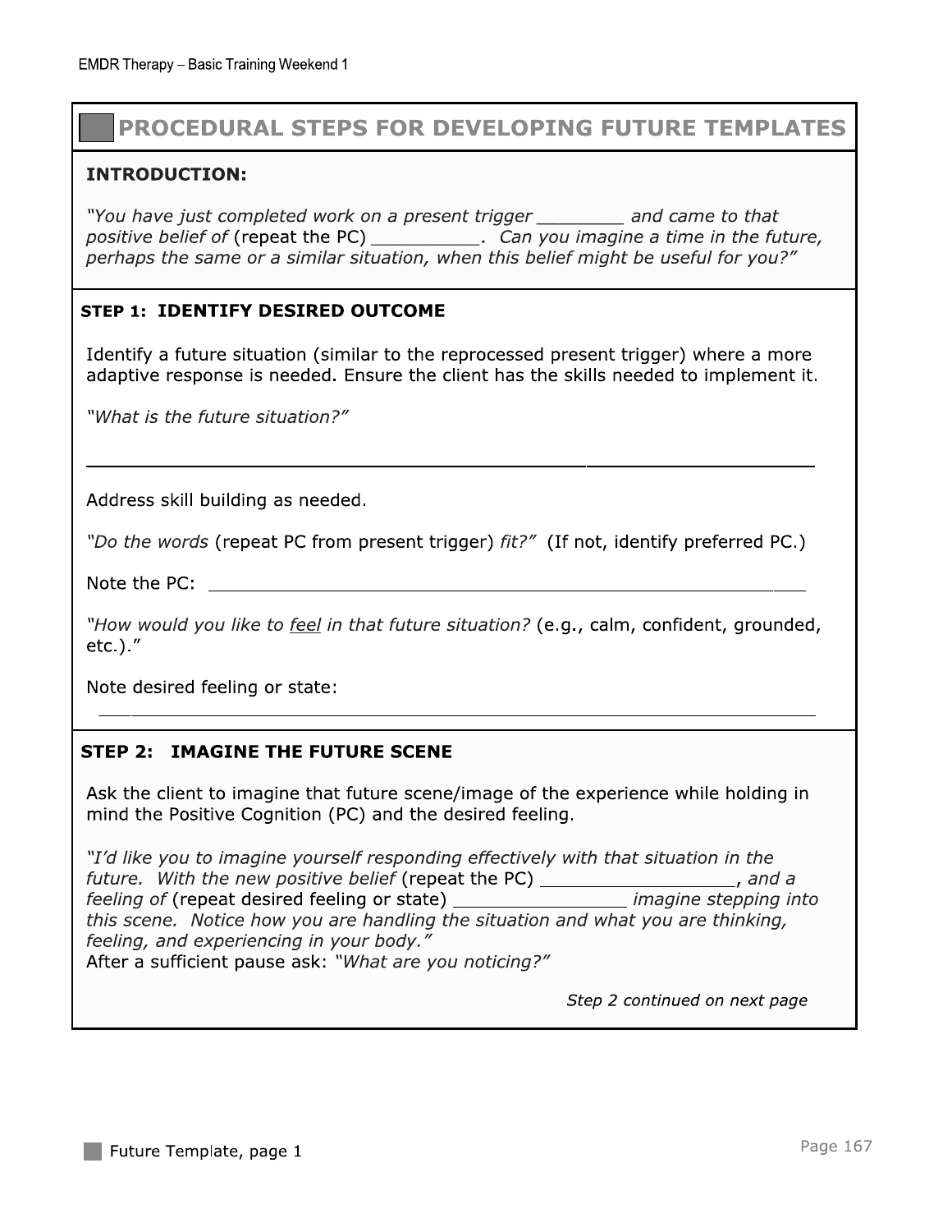# PROCEDURAL STEPS FOR DEVELOPING FUTURE TEMPLATES

**INTRODUCTION:**

*"You have just completed work on a present trigger ________ and came to that positive belief of* (repeat the PC) *__________. Can you imagine a time in the future, perhaps the same or a similar situation, when this belief might be useful for you?"*

## STEP 1: IDENTIFY DESIRED OUTCOME

Identify a future situation (similar to the reprocessed present trigger) where a more adaptive response is needed. Ensure the client has the skills needed to implement it.

*"What is the future situation?"*

______________________________________________________________

Address skill building as needed.

*"Do the words* (repeat PC from present trigger) *fit?"* (If not, identify preferred PC.)

Note the PC: ______________________________________________________________

*"How would you like to feel in that future situation?* (e.g., calm, confident, grounded, etc.)."

Note desired feeling or state:

______________________________________________________________

## STEP 2: IMAGINE THE FUTURE SCENE

Ask the client to imagine that future scene/image of the experience while holding in mind the Positive Cognition (PC) and the desired feeling.

*"I'd like you to imagine yourself responding effectively with that situation in the future. With the new positive belief* (repeat the PC) ____________________*, and a feeling of* (repeat desired feeling or state) __________________ *imagine stepping into this scene. Notice how you are handling the situation and what you are thinking, feeling, and experiencing in your body."*

After a sufficient pause ask: *"What are you noticing?"*

*Step 2 continued on next page*

Future Template, page 1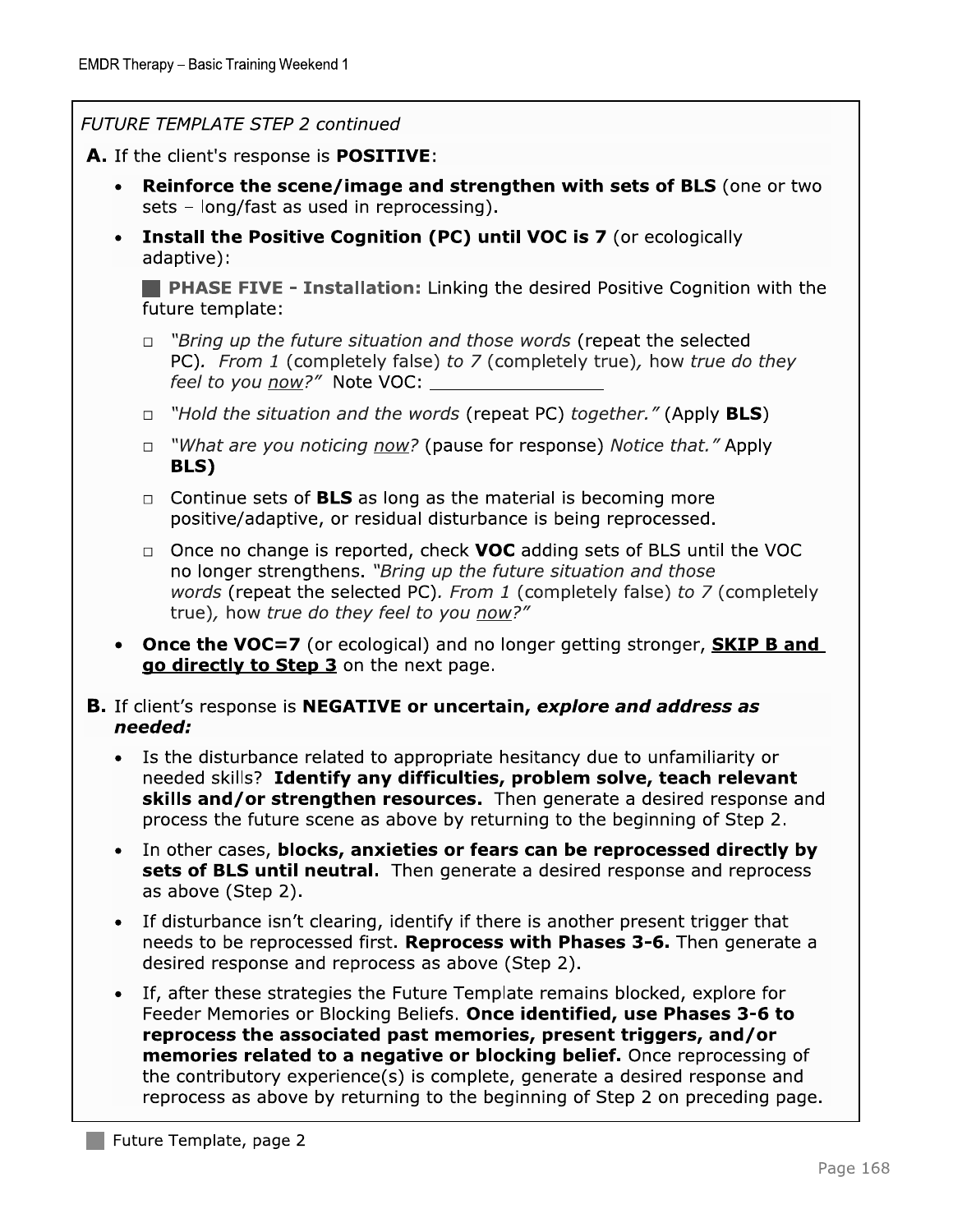*FUTURE TEMPLATE STEP 2 continued*

**A.** If the client's response is **POSITIVE**:

- **Reinforce the scene/image and strengthen with sets of BLS** (one or two sets – long/fast as used in reprocessing).
- **Install the Positive Cognition (PC) until VOC is 7** (or ecologically adaptive):

  **PHASE FIVE - Installation:** Linking the desired Positive Cognition with the future template:

  - ☐ *"Bring up the future situation and those words* (repeat the selected PC)*. From 1* (completely false) *to 7* (completely true)*, how true do they feel to you* *now?"* Note VOC: ________________
  - ☐ *"Hold the situation and the words* (repeat PC) *together."* (Apply **BLS**)
  - ☐ *"What are you noticing* *now?* (pause for response) *Notice that."* Apply **BLS)**
  - ☐ Continue sets of **BLS** as long as the material is becoming more positive/adaptive, or residual disturbance is being reprocessed.
  - ☐ Once no change is reported, check **VOC** adding sets of BLS until the VOC no longer strengthens. *"Bring up the future situation and those words* (repeat the selected PC)*. From 1* (completely false) *to 7* (completely true)*, how true do they feel to you* *now?"*

- **Once the VOC=7** (or ecological) and no longer getting stronger, **SKIP B and go directly to Step 3** on the next page.

**B.** If client's response is **NEGATIVE or uncertain,** ***explore and address as needed:***

- Is the disturbance related to appropriate hesitancy due to unfamiliarity or needed skills? **Identify any difficulties, problem solve, teach relevant skills and/or strengthen resources.** Then generate a desired response and process the future scene as above by returning to the beginning of Step 2.
- In other cases, **blocks, anxieties or fears can be reprocessed directly by sets of BLS until neutral.** Then generate a desired response and reprocess as above (Step 2).
- If disturbance isn't clearing, identify if there is another present trigger that needs to be reprocessed first. **Reprocess with Phases 3-6.** Then generate a desired response and reprocess as above (Step 2).
- If, after these strategies the Future Template remains blocked, explore for Feeder Memories or Blocking Beliefs. **Once identified, use Phases 3-6 to reprocess the associated past memories, present triggers, and/or memories related to a negative or blocking belief.** Once reprocessing of the contributory experience(s) is complete, generate a desired response and reprocess as above by returning to the beginning of Step 2 on preceding page.

Future Template, page 2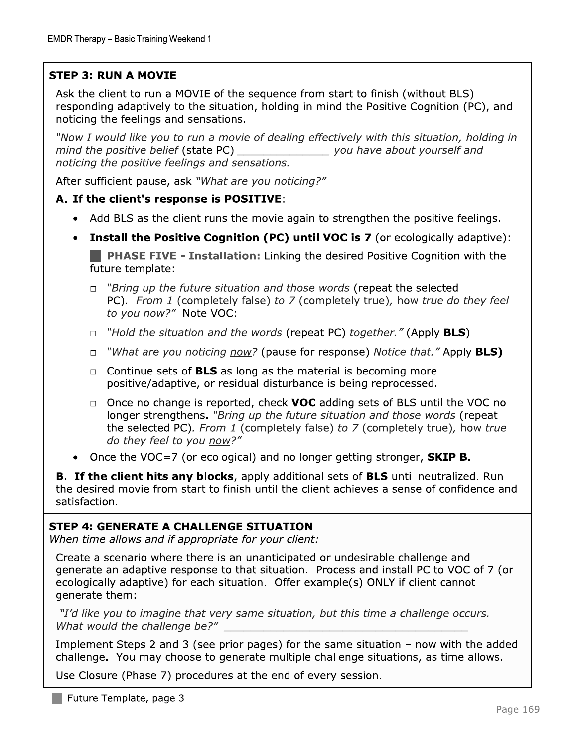## STEP 3: RUN A MOVIE

Ask the client to run a MOVIE of the sequence from start to finish (without BLS) responding adaptively to the situation, holding in mind the Positive Cognition (PC), and noticing the feelings and sensations.

*"Now I would like you to run a movie of dealing effectively with this situation, holding in mind the positive belief* (state PC) ______________ *you have about yourself and noticing the positive feelings and sensations.*

After sufficient pause, ask *"What are you noticing?"*

**A. If the client's response is POSITIVE**:

- Add BLS as the client runs the movie again to strengthen the positive feelings.
- **Install the Positive Cognition (PC) until VOC is 7** (or ecologically adaptive):

  **PHASE FIVE - Installation:** Linking the desired Positive Cognition with the future template:

  - ☐ *"Bring up the future situation and those words* (repeat the selected PC)*. From 1* (completely false) *to 7* (completely true)*, how true do they feel to you now?"* Note VOC: ________________
  - ☐ *"Hold the situation and the words* (repeat PC) *together."* (Apply **BLS**)
  - ☐ *"What are you noticing now?* (pause for response) *Notice that."* Apply **BLS)**
  - ☐ Continue sets of **BLS** as long as the material is becoming more positive/adaptive, or residual disturbance is being reprocessed.
  - ☐ Once no change is reported, check **VOC** adding sets of BLS until the VOC no longer strengthens. *"Bring up the future situation and those words* (repeat the selected PC)*. From 1* (completely false) *to 7* (completely true)*, how true do they feel to you now?"*

- Once the VOC=7 (or ecological) and no longer getting stronger, **SKIP B.**

**B. If the client hits any blocks**, apply additional sets of **BLS** until neutralized. Run the desired movie from start to finish until the client achieves a sense of confidence and satisfaction.

## STEP 4: GENERATE A CHALLENGE SITUATION

*When time allows and if appropriate for your client:*

Create a scenario where there is an unanticipated or undesirable challenge and generate an adaptive response to that situation. Process and install PC to VOC of 7 (or ecologically adaptive) for each situation. Offer example(s) ONLY if client cannot generate them:

*"I'd like you to imagine that very same situation, but this time a challenge occurs. What would the challenge be?"* ________________________________________

Implement Steps 2 and 3 (see prior pages) for the same situation – now with the added challenge. You may choose to generate multiple challenge situations, as time allows.

Use Closure (Phase 7) procedures at the end of every session.

Future Template, page 3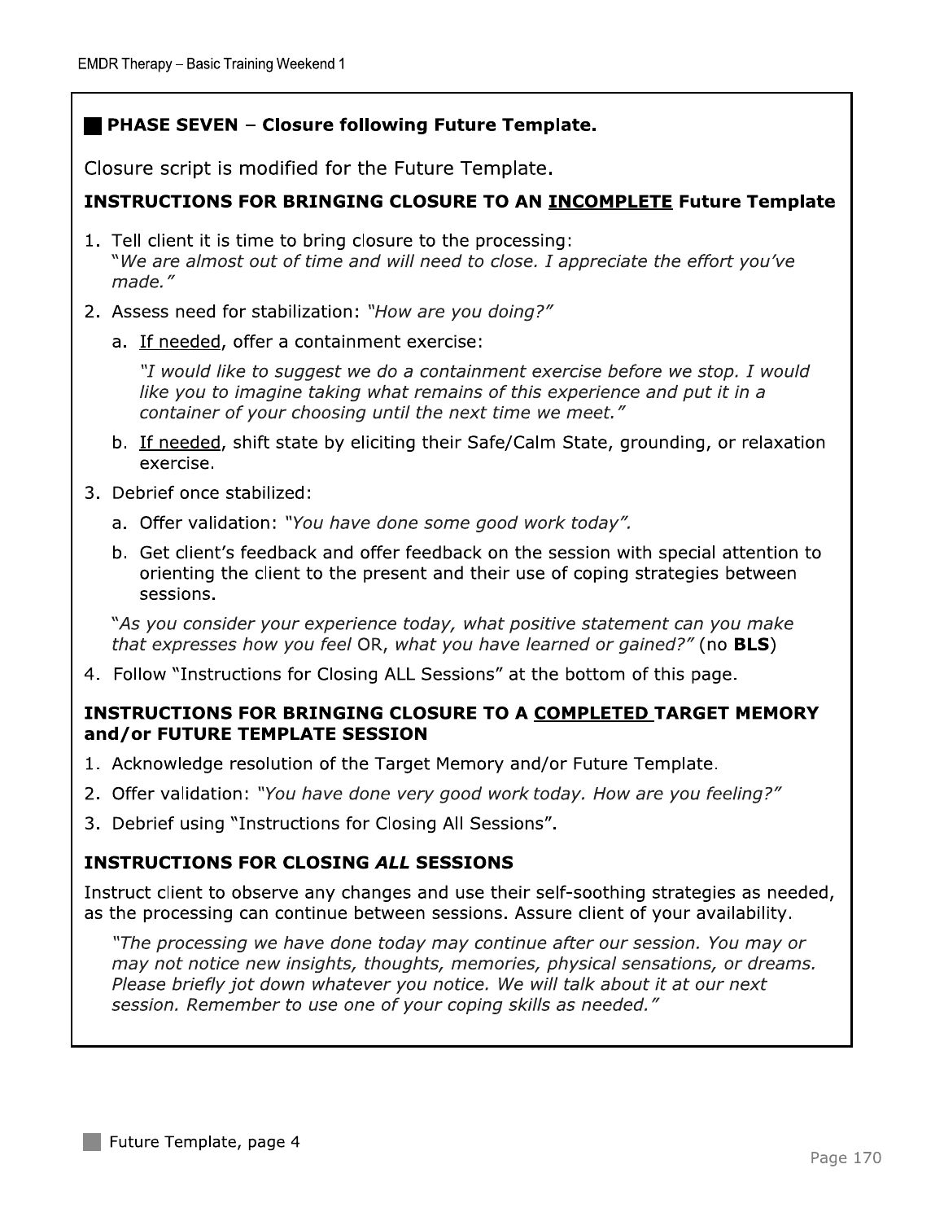## ■ PHASE SEVEN – Closure following Future Template.

Closure script is modified for the Future Template.

**INSTRUCTIONS FOR BRINGING CLOSURE TO AN <u>INCOMPLETE</u> Future Template**

1. Tell client it is time to bring closure to the processing:
   "*We are almost out of time and will need to close. I appreciate the effort you've made.*"
2. Assess need for stabilization: *"How are you doing?"*
   a. <u>If needed</u>, offer a containment exercise:

      *"I would like to suggest we do a containment exercise before we stop. I would like you to imagine taking what remains of this experience and put it in a container of your choosing until the next time we meet."*

   b. <u>If needed</u>, shift state by eliciting their Safe/Calm State, grounding, or relaxation exercise.
3. Debrief once stabilized:
   a. Offer validation: *"You have done some good work today".*
   b. Get client's feedback and offer feedback on the session with special attention to orienting the client to the present and their use of coping strategies between sessions.

   "*As you consider your experience today, what positive statement can you make that expresses how you feel* OR, *what you have learned or gained?"* (no **BLS**)
4. Follow "Instructions for Closing ALL Sessions" at the bottom of this page.

**INSTRUCTIONS FOR BRINGING CLOSURE TO A <u>COMPLETED</u> TARGET MEMORY and/or FUTURE TEMPLATE SESSION**

1. Acknowledge resolution of the Target Memory and/or Future Template.
2. Offer validation: *"You have done very good work today. How are you feeling?"*
3. Debrief using "Instructions for Closing All Sessions".

**INSTRUCTIONS FOR CLOSING *ALL* SESSIONS**

Instruct client to observe any changes and use their self-soothing strategies as needed, as the processing can continue between sessions. Assure client of your availability.

*"The processing we have done today may continue after our session. You may or may not notice new insights, thoughts, memories, physical sensations, or dreams. Please briefly jot down whatever you notice. We will talk about it at our next session. Remember to use one of your coping skills as needed."*

Future Template, page 4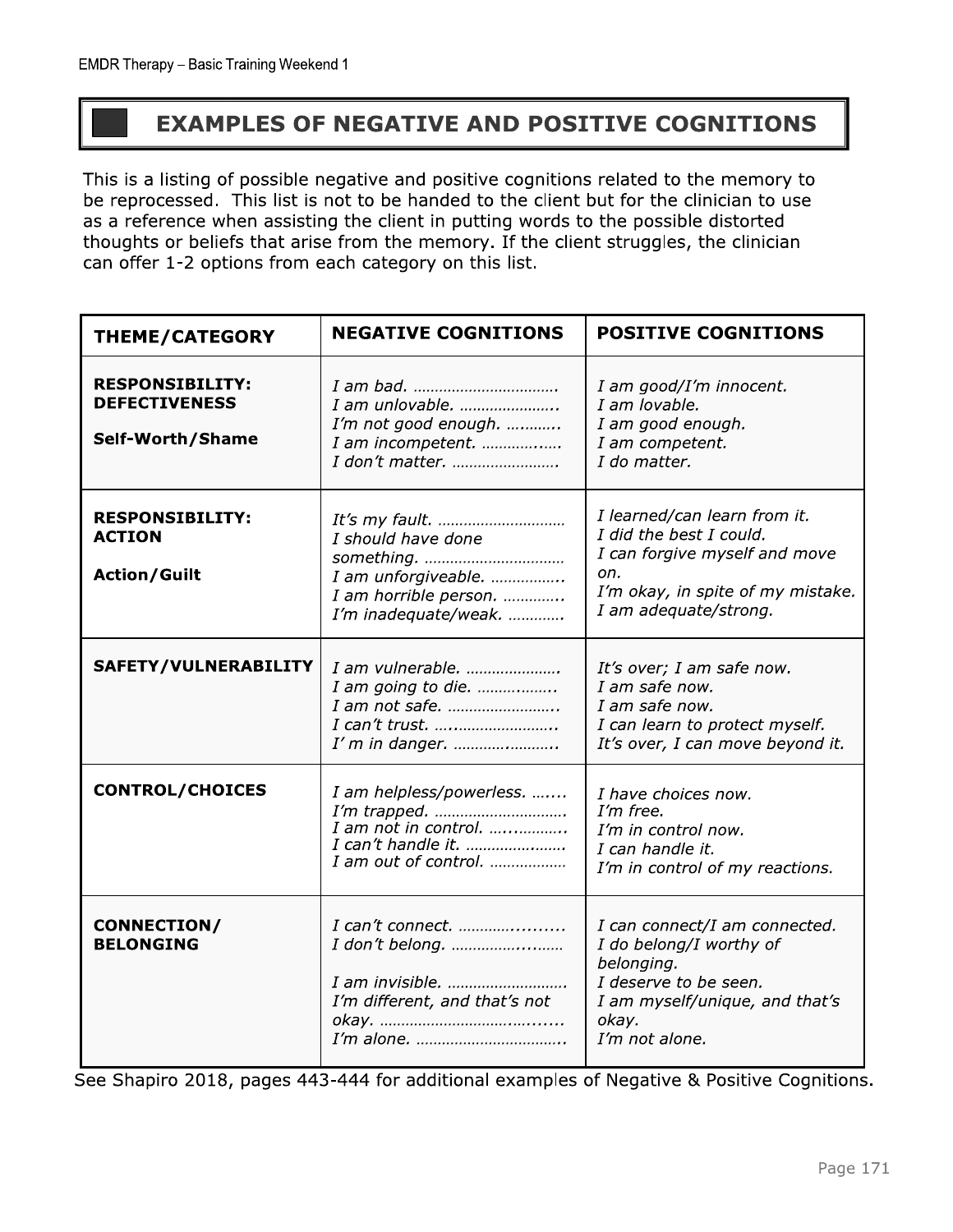## EXAMPLES OF NEGATIVE AND POSITIVE COGNITIONS

This is a listing of possible negative and positive cognitions related to the memory to be reprocessed. This list is not to be handed to the client but for the clinician to use as a reference when assisting the client in putting words to the possible distorted thoughts or beliefs that arise from the memory. If the client struggles, the clinician can offer 1-2 options from each category on this list.

| THEME/CATEGORY | NEGATIVE COGNITIONS | POSITIVE COGNITIONS |
|---|---|---|
| **RESPONSIBILITY: DEFECTIVENESS**<br><br>**Self-Worth/Shame** | *I am bad. ……………………………*<br>*I am unlovable. …………………..*<br>*I'm not good enough. ….……..*<br>*I am incompetent. …………..….*<br>*I don't matter. ……………………* | *I am good/I'm innocent.*<br>*I am lovable.*<br>*I am good enough.*<br>*I am competent.*<br>*I do matter.* |
| **RESPONSIBILITY: ACTION**<br><br>**Action/Guilt** | *It's my fault. …………………………*<br>*I should have done something. ……………………………*<br>*I am unforgiveable. ……………..*<br>*I am horrible person. ………….*<br>*I'm inadequate/weak. …………* | *I learned/can learn from it.*<br>*I did the best I could.*<br>*I can forgive myself and move on.*<br>*I'm okay, in spite of my mistake.*<br>*I am adequate/strong.* |
| **SAFETY/VULNERABILITY** | *I am vulnerable. …………………*<br>*I am going to die. ……..……..*<br>*I am not safe. ……………………..*<br>*I can't trust. ….……………………..*<br>*I' m in danger. ……….………..* | *It's over; I am safe now.*<br>*I am safe now.*<br>*I am safe now.*<br>*I can learn to protect myself.*<br>*It's over, I can move beyond it.* |
| **CONTROL/CHOICES** | *I am helpless/powerless. …....*<br>*I'm trapped. …………………………*<br>*I am not in control. …..……….*<br>*I can't handle it. ………….……*<br>*I am out of control. ………………* | *I have choices now.*<br>*I'm free.*<br>*I'm in control now.*<br>*I can handle it.*<br>*I'm in control of my reactions.* |
| **CONNECTION/ BELONGING** | *I can't connect. ……….….......*<br>*I don't belong. ……………..……*<br><br>*I am invisible. ………………………*<br>*I'm different, and that's not okay. ……………………….…......*<br>*I'm alone. ……………………………..* | *I can connect/I am connected.*<br>*I do belong/I worthy of belonging.*<br>*I deserve to be seen.*<br>*I am myself/unique, and that's okay.*<br>*I'm not alone.* |

See Shapiro 2018, pages 443-444 for additional examples of Negative & Positive Cognitions.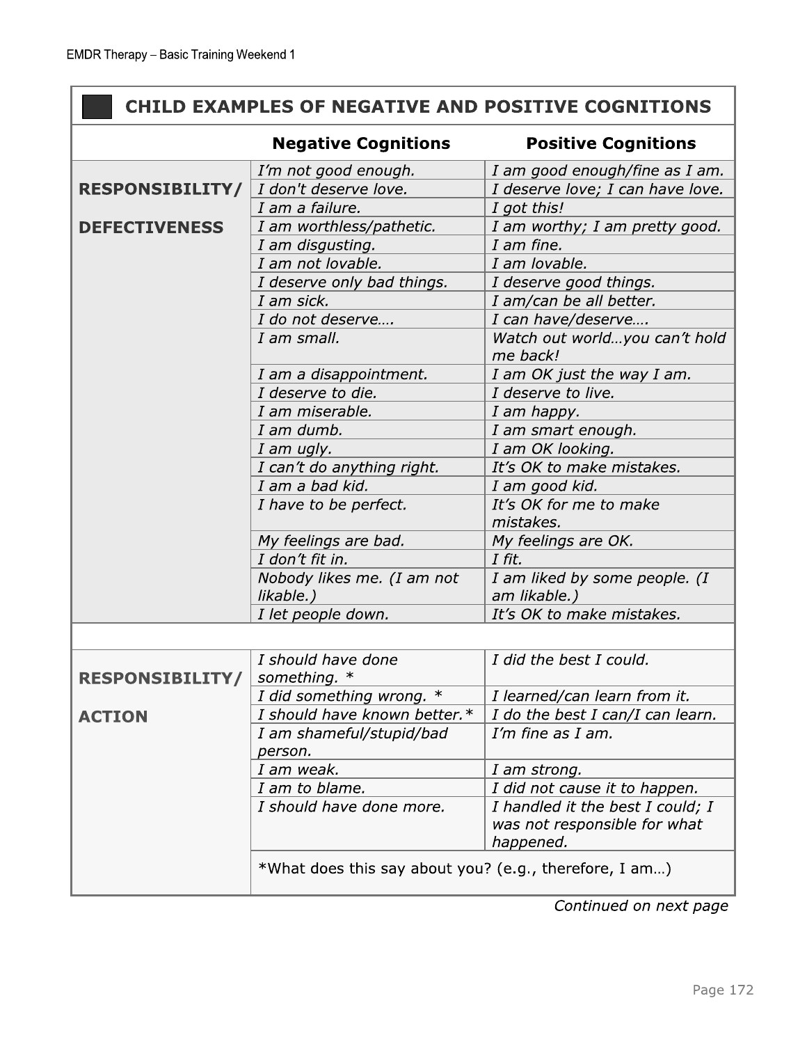## CHILD EXAMPLES OF NEGATIVE AND POSITIVE COGNITIONS

| | Negative Cognitions | Positive Cognitions |
|---|---|---|
| **RESPONSIBILITY/ DEFECTIVENESS** | *I'm not good enough.* | *I am good enough/fine as I am.* |
| | *I don't deserve love.* | *I deserve love; I can have love.* |
| | *I am a failure.* | *I got this!* |
| | *I am worthless/pathetic.* | *I am worthy; I am pretty good.* |
| | *I am disgusting.* | *I am fine.* |
| | *I am not lovable.* | *I am lovable.* |
| | *I deserve only bad things.* | *I deserve good things.* |
| | *I am sick.* | *I am/can be all better.* |
| | *I do not deserve….* | *I can have/deserve….* |
| | *I am small.* | *Watch out world…you can't hold me back!* |
| | *I am a disappointment.* | *I am OK just the way I am.* |
| | *I deserve to die.* | *I deserve to live.* |
| | *I am miserable.* | *I am happy.* |
| | *I am dumb.* | *I am smart enough.* |
| | *I am ugly.* | *I am OK looking.* |
| | *I can't do anything right.* | *It's OK to make mistakes.* |
| | *I am a bad kid.* | *I am good kid.* |
| | *I have to be perfect.* | *It's OK for me to make mistakes.* |
| | *My feelings are bad.* | *My feelings are OK.* |
| | *I don't fit in.* | *I fit.* |
| | *Nobody likes me. (I am not likable.)* | *I am liked by some people. (I am likable.)* |
| | *I let people down.* | *It's OK to make mistakes.* |
| | | |
| **RESPONSIBILITY/ ACTION** | *I should have done something. ** | *I did the best I could.* |
| | *I did something wrong. ** | *I learned/can learn from it.* |
| | *I should have known better.** | *I do the best I can/I can learn.* |
| | *I am shameful/stupid/bad person.* | *I'm fine as I am.* |
| | *I am weak.* | *I am strong.* |
| | *I am to blame.* | *I did not cause it to happen.* |
| | *I should have done more.* | *I handled it the best I could; I was not responsible for what happened.* |
| | *What does this say about you? (e.g., therefore, I am…) | |

*Continued on next page*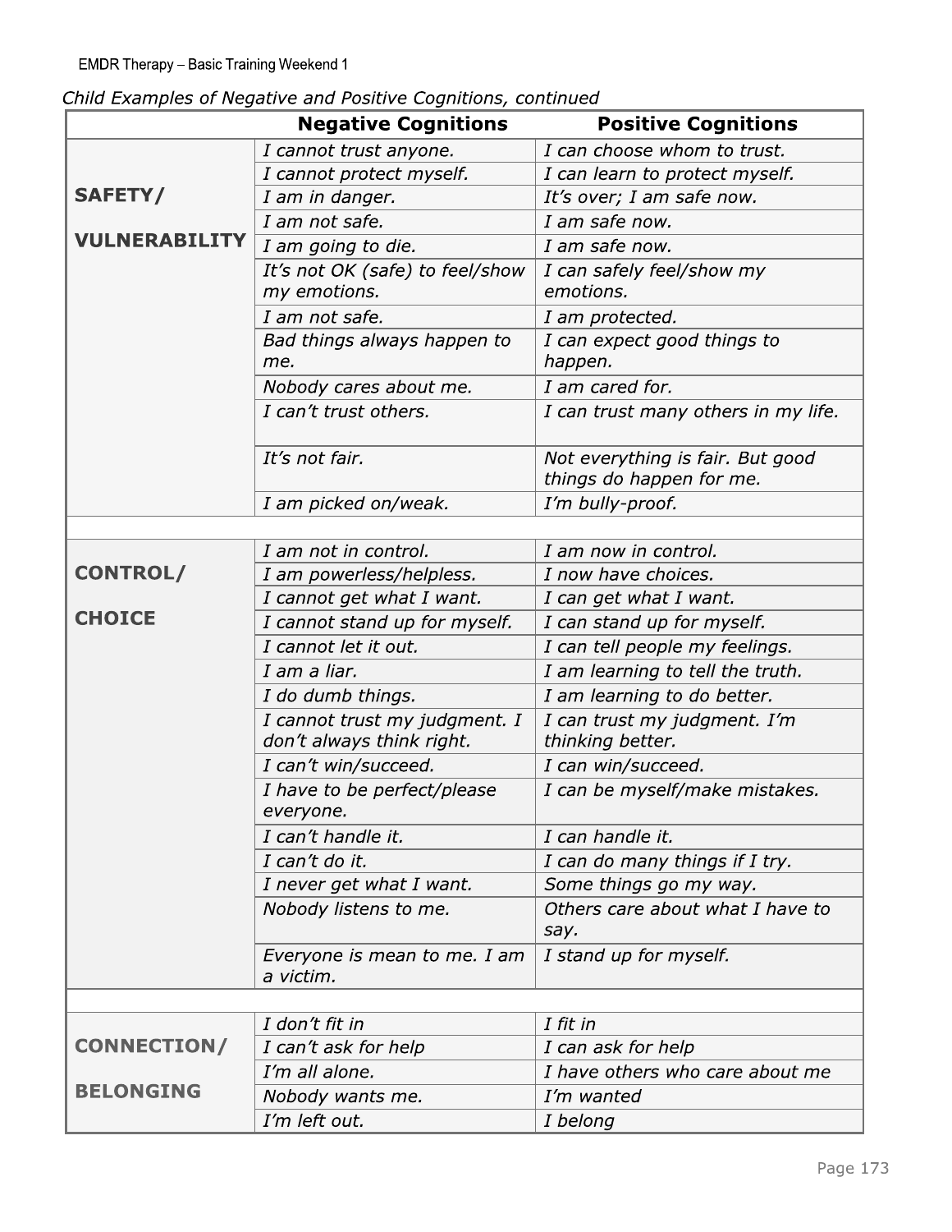*Child Examples of Negative and Positive Cognitions, continued*

| | Negative Cognitions | Positive Cognitions |
|---|---|---|
| **SAFETY/ VULNERABILITY** | *I cannot trust anyone.* | *I can choose whom to trust.* |
| | *I cannot protect myself.* | *I can learn to protect myself.* |
| | *I am in danger.* | *It's over; I am safe now.* |
| | *I am not safe.* | *I am safe now.* |
| | *I am going to die.* | *I am safe now.* |
| | *It's not OK (safe) to feel/show my emotions.* | *I can safely feel/show my emotions.* |
| | *I am not safe.* | *I am protected.* |
| | *Bad things always happen to me.* | *I can expect good things to happen.* |
| | *Nobody cares about me.* | *I am cared for.* |
| | *I can't trust others.* | *I can trust many others in my life.* |
| | *It's not fair.* | *Not everything is fair. But good things do happen for me.* |
| | *I am picked on/weak.* | *I'm bully-proof.* |
| | | |
| **CONTROL/ CHOICE** | *I am not in control.* | *I am now in control.* |
| | *I am powerless/helpless.* | *I now have choices.* |
| | *I cannot get what I want.* | *I can get what I want.* |
| | *I cannot stand up for myself.* | *I can stand up for myself.* |
| | *I cannot let it out.* | *I can tell people my feelings.* |
| | *I am a liar.* | *I am learning to tell the truth.* |
| | *I do dumb things.* | *I am learning to do better.* |
| | *I cannot trust my judgment. I don't always think right.* | *I can trust my judgment. I'm thinking better.* |
| | *I can't win/succeed.* | *I can win/succeed.* |
| | *I have to be perfect/please everyone.* | *I can be myself/make mistakes.* |
| | *I can't handle it.* | *I can handle it.* |
| | *I can't do it.* | *I can do many things if I try.* |
| | *I never get what I want.* | *Some things go my way.* |
| | *Nobody listens to me.* | *Others care about what I have to say.* |
| | *Everyone is mean to me. I am a victim.* | *I stand up for myself.* |
| | | |
| **CONNECTION/ BELONGING** | *I don't fit in* | *I fit in* |
| | *I can't ask for help* | *I can ask for help* |
| | *I'm all alone.* | *I have others who care about me* |
| | *Nobody wants me.* | *I'm wanted* |
| | *I'm left out.* | *I belong* |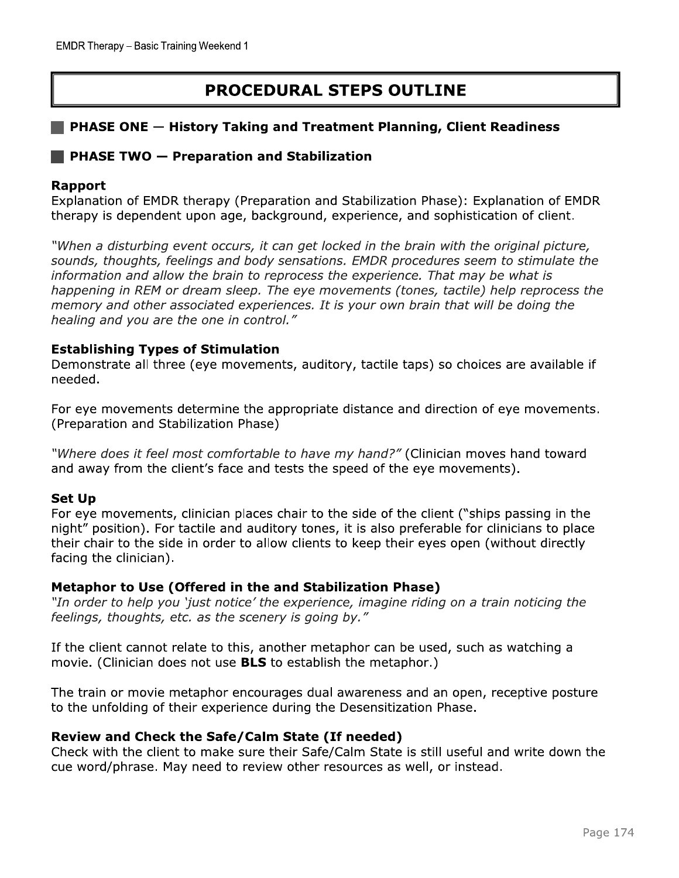# PROCEDURAL STEPS OUTLINE

## PHASE ONE — History Taking and Treatment Planning, Client Readiness

## PHASE TWO — Preparation and Stabilization

### Rapport

Explanation of EMDR therapy (Preparation and Stabilization Phase): Explanation of EMDR therapy is dependent upon age, background, experience, and sophistication of client.

*"When a disturbing event occurs, it can get locked in the brain with the original picture, sounds, thoughts, feelings and body sensations. EMDR procedures seem to stimulate the information and allow the brain to reprocess the experience. That may be what is happening in REM or dream sleep. The eye movements (tones, tactile) help reprocess the memory and other associated experiences. It is your own brain that will be doing the healing and you are the one in control."*

### Establishing Types of Stimulation

Demonstrate all three (eye movements, auditory, tactile taps) so choices are available if needed.

For eye movements determine the appropriate distance and direction of eye movements. (Preparation and Stabilization Phase)

*"Where does it feel most comfortable to have my hand?"* (Clinician moves hand toward and away from the client's face and tests the speed of the eye movements).

### Set Up

For eye movements, clinician places chair to the side of the client ("ships passing in the night" position). For tactile and auditory tones, it is also preferable for clinicians to place their chair to the side in order to allow clients to keep their eyes open (without directly facing the clinician).

### Metaphor to Use (Offered in the and Stabilization Phase)

*"In order to help you 'just notice' the experience, imagine riding on a train noticing the feelings, thoughts, etc. as the scenery is going by."*

If the client cannot relate to this, another metaphor can be used, such as watching a movie. (Clinician does not use **BLS** to establish the metaphor.)

The train or movie metaphor encourages dual awareness and an open, receptive posture to the unfolding of their experience during the Desensitization Phase.

### Review and Check the Safe/Calm State (If needed)

Check with the client to make sure their Safe/Calm State is still useful and write down the cue word/phrase. May need to review other resources as well, or instead.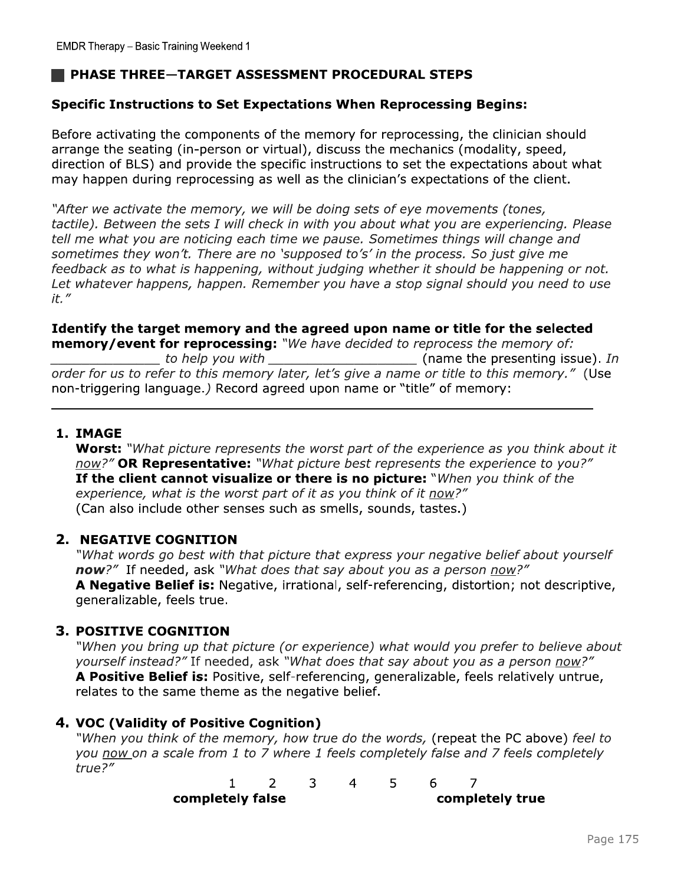## PHASE THREE—TARGET ASSESSMENT PROCEDURAL STEPS

**Specific Instructions to Set Expectations When Reprocessing Begins:**

Before activating the components of the memory for reprocessing, the clinician should arrange the seating (in-person or virtual), discuss the mechanics (modality, speed, direction of BLS) and provide the specific instructions to set the expectations about what may happen during reprocessing as well as the clinician's expectations of the client.

*"After we activate the memory, we will be doing sets of eye movements (tones, tactile). Between the sets I will check in with you about what you are experiencing. Please tell me what you are noticing each time we pause. Sometimes things will change and sometimes they won't. There are no 'supposed to's' in the process. So just give me feedback as to what is happening, without judging whether it should be happening or not. Let whatever happens, happen. Remember you have a stop signal should you need to use it."*

**Identify the target memory and the agreed upon name or title for the selected memory/event for reprocessing:** *"We have decided to reprocess the memory of: _____________ to help you with __________________* (name the presenting issue). *In order for us to refer to this memory later, let's give a name or title to this memory."* (Use non-triggering language.) Record agreed upon name or "title" of memory:

_______________________________________________________________

1. **IMAGE**
   **Worst:** *"What picture represents the worst part of the experience as you think about it now?"* **OR Representative:** *"What picture best represents the experience to you?"*
   **If the client cannot visualize or there is no picture:** *"When you think of the experience, what is the worst part of it as you think of it now?"*
   (Can also include other senses such as smells, sounds, tastes.)

2. **NEGATIVE COGNITION**
   *"What words go best with that picture that express your negative belief about yourself* ***now****?"* If needed, ask *"What does that say about you as a person now?"*
   **A Negative Belief is:** Negative, irrational, self-referencing, distortion; not descriptive, generalizable, feels true.

3. **POSITIVE COGNITION**
   *"When you bring up that picture (or experience) what would you prefer to believe about yourself instead?"* If needed, ask *"What does that say about you as a person now?"*
   **A Positive Belief is:** Positive, self-referencing, generalizable, feels relatively untrue, relates to the same theme as the negative belief.

4. **VOC (Validity of Positive Cognition)**
   *"When you think of the memory, how true do the words,* (repeat the PC above) *feel to you now on a scale from 1 to 7 where 1 feels completely false and 7 feels completely true?"*

   1 2 3 4 5 6 7
   **completely false** **completely true**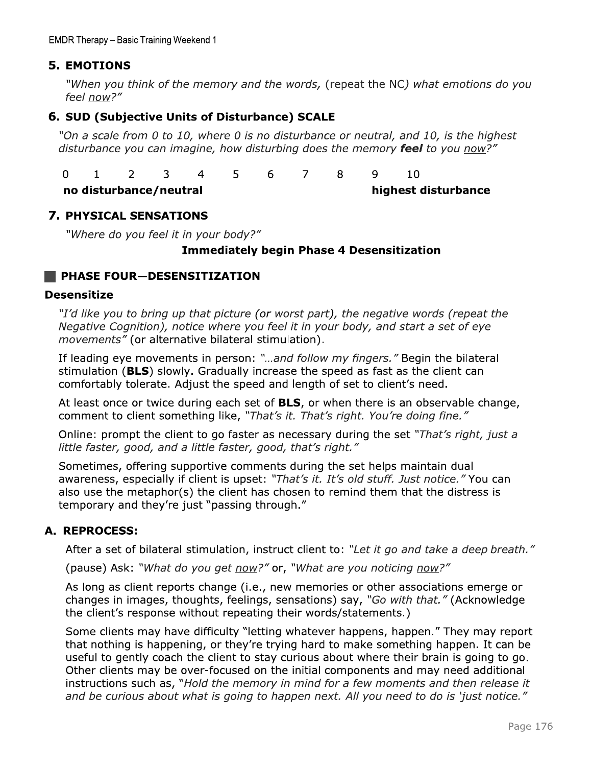### 5. EMOTIONS

*"When you think of the memory and the words,* (repeat the NC*) what emotions do you feel now?"*

### 6. SUD (Subjective Units of Disturbance) SCALE

*"On a scale from 0 to 10, where 0 is no disturbance or neutral, and 10, is the highest disturbance you can imagine, how disturbing does the memory **feel** to you now?"*

| 0 | 1 | 2 | 3 | 4 | 5 | 6 | 7 | 8 | 9 | 10 |
|---|---|---|---|---|---|---|---|---|---|---|
| **no disturbance/neutral** | | | | | | | | | | **highest disturbance** |

### 7. PHYSICAL SENSATIONS

*"Where do you feel it in your body?"*

**Immediately begin Phase 4 Desensitization**

## PHASE FOUR—DESENSITIZATION

### Desensitize

*"I'd like you to bring up that picture (or worst part), the negative words (repeat the Negative Cognition), notice where you feel it in your body, and start a set of eye movements"* (or alternative bilateral stimulation).

If leading eye movements in person: *"…and follow my fingers."* Begin the bilateral stimulation (**BLS**) slowly. Gradually increase the speed as fast as the client can comfortably tolerate. Adjust the speed and length of set to client's need.

At least once or twice during each set of **BLS**, or when there is an observable change, comment to client something like, *"That's it. That's right. You're doing fine."*

Online: prompt the client to go faster as necessary during the set *"That's right, just a little faster, good, and a little faster, good, that's right."*

Sometimes, offering supportive comments during the set helps maintain dual awareness, especially if client is upset: *"That's it. It's old stuff. Just notice."* You can also use the metaphor(s) the client has chosen to remind them that the distress is temporary and they're just "passing through."

### A. REPROCESS:

After a set of bilateral stimulation, instruct client to: *"Let it go and take a deep breath."*

(pause) Ask: *"What do you get now?"* or, *"What are you noticing now?"*

As long as client reports change (i.e., new memories or other associations emerge or changes in images, thoughts, feelings, sensations) say, *"Go with that."* (Acknowledge the client's response without repeating their words/statements.)

Some clients may have difficulty "letting whatever happens, happen." They may report that nothing is happening, or they're trying hard to make something happen. It can be useful to gently coach the client to stay curious about where their brain is going to go. Other clients may be over-focused on the initial components and may need additional instructions such as, *"Hold the memory in mind for a few moments and then release it and be curious about what is going to happen next. All you need to do is 'just notice."*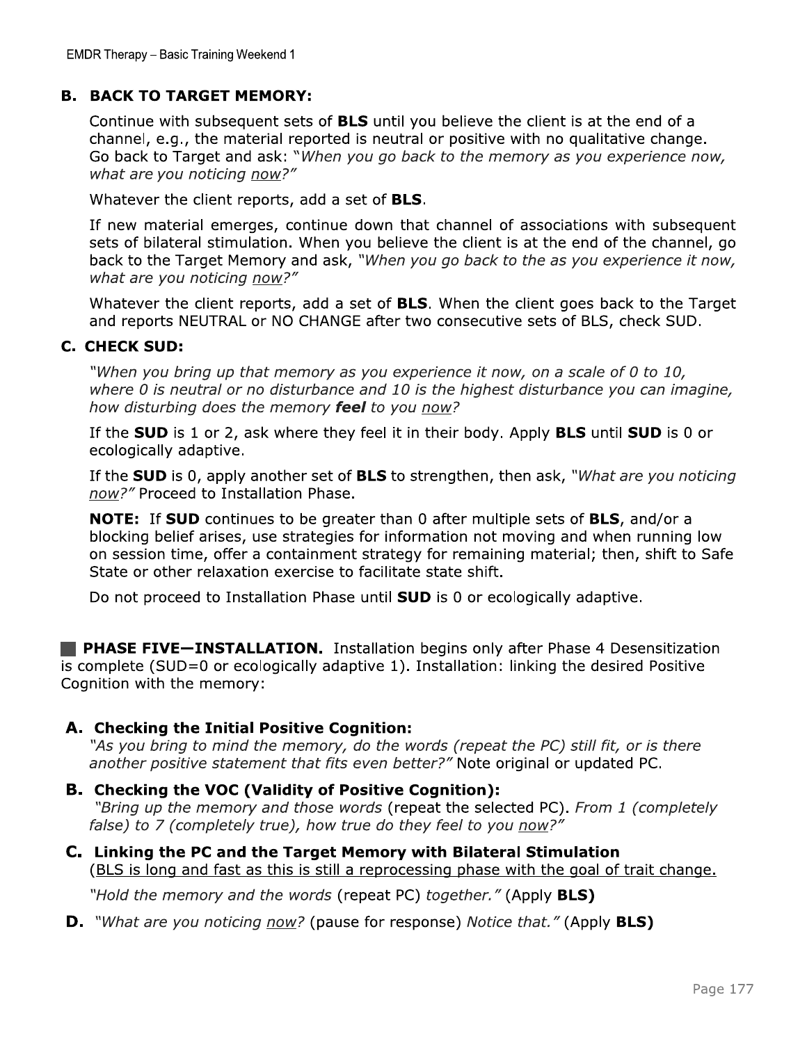### B. BACK TO TARGET MEMORY:

Continue with subsequent sets of **BLS** until you believe the client is at the end of a channel, e.g., the material reported is neutral or positive with no qualitative change. Go back to Target and ask: *"When you go back to the memory as you experience now, what are you noticing now?"*

Whatever the client reports, add a set of **BLS**.

If new material emerges, continue down that channel of associations with subsequent sets of bilateral stimulation. When you believe the client is at the end of the channel, go back to the Target Memory and ask, *"When you go back to the as you experience it now, what are you noticing now?"*

Whatever the client reports, add a set of **BLS**. When the client goes back to the Target and reports NEUTRAL or NO CHANGE after two consecutive sets of BLS, check SUD.

### C. CHECK SUD:

*"When you bring up that memory as you experience it now, on a scale of 0 to 10, where 0 is neutral or no disturbance and 10 is the highest disturbance you can imagine, how disturbing does the memory* ***feel*** *to you now?*

If the **SUD** is 1 or 2, ask where they feel it in their body. Apply **BLS** until **SUD** is 0 or ecologically adaptive.

If the **SUD** is 0, apply another set of **BLS** to strengthen, then ask, *"What are you noticing now?"* Proceed to Installation Phase.

**NOTE:** If **SUD** continues to be greater than 0 after multiple sets of **BLS**, and/or a blocking belief arises, use strategies for information not moving and when running low on session time, offer a containment strategy for remaining material; then, shift to Safe State or other relaxation exercise to facilitate state shift.

Do not proceed to Installation Phase until **SUD** is 0 or ecologically adaptive.

## PHASE FIVE—INSTALLATION.

Installation begins only after Phase 4 Desensitization is complete (SUD=0 or ecologically adaptive 1). Installation: linking the desired Positive Cognition with the memory:

**A. Checking the Initial Positive Cognition:**
*"As you bring to mind the memory, do the words (repeat the PC) still fit, or is there another positive statement that fits even better?"* Note original or updated PC.

**B. Checking the VOC (Validity of Positive Cognition):**
*"Bring up the memory and those words* (repeat the selected PC). *From 1 (completely false) to 7 (completely true), how true do they feel to you now?"*

**C. Linking the PC and the Target Memory with Bilateral Stimulation**
(BLS is long and fast as this is still a reprocessing phase with the goal of trait change.

*"Hold the memory and the words* (repeat PC) *together."* (Apply **BLS)**

**D.** *"What are you noticing now?* (pause for response) *Notice that."* (Apply **BLS)**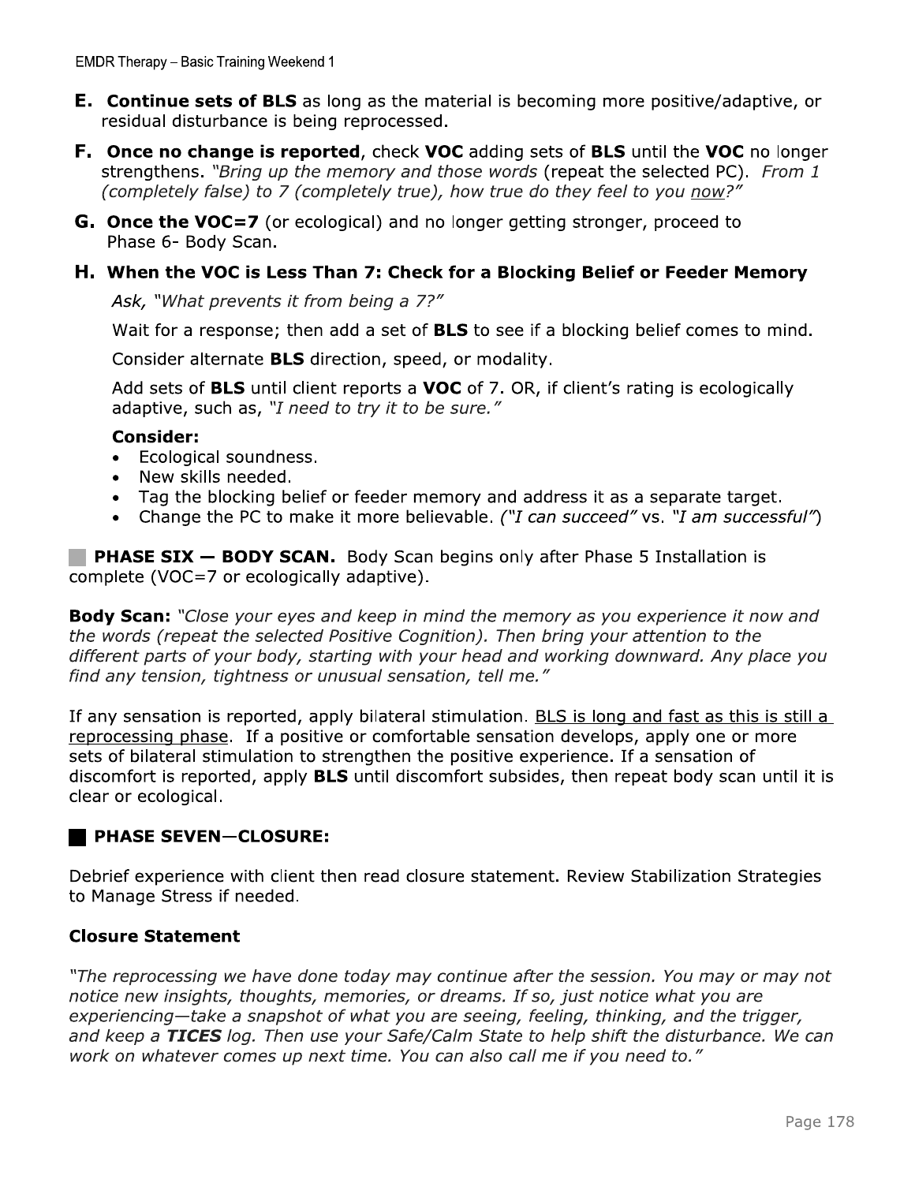**E. Continue sets of BLS** as long as the material is becoming more positive/adaptive, or residual disturbance is being reprocessed.

**F. Once no change is reported**, check **VOC** adding sets of **BLS** until the **VOC** no longer strengthens. *"Bring up the memory and those words* (repeat the selected PC). *From 1 (completely false) to 7 (completely true), how true do they feel to you <u>now</u>?"*

**G. Once the VOC=7** (or ecological) and no longer getting stronger, proceed to Phase 6- Body Scan.

**H. When the VOC is Less Than 7: Check for a Blocking Belief or Feeder Memory**

*Ask, "What prevents it from being a 7?"*

Wait for a response; then add a set of **BLS** to see if a blocking belief comes to mind.

Consider alternate **BLS** direction, speed, or modality.

Add sets of **BLS** until client reports a **VOC** of 7. OR, if client's rating is ecologically adaptive, such as, *"I need to try it to be sure."*

**Consider:**

- Ecological soundness.
- New skills needed.
- Tag the blocking belief or feeder memory and address it as a separate target.
- Change the PC to make it more believable. *("I can succeed"* vs. *"I am successful")*

**PHASE SIX — BODY SCAN.** Body Scan begins only after Phase 5 Installation is complete (VOC=7 or ecologically adaptive).

**Body Scan:** *"Close your eyes and keep in mind the memory as you experience it now and the words (repeat the selected Positive Cognition). Then bring your attention to the different parts of your body, starting with your head and working downward. Any place you find any tension, tightness or unusual sensation, tell me."*

If any sensation is reported, apply bilateral stimulation. <u>BLS is long and fast as this is still a reprocessing phase</u>. If a positive or comfortable sensation develops, apply one or more sets of bilateral stimulation to strengthen the positive experience. If a sensation of discomfort is reported, apply **BLS** until discomfort subsides, then repeat body scan until it is clear or ecological.

**PHASE SEVEN—CLOSURE:**

Debrief experience with client then read closure statement. Review Stabilization Strategies to Manage Stress if needed.

**Closure Statement**

*"The reprocessing we have done today may continue after the session. You may or may not notice new insights, thoughts, memories, or dreams. If so, just notice what you are experiencing—take a snapshot of what you are seeing, feeling, thinking, and the trigger, and keep a **TICES** log. Then use your Safe/Calm State to help shift the disturbance. We can work on whatever comes up next time. You can also call me if you need to."*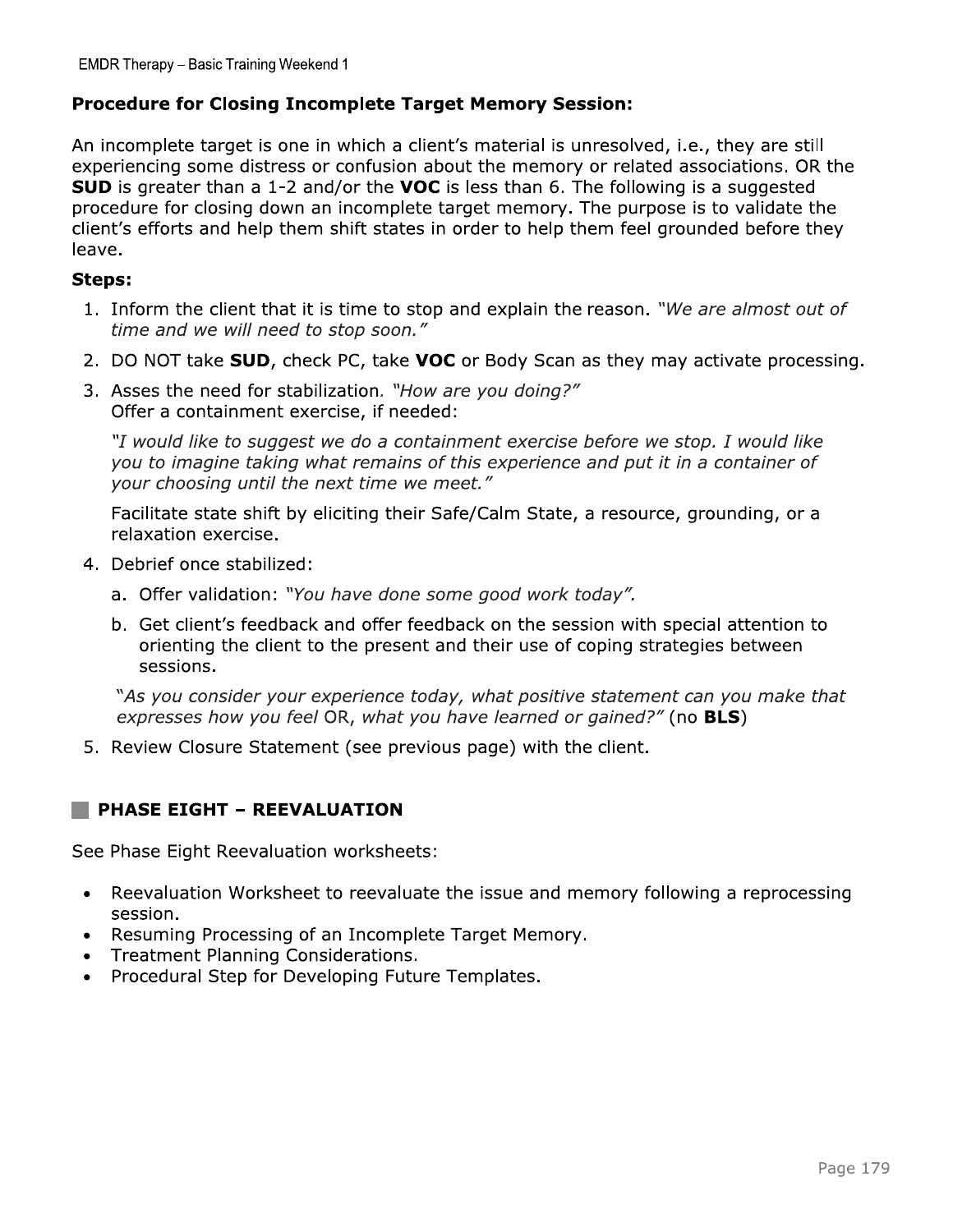### Procedure for Closing Incomplete Target Memory Session:

An incomplete target is one in which a client's material is unresolved, i.e., they are still experiencing some distress or confusion about the memory or related associations. OR the **SUD** is greater than a 1-2 and/or the **VOC** is less than 6. The following is a suggested procedure for closing down an incomplete target memory. The purpose is to validate the client's efforts and help them shift states in order to help them feel grounded before they leave.

**Steps:**

1. Inform the client that it is time to stop and explain the reason. *"We are almost out of time and we will need to stop soon."*
2. DO NOT take **SUD**, check PC, take **VOC** or Body Scan as they may activate processing.
3. Asses the need for stabilization. *"How are you doing?"*
   Offer a containment exercise, if needed:

   *"I would like to suggest we do a containment exercise before we stop. I would like you to imagine taking what remains of this experience and put it in a container of your choosing until the next time we meet."*

   Facilitate state shift by eliciting their Safe/Calm State, a resource, grounding, or a relaxation exercise.
4. Debrief once stabilized:
   a. Offer validation: *"You have done some good work today".*
   b. Get client's feedback and offer feedback on the session with special attention to orienting the client to the present and their use of coping strategies between sessions.

   *"As you consider your experience today, what positive statement can you make that expresses how you feel* OR, *what you have learned or gained?"* (no **BLS**)
5. Review Closure Statement (see previous page) with the client.

## PHASE EIGHT – REEVALUATION

See Phase Eight Reevaluation worksheets:

- Reevaluation Worksheet to reevaluate the issue and memory following a reprocessing session.
- Resuming Processing of an Incomplete Target Memory.
- Treatment Planning Considerations.
- Procedural Step for Developing Future Templates.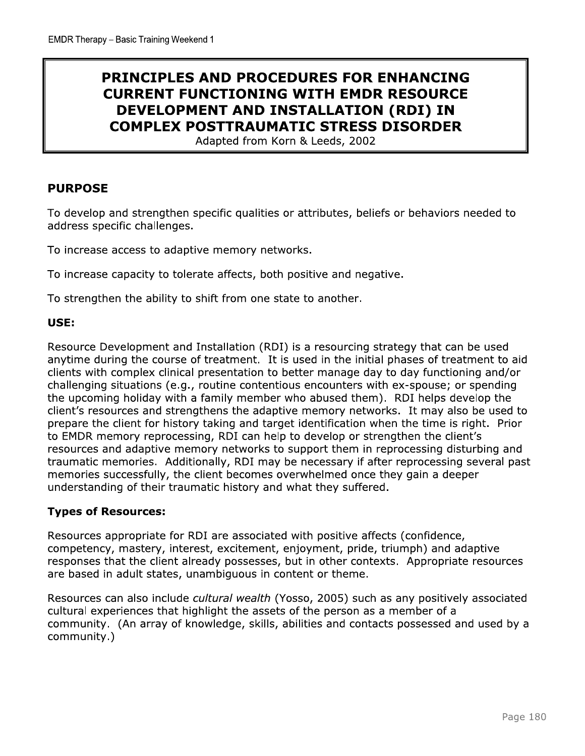# PRINCIPLES AND PROCEDURES FOR ENHANCING CURRENT FUNCTIONING WITH EMDR RESOURCE DEVELOPMENT AND INSTALLATION (RDI) IN COMPLEX POSTTRAUMATIC STRESS DISORDER

Adapted from Korn & Leeds, 2002

## PURPOSE

To develop and strengthen specific qualities or attributes, beliefs or behaviors needed to address specific challenges.

To increase access to adaptive memory networks.

To increase capacity to tolerate affects, both positive and negative.

To strengthen the ability to shift from one state to another.

### USE:

Resource Development and Installation (RDI) is a resourcing strategy that can be used anytime during the course of treatment. It is used in the initial phases of treatment to aid clients with complex clinical presentation to better manage day to day functioning and/or challenging situations (e.g., routine contentious encounters with ex-spouse; or spending the upcoming holiday with a family member who abused them). RDI helps develop the client's resources and strengthens the adaptive memory networks. It may also be used to prepare the client for history taking and target identification when the time is right. Prior to EMDR memory reprocessing, RDI can help to develop or strengthen the client's resources and adaptive memory networks to support them in reprocessing disturbing and traumatic memories. Additionally, RDI may be necessary if after reprocessing several past memories successfully, the client becomes overwhelmed once they gain a deeper understanding of their traumatic history and what they suffered.

### Types of Resources:

Resources appropriate for RDI are associated with positive affects (confidence, competency, mastery, interest, excitement, enjoyment, pride, triumph) and adaptive responses that the client already possesses, but in other contexts. Appropriate resources are based in adult states, unambiguous in content or theme.

Resources can also include *cultural wealth* (Yosso, 2005) such as any positively associated cultural experiences that highlight the assets of the person as a member of a community. (An array of knowledge, skills, abilities and contacts possessed and used by a community.)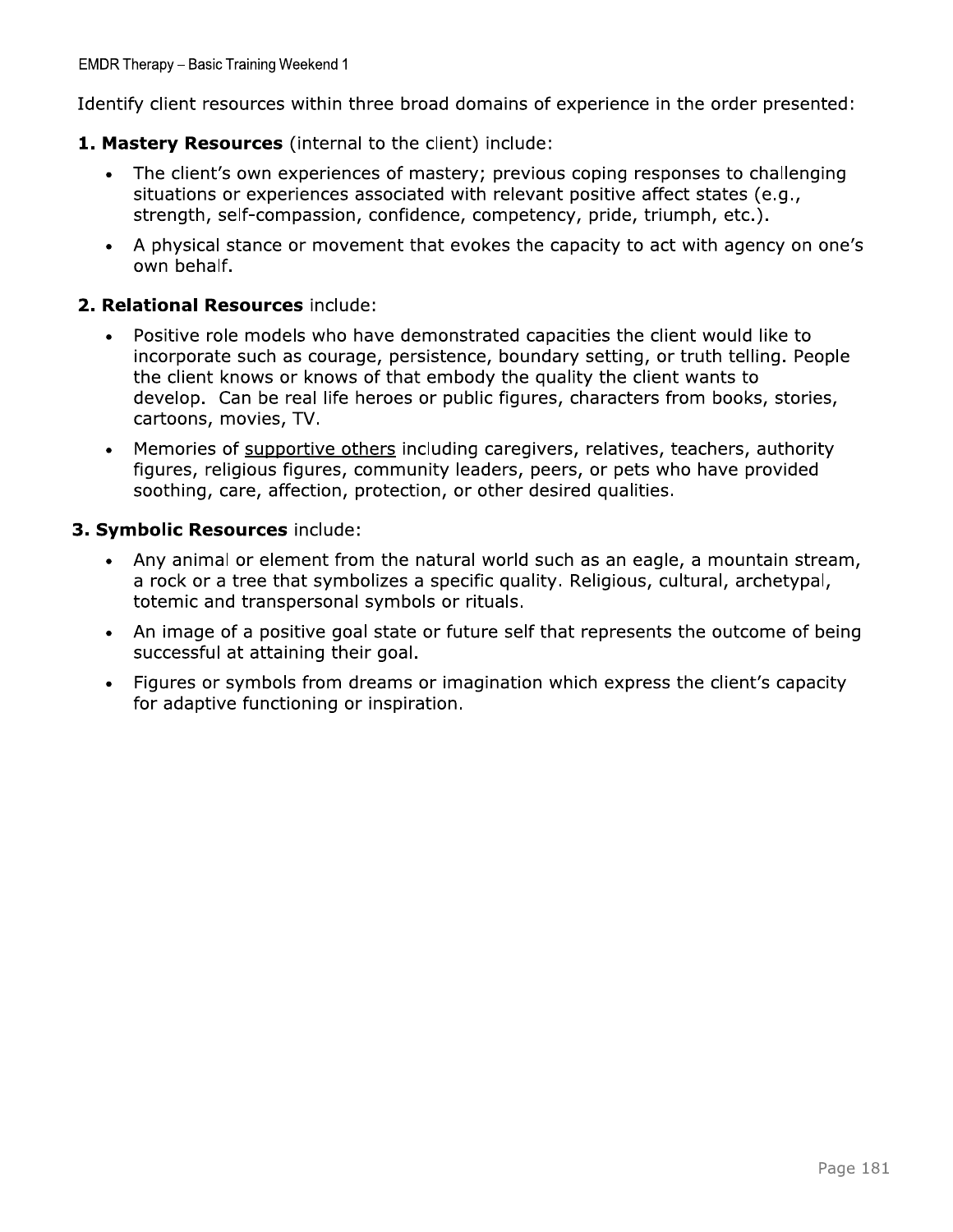Identify client resources within three broad domains of experience in the order presented:

**1. Mastery Resources** (internal to the client) include:

- The client's own experiences of mastery; previous coping responses to challenging situations or experiences associated with relevant positive affect states (e.g., strength, self-compassion, confidence, competency, pride, triumph, etc.).
- A physical stance or movement that evokes the capacity to act with agency on one's own behalf.

**2. Relational Resources** include:

- Positive role models who have demonstrated capacities the client would like to incorporate such as courage, persistence, boundary setting, or truth telling. People the client knows or knows of that embody the quality the client wants to develop. Can be real life heroes or public figures, characters from books, stories, cartoons, movies, TV.
- Memories of supportive others including caregivers, relatives, teachers, authority figures, religious figures, community leaders, peers, or pets who have provided soothing, care, affection, protection, or other desired qualities.

**3. Symbolic Resources** include:

- Any animal or element from the natural world such as an eagle, a mountain stream, a rock or a tree that symbolizes a specific quality. Religious, cultural, archetypal, totemic and transpersonal symbols or rituals.
- An image of a positive goal state or future self that represents the outcome of being successful at attaining their goal.
- Figures or symbols from dreams or imagination which express the client's capacity for adaptive functioning or inspiration.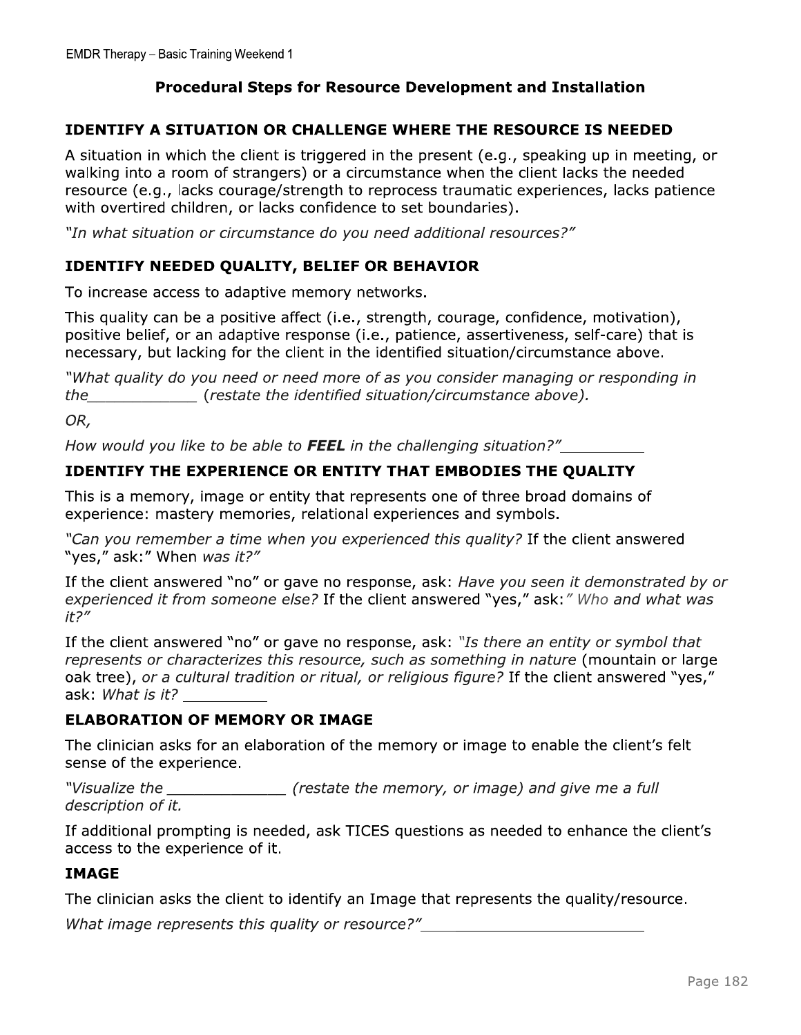# Procedural Steps for Resource Development and Installation

## IDENTIFY A SITUATION OR CHALLENGE WHERE THE RESOURCE IS NEEDED

A situation in which the client is triggered in the present (e.g., speaking up in meeting, or walking into a room of strangers) or a circumstance when the client lacks the needed resource (e.g., lacks courage/strength to reprocess traumatic experiences, lacks patience with overtired children, or lacks confidence to set boundaries).

*"In what situation or circumstance do you need additional resources?"*

## IDENTIFY NEEDED QUALITY, BELIEF OR BEHAVIOR

To increase access to adaptive memory networks.

This quality can be a positive affect (i.e., strength, courage, confidence, motivation), positive belief, or an adaptive response (i.e., patience, assertiveness, self-care) that is necessary, but lacking for the client in the identified situation/circumstance above.

*"What quality do you need or need more of as you consider managing or responding in the____________ (restate the identified situation/circumstance above).*

*OR,*

*How would you like to be able to **FEEL** in the challenging situation?"*_________

## IDENTIFY THE EXPERIENCE OR ENTITY THAT EMBODIES THE QUALITY

This is a memory, image or entity that represents one of three broad domains of experience: mastery memories, relational experiences and symbols.

*"Can you remember a time when you experienced this quality?* If the client answered "yes," ask:" When *was it?"*

If the client answered "no" or gave no response, ask: *Have you seen it demonstrated by or experienced it from someone else?* If the client answered "yes," ask:*" Who and what was it?"*

If the client answered "no" or gave no response, ask: *"Is there an entity or symbol that represents or characterizes this resource, such as something in nature* (mountain or large oak tree), *or a cultural tradition or ritual, or religious figure?* If the client answered "yes," ask: *What is it?* _________

## ELABORATION OF MEMORY OR IMAGE

The clinician asks for an elaboration of the memory or image to enable the client's felt sense of the experience.

*"Visualize the _____________ (restate the memory, or image) and give me a full description of it.*

If additional prompting is needed, ask TICES questions as needed to enhance the client's access to the experience of it.

## IMAGE

The clinician asks the client to identify an Image that represents the quality/resource.

*What image represents this quality or resource?"*________________________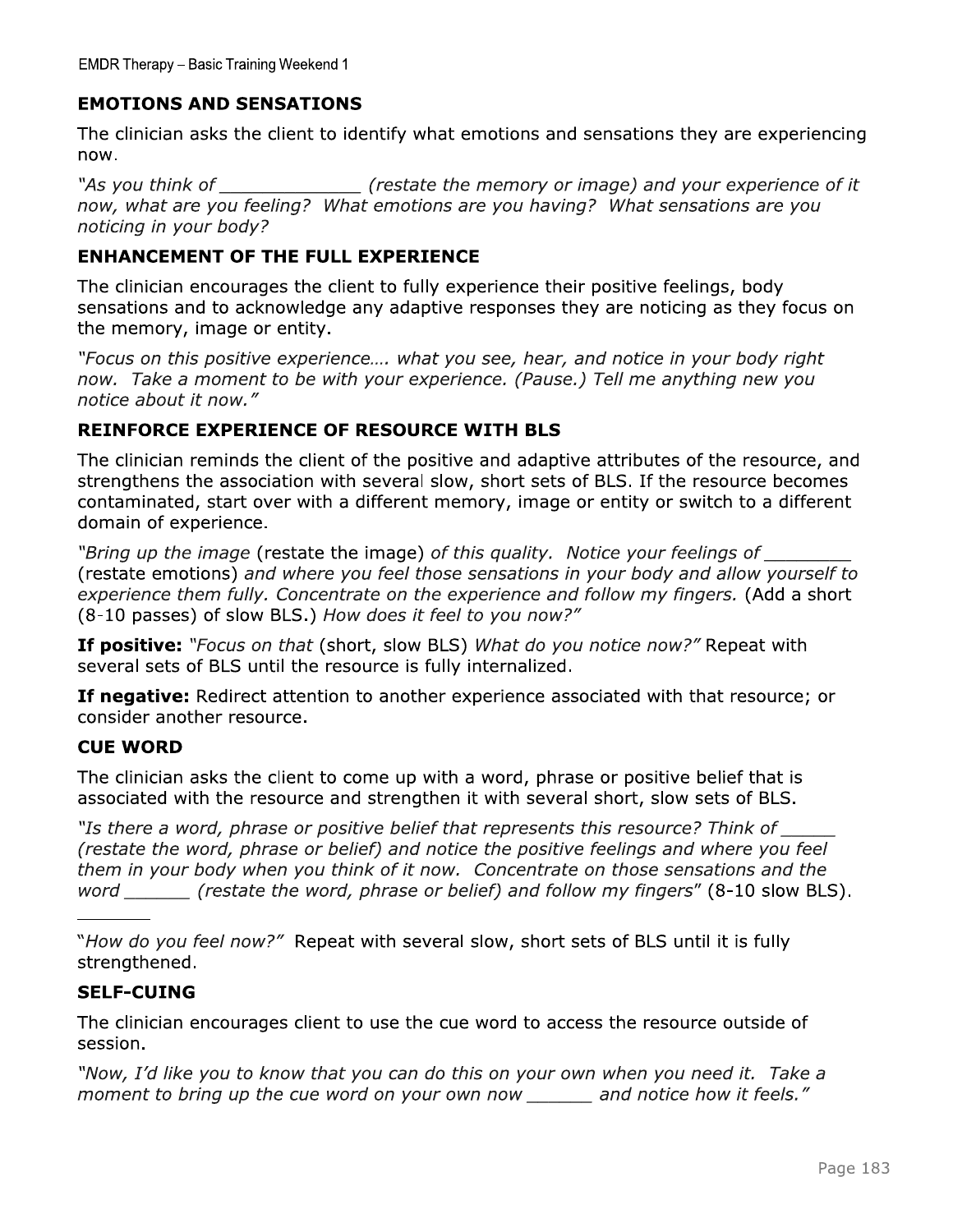## EMOTIONS AND SENSATIONS

The clinician asks the client to identify what emotions and sensations they are experiencing now.

*"As you think of _____________ (restate the memory or image) and your experience of it now, what are you feeling? What emotions are you having? What sensations are you noticing in your body?*

## ENHANCEMENT OF THE FULL EXPERIENCE

The clinician encourages the client to fully experience their positive feelings, body sensations and to acknowledge any adaptive responses they are noticing as they focus on the memory, image or entity.

*"Focus on this positive experience…. what you see, hear, and notice in your body right now. Take a moment to be with your experience. (Pause.) Tell me anything new you notice about it now."*

## REINFORCE EXPERIENCE OF RESOURCE WITH BLS

The clinician reminds the client of the positive and adaptive attributes of the resource, and strengthens the association with several slow, short sets of BLS. If the resource becomes contaminated, start over with a different memory, image or entity or switch to a different domain of experience.

*"Bring up the image* (restate the image) *of this quality. Notice your feelings of ________* (restate emotions) *and where you feel those sensations in your body and allow yourself to experience them fully. Concentrate on the experience and follow my fingers.* (Add a short (8-10 passes) of slow BLS.) *How does it feel to you now?"*

**If positive:** *"Focus on that* (short, slow BLS) *What do you notice now?"* Repeat with several sets of BLS until the resource is fully internalized.

**If negative:** Redirect attention to another experience associated with that resource; or consider another resource.

## CUE WORD

The clinician asks the client to come up with a word, phrase or positive belief that is associated with the resource and strengthen it with several short, slow sets of BLS.

*"Is there a word, phrase or positive belief that represents this resource? Think of _____ (restate the word, phrase or belief) and notice the positive feelings and where you feel them in your body when you think of it now. Concentrate on those sensations and the word ______ (restate the word, phrase or belief) and follow my fingers*" (8-10 slow BLS).

"*How do you feel now?"* Repeat with several slow, short sets of BLS until it is fully strengthened.

## SELF-CUING

The clinician encourages client to use the cue word to access the resource outside of session.

*"Now, I'd like you to know that you can do this on your own when you need it. Take a moment to bring up the cue word on your own now ______ and notice how it feels."*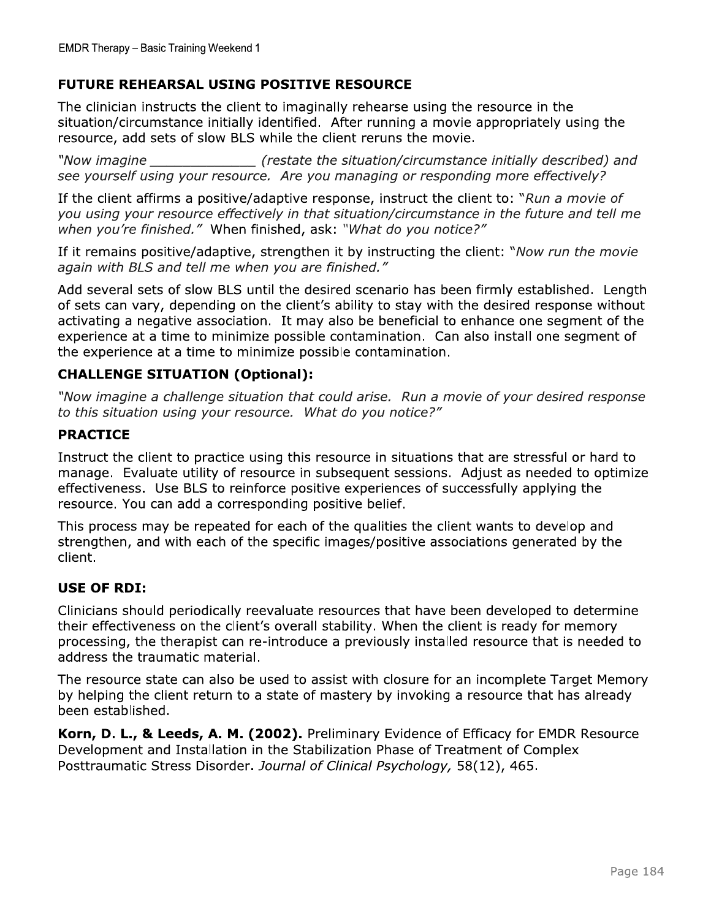## FUTURE REHEARSAL USING POSITIVE RESOURCE

The clinician instructs the client to imaginally rehearse using the resource in the situation/circumstance initially identified. After running a movie appropriately using the resource, add sets of slow BLS while the client reruns the movie.

*"Now imagine _____________ (restate the situation/circumstance initially described) and see yourself using your resource. Are you managing or responding more effectively?*

If the client affirms a positive/adaptive response, instruct the client to: "*Run a movie of you using your resource effectively in that situation/circumstance in the future and tell me when you're finished."* When finished, ask: *"What do you notice?"*

If it remains positive/adaptive, strengthen it by instructing the client: "*Now run the movie again with BLS and tell me when you are finished."*

Add several sets of slow BLS until the desired scenario has been firmly established. Length of sets can vary, depending on the client's ability to stay with the desired response without activating a negative association. It may also be beneficial to enhance one segment of the experience at a time to minimize possible contamination. Can also install one segment of the experience at a time to minimize possible contamination.

### CHALLENGE SITUATION (Optional):

*"Now imagine a challenge situation that could arise. Run a movie of your desired response to this situation using your resource. What do you notice?"*

### PRACTICE

Instruct the client to practice using this resource in situations that are stressful or hard to manage. Evaluate utility of resource in subsequent sessions. Adjust as needed to optimize effectiveness. Use BLS to reinforce positive experiences of successfully applying the resource. You can add a corresponding positive belief.

This process may be repeated for each of the qualities the client wants to develop and strengthen, and with each of the specific images/positive associations generated by the client.

### USE OF RDI:

Clinicians should periodically reevaluate resources that have been developed to determine their effectiveness on the client's overall stability. When the client is ready for memory processing, the therapist can re-introduce a previously installed resource that is needed to address the traumatic material.

The resource state can also be used to assist with closure for an incomplete Target Memory by helping the client return to a state of mastery by invoking a resource that has already been established.

**Korn, D. L., & Leeds, A. M. (2002).** Preliminary Evidence of Efficacy for EMDR Resource Development and Installation in the Stabilization Phase of Treatment of Complex Posttraumatic Stress Disorder. *Journal of Clinical Psychology,* 58(12), 465.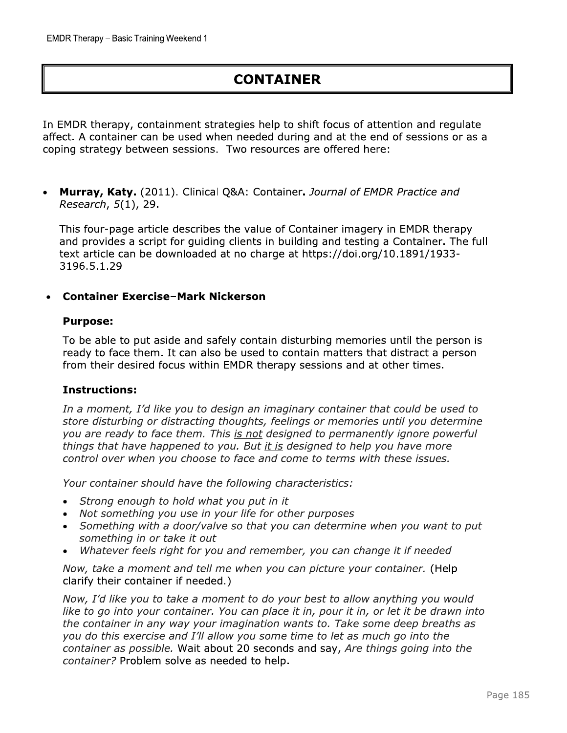# CONTAINER

In EMDR therapy, containment strategies help to shift focus of attention and regulate affect. A container can be used when needed during and at the end of sessions or as a coping strategy between sessions. Two resources are offered here:

- **Murray, Katy.** (2011). Clinical Q&A: Container**.** *Journal of EMDR Practice and Research*, *5*(1), 29.

  This four-page article describes the value of Container imagery in EMDR therapy and provides a script for guiding clients in building and testing a Container. The full text article can be downloaded at no charge at https://doi.org/10.1891/1933-3196.5.1.29

- **Container Exercise–Mark Nickerson**

  **Purpose:**

  To be able to put aside and safely contain disturbing memories until the person is ready to face them. It can also be used to contain matters that distract a person from their desired focus within EMDR therapy sessions and at other times.

  **Instructions:**

  *In a moment, I'd like you to design an imaginary container that could be used to store disturbing or distracting thoughts, feelings or memories until you determine you are ready to face them. This <u>is not</u> designed to permanently ignore powerful things that have happened to you. But <u>it is</u> designed to help you have more control over when you choose to face and come to terms with these issues.*

  *Your container should have the following characteristics:*

  - *Strong enough to hold what you put in it*
  - *Not something you use in your life for other purposes*
  - *Something with a door/valve so that you can determine when you want to put something in or take it out*
  - *Whatever feels right for you and remember, you can change it if needed*

  *Now, take a moment and tell me when you can picture your container.* (Help clarify their container if needed.)

  *Now, I'd like you to take a moment to do your best to allow anything you would like to go into your container. You can place it in, pour it in, or let it be drawn into the container in any way your imagination wants to. Take some deep breaths as you do this exercise and I'll allow you some time to let as much go into the container as possible.* Wait about 20 seconds and say, *Are things going into the container?* Problem solve as needed to help.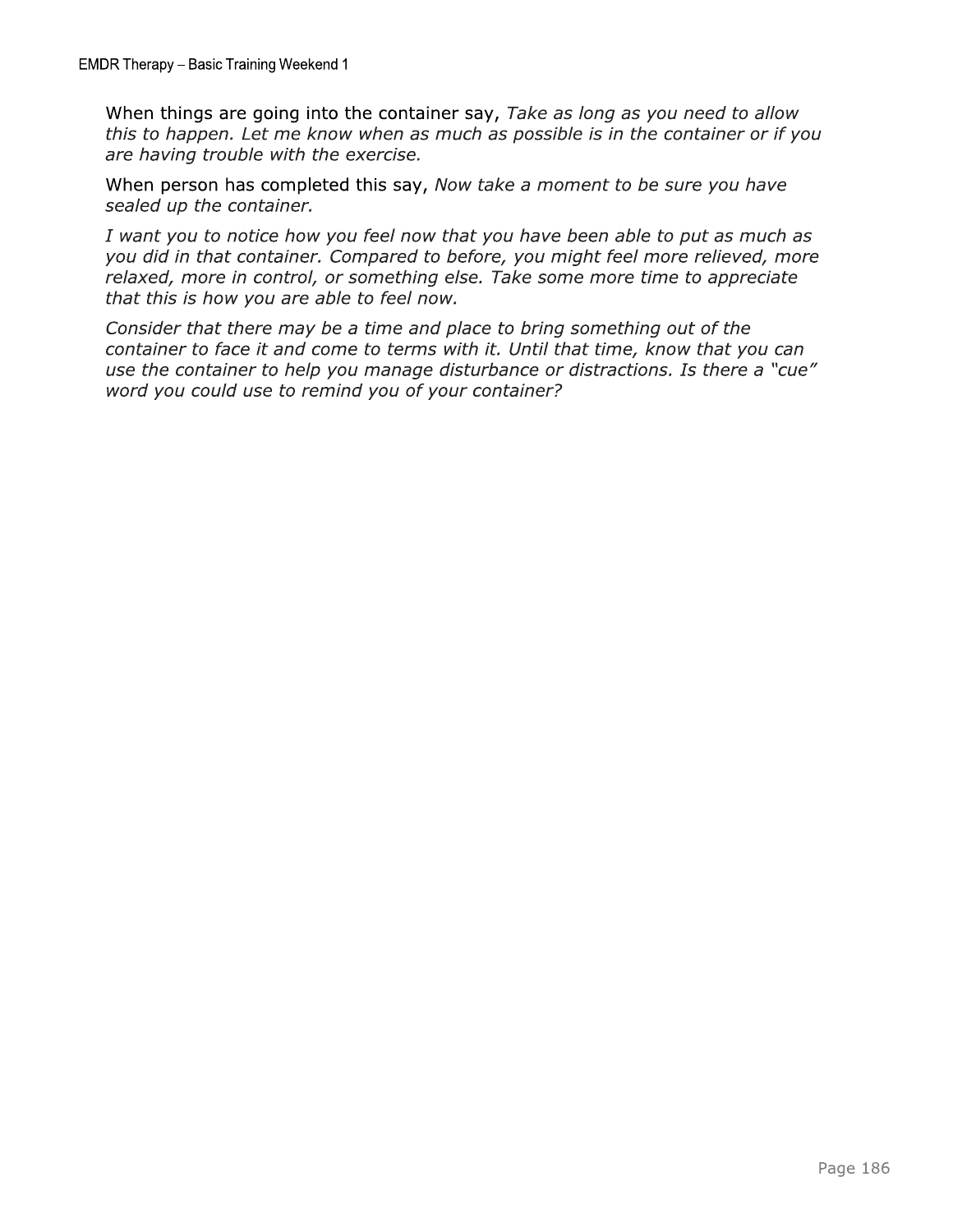When things are going into the container say, *Take as long as you need to allow this to happen. Let me know when as much as possible is in the container or if you are having trouble with the exercise.*

When person has completed this say, *Now take a moment to be sure you have sealed up the container.*

*I want you to notice how you feel now that you have been able to put as much as you did in that container. Compared to before, you might feel more relieved, more relaxed, more in control, or something else. Take some more time to appreciate that this is how you are able to feel now.*

*Consider that there may be a time and place to bring something out of the container to face it and come to terms with it. Until that time, know that you can use the container to help you manage disturbance or distractions. Is there a "cue" word you could use to remind you of your container?*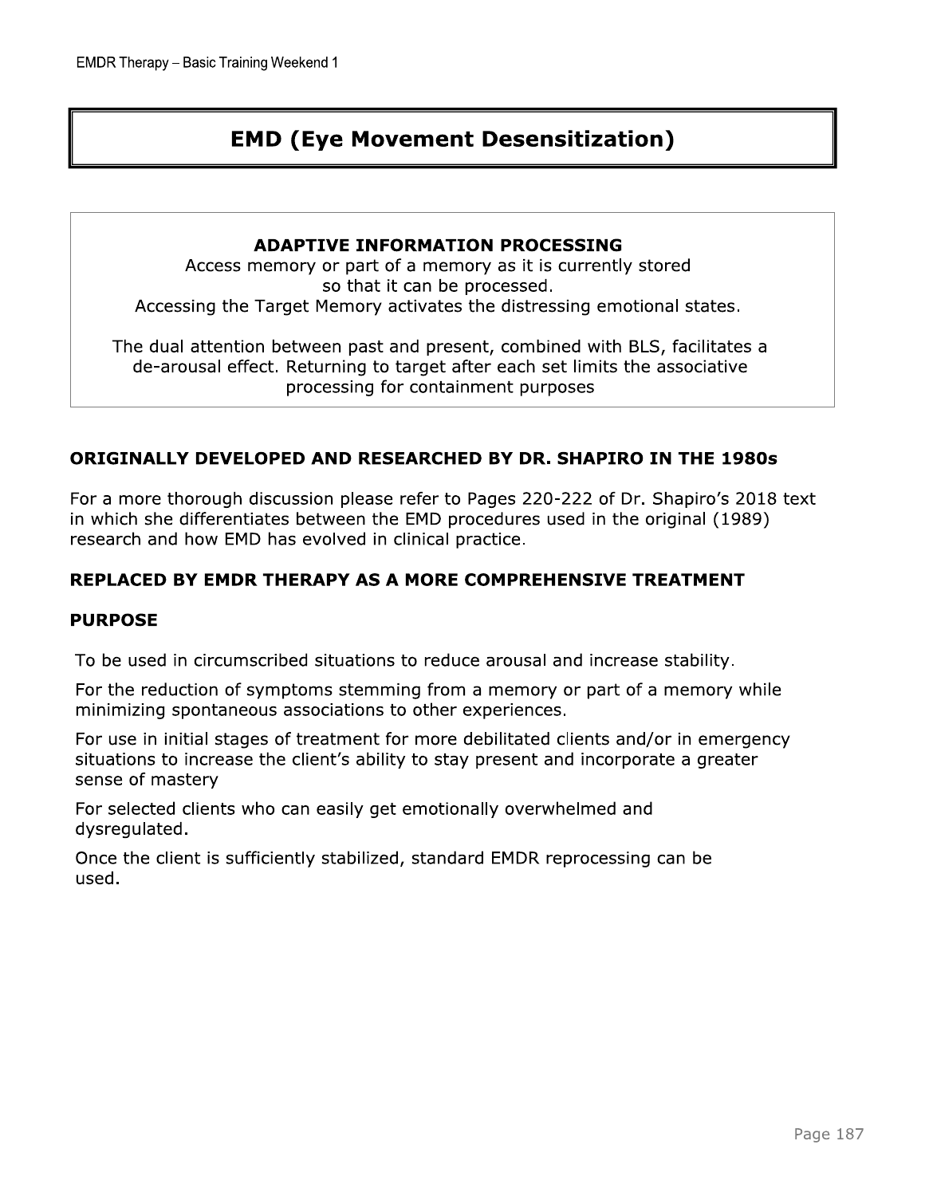# EMD (Eye Movement Desensitization)

**ADAPTIVE INFORMATION PROCESSING**

Access memory or part of a memory as it is currently stored so that it can be processed.
Accessing the Target Memory activates the distressing emotional states.

The dual attention between past and present, combined with BLS, facilitates a de-arousal effect. Returning to target after each set limits the associative processing for containment purposes

### ORIGINALLY DEVELOPED AND RESEARCHED BY DR. SHAPIRO IN THE 1980s

For a more thorough discussion please refer to Pages 220-222 of Dr. Shapiro's 2018 text in which she differentiates between the EMD procedures used in the original (1989) research and how EMD has evolved in clinical practice.

### REPLACED BY EMDR THERAPY AS A MORE COMPREHENSIVE TREATMENT

### PURPOSE

To be used in circumscribed situations to reduce arousal and increase stability.

For the reduction of symptoms stemming from a memory or part of a memory while minimizing spontaneous associations to other experiences.

For use in initial stages of treatment for more debilitated clients and/or in emergency situations to increase the client's ability to stay present and incorporate a greater sense of mastery

For selected clients who can easily get emotionally overwhelmed and dysregulated.

Once the client is sufficiently stabilized, standard EMDR reprocessing can be used.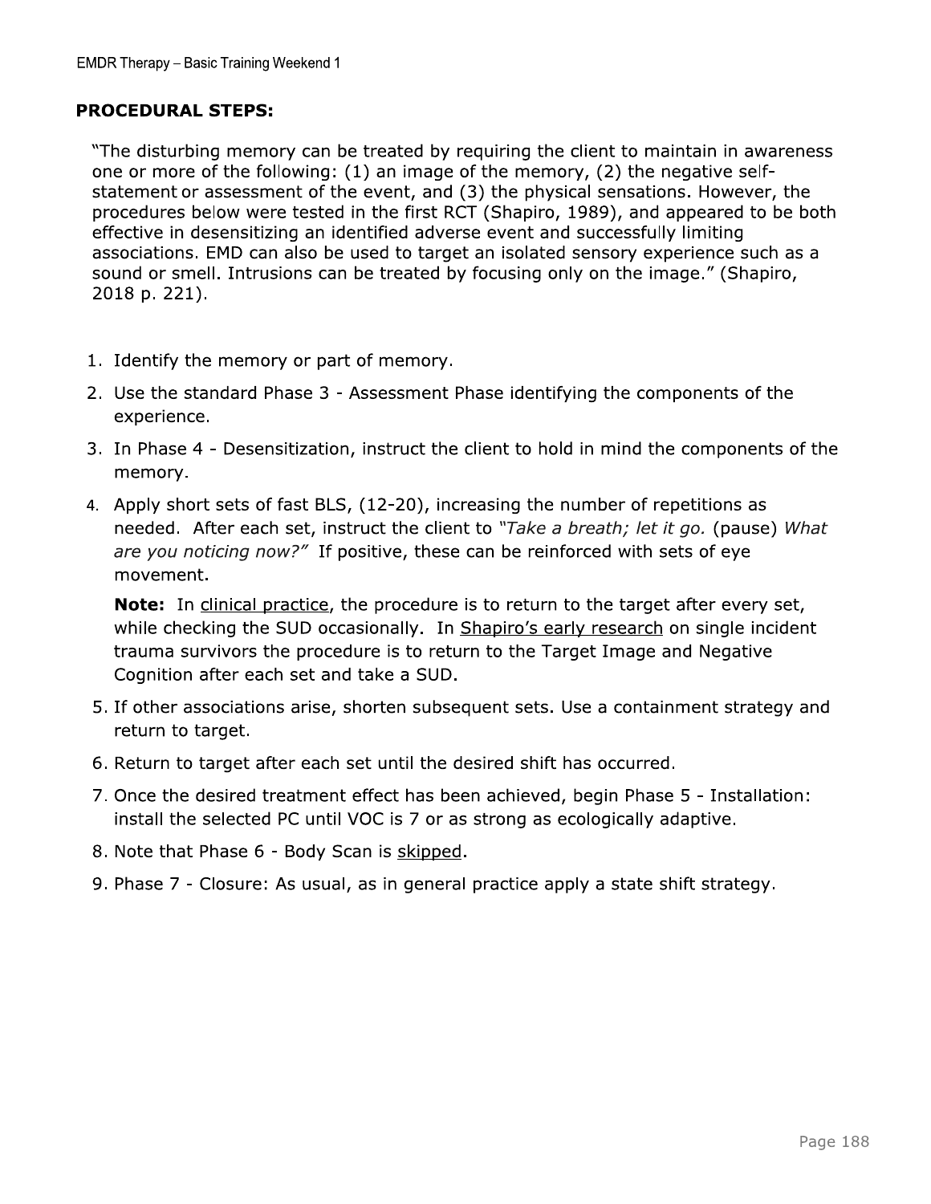## PROCEDURAL STEPS:

"The disturbing memory can be treated by requiring the client to maintain in awareness one or more of the following: (1) an image of the memory, (2) the negative self-statement or assessment of the event, and (3) the physical sensations. However, the procedures below were tested in the first RCT (Shapiro, 1989), and appeared to be both effective in desensitizing an identified adverse event and successfully limiting associations. EMD can also be used to target an isolated sensory experience such as a sound or smell. Intrusions can be treated by focusing only on the image." (Shapiro, 2018 p. 221).

1. Identify the memory or part of memory.
2. Use the standard Phase 3 - Assessment Phase identifying the components of the experience.
3. In Phase 4 - Desensitization, instruct the client to hold in mind the components of the memory.
4. Apply short sets of fast BLS, (12-20), increasing the number of repetitions as needed. After each set, instruct the client to *"Take a breath; let it go.* (pause) *What are you noticing now?"* If positive, these can be reinforced with sets of eye movement.

   **Note:** In <u>clinical practice</u>, the procedure is to return to the target after every set, while checking the SUD occasionally. In <u>Shapiro's early research</u> on single incident trauma survivors the procedure is to return to the Target Image and Negative Cognition after each set and take a SUD.
5. If other associations arise, shorten subsequent sets. Use a containment strategy and return to target.
6. Return to target after each set until the desired shift has occurred.
7. Once the desired treatment effect has been achieved, begin Phase 5 - Installation: install the selected PC until VOC is 7 or as strong as ecologically adaptive.
8. Note that Phase 6 - Body Scan is <u>skipped</u>.
9. Phase 7 - Closure: As usual, as in general practice apply a state shift strategy.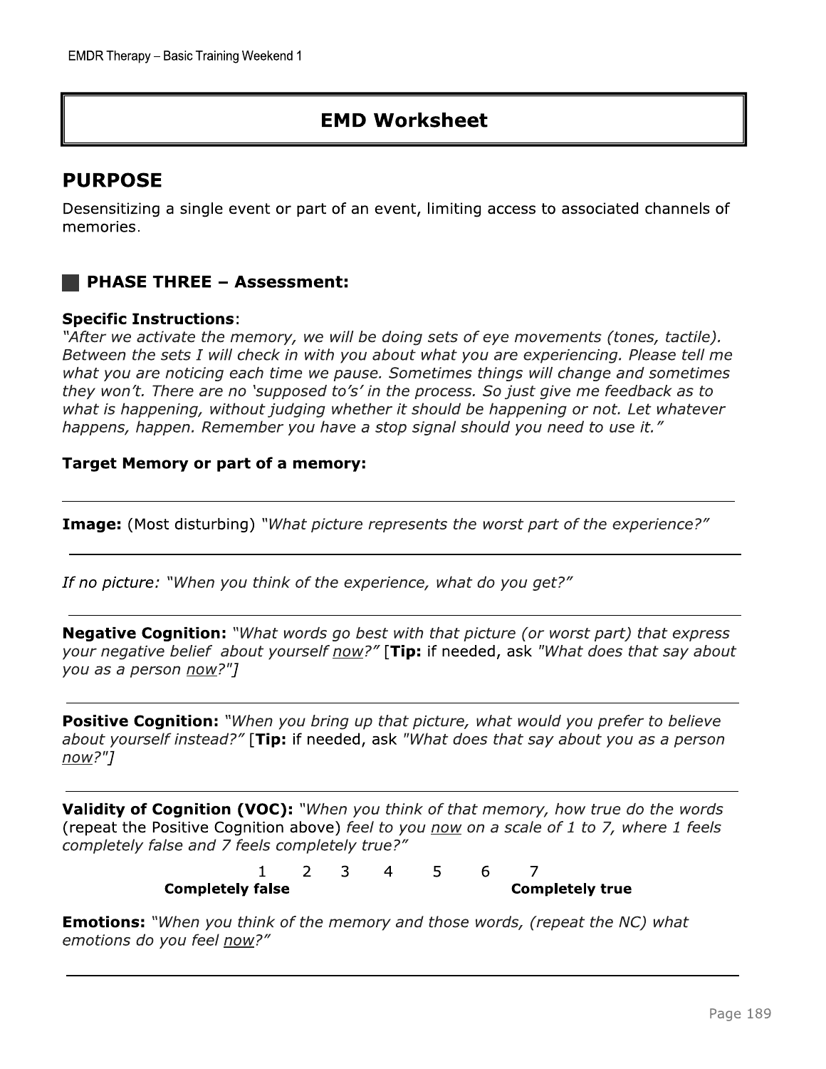# EMD Worksheet

## PURPOSE

Desensitizing a single event or part of an event, limiting access to associated channels of memories.

### PHASE THREE – Assessment:

**Specific Instructions**:
*"After we activate the memory, we will be doing sets of eye movements (tones, tactile). Between the sets I will check in with you about what you are experiencing. Please tell me what you are noticing each time we pause. Sometimes things will change and sometimes they won't. There are no 'supposed to's' in the process. So just give me feedback as to what is happening, without judging whether it should be happening or not. Let whatever happens, happen. Remember you have a stop signal should you need to use it."*

**Target Memory or part of a memory:**

______________________________________________________________

**Image:** (Most disturbing) *"What picture represents the worst part of the experience?"*

______________________________________________________________

*If no picture: "When you think of the experience, what do you get?"*

______________________________________________________________

**Negative Cognition:** *"What words go best with that picture (or worst part) that express your negative belief about yourself now?"* [**Tip:** if needed, ask *"What does that say about you as a person now?"]*

______________________________________________________________

**Positive Cognition:** *"When you bring up that picture, what would you prefer to believe about yourself instead?"* [**Tip:** if needed, ask *"What does that say about you as a person now?"]*

______________________________________________________________

**Validity of Cognition (VOC):** *"When you think of that memory, how true do the words* (repeat the Positive Cognition above) *feel to you now on a scale of 1 to 7, where 1 feels completely false and 7 feels completely true?"*

1 2 3 4 5 6 7
**Completely false** **Completely true**

**Emotions:** *"When you think of the memory and those words, (repeat the NC) what emotions do you feel now?"*

______________________________________________________________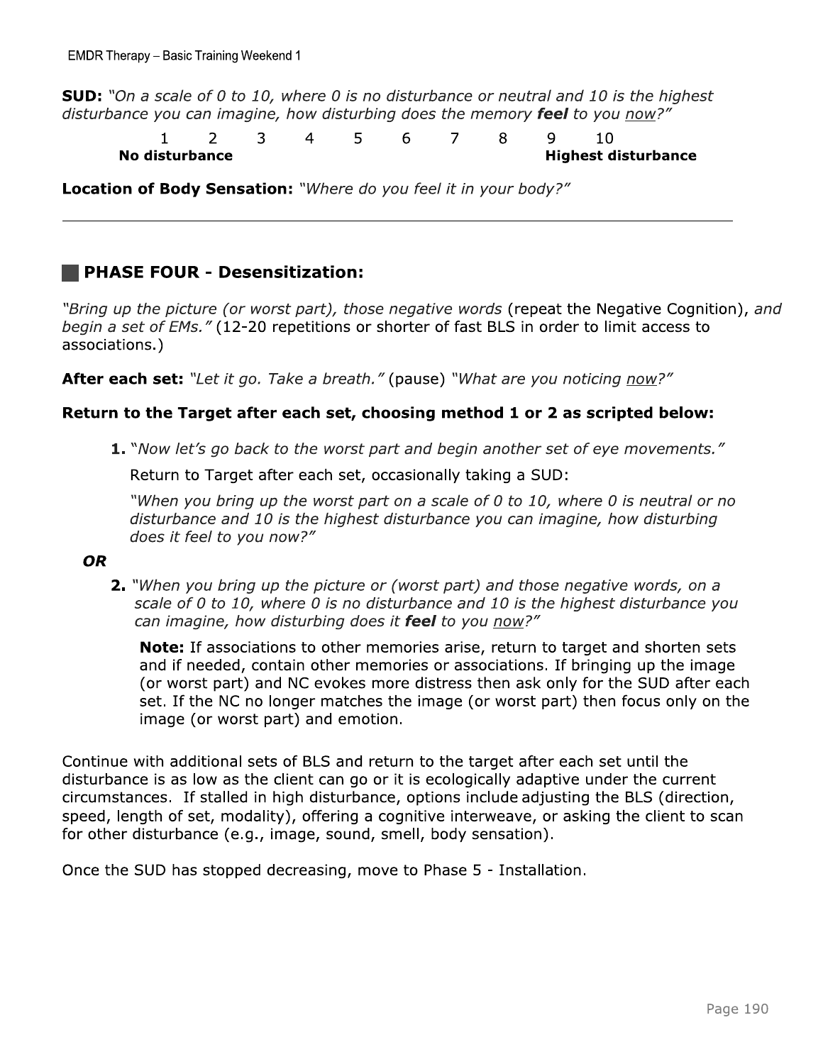**SUD:** *"On a scale of 0 to 10, where 0 is no disturbance or neutral and 10 is the highest disturbance you can imagine, how disturbing does the memory* ***feel*** *to you now?"*

| 1 | 2 | 3 | 4 | 5 | 6 | 7 | 8 | 9 | 10 |
|---|---|---|---|---|---|---|---|---|---|
| **No disturbance** | | | | | | | | | **Highest disturbance** |

**Location of Body Sensation:** *"Where do you feel it in your body?"*

___

## PHASE FOUR - Desensitization:

*"Bring up the picture (or worst part), those negative words* (repeat the Negative Cognition), *and begin a set of EMs."* (12-20 repetitions or shorter of fast BLS in order to limit access to associations.)

**After each set:** *"Let it go. Take a breath."* (pause) *"What are you noticing now?"*

**Return to the Target after each set, choosing method 1 or 2 as scripted below:**

1. *"Now let's go back to the worst part and begin another set of eye movements."*

   Return to Target after each set, occasionally taking a SUD:

   *"When you bring up the worst part on a scale of 0 to 10, where 0 is neutral or no disturbance and 10 is the highest disturbance you can imagine, how disturbing does it feel to you now?"*

***OR***

2. *"When you bring up the picture or (worst part) and those negative words, on a scale of 0 to 10, where 0 is no disturbance and 10 is the highest disturbance you can imagine, how disturbing does it* ***feel*** *to you now?"*

   **Note:** If associations to other memories arise, return to target and shorten sets and if needed, contain other memories or associations. If bringing up the image (or worst part) and NC evokes more distress then ask only for the SUD after each set. If the NC no longer matches the image (or worst part) then focus only on the image (or worst part) and emotion.

Continue with additional sets of BLS and return to the target after each set until the disturbance is as low as the client can go or it is ecologically adaptive under the current circumstances. If stalled in high disturbance, options include adjusting the BLS (direction, speed, length of set, modality), offering a cognitive interweave, or asking the client to scan for other disturbance (e.g., image, sound, smell, body sensation).

Once the SUD has stopped decreasing, move to Phase 5 - Installation.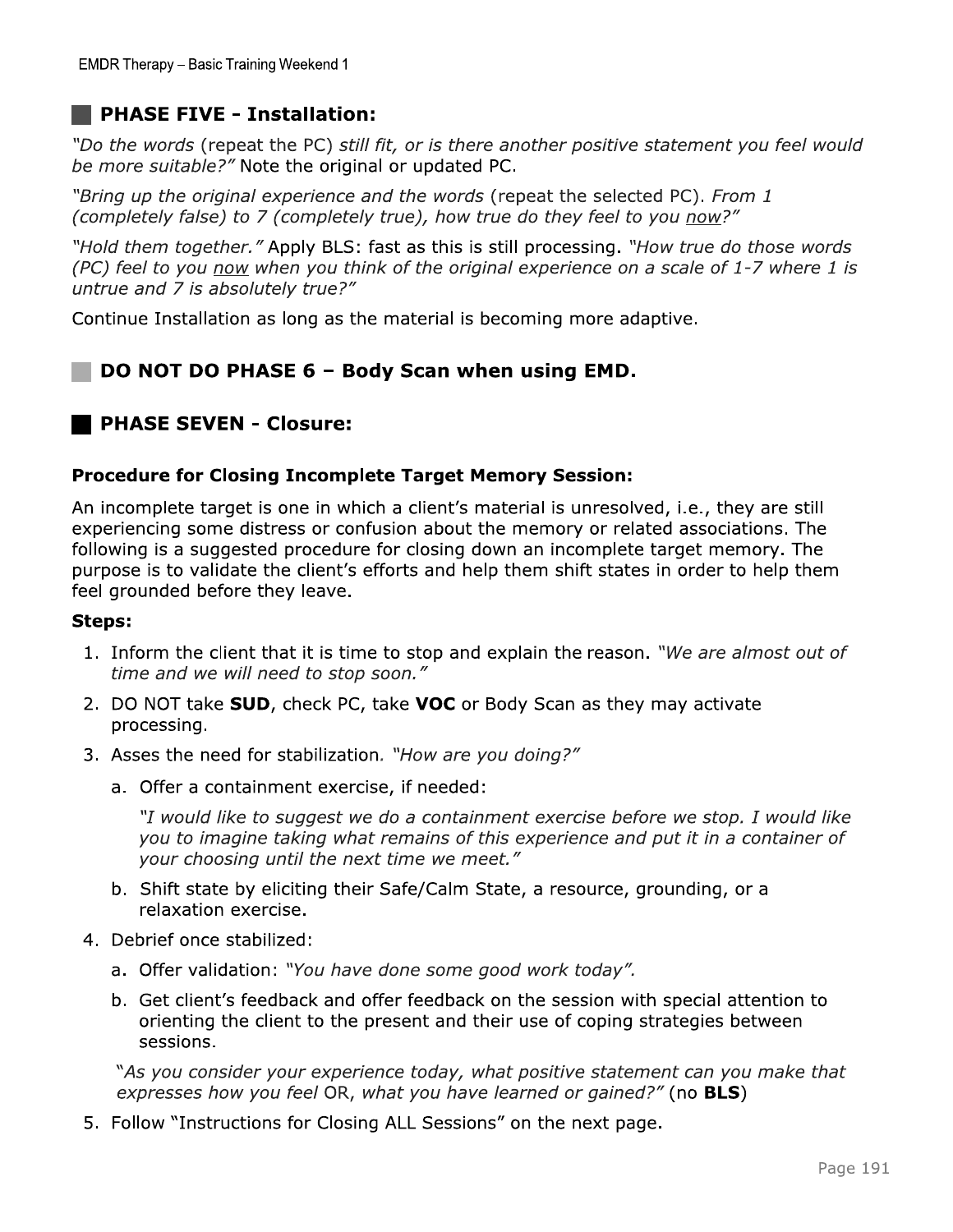## PHASE FIVE - Installation:

*"Do the words* (repeat the PC) *still fit, or is there another positive statement you feel would be more suitable?"* Note the original or updated PC.

*"Bring up the original experience and the words* (repeat the selected PC). *From 1 (completely false) to 7 (completely true), how true do they feel to you now?"*

*"Hold them together."* Apply BLS: fast as this is still processing. *"How true do those words (PC) feel to you now when you think of the original experience on a scale of 1-7 where 1 is untrue and 7 is absolutely true?"*

Continue Installation as long as the material is becoming more adaptive.

## DO NOT DO PHASE 6 – Body Scan when using EMD.

## PHASE SEVEN - Closure:

### Procedure for Closing Incomplete Target Memory Session:

An incomplete target is one in which a client's material is unresolved, i.e., they are still experiencing some distress or confusion about the memory or related associations. The following is a suggested procedure for closing down an incomplete target memory. The purpose is to validate the client's efforts and help them shift states in order to help them feel grounded before they leave.

**Steps:**

1. Inform the client that it is time to stop and explain the reason. *"We are almost out of time and we will need to stop soon."*
2. DO NOT take **SUD**, check PC, take **VOC** or Body Scan as they may activate processing.
3. Asses the need for stabilization. *"How are you doing?"*
   a. Offer a containment exercise, if needed:

      *"I would like to suggest we do a containment exercise before we stop. I would like you to imagine taking what remains of this experience and put it in a container of your choosing until the next time we meet."*

   b. Shift state by eliciting their Safe/Calm State, a resource, grounding, or a relaxation exercise.
4. Debrief once stabilized:
   a. Offer validation: *"You have done some good work today".*
   b. Get client's feedback and offer feedback on the session with special attention to orienting the client to the present and their use of coping strategies between sessions.

   *"As you consider your experience today, what positive statement can you make that expresses how you feel* OR, *what you have learned or gained?"* (no **BLS**)
5. Follow "Instructions for Closing ALL Sessions" on the next page.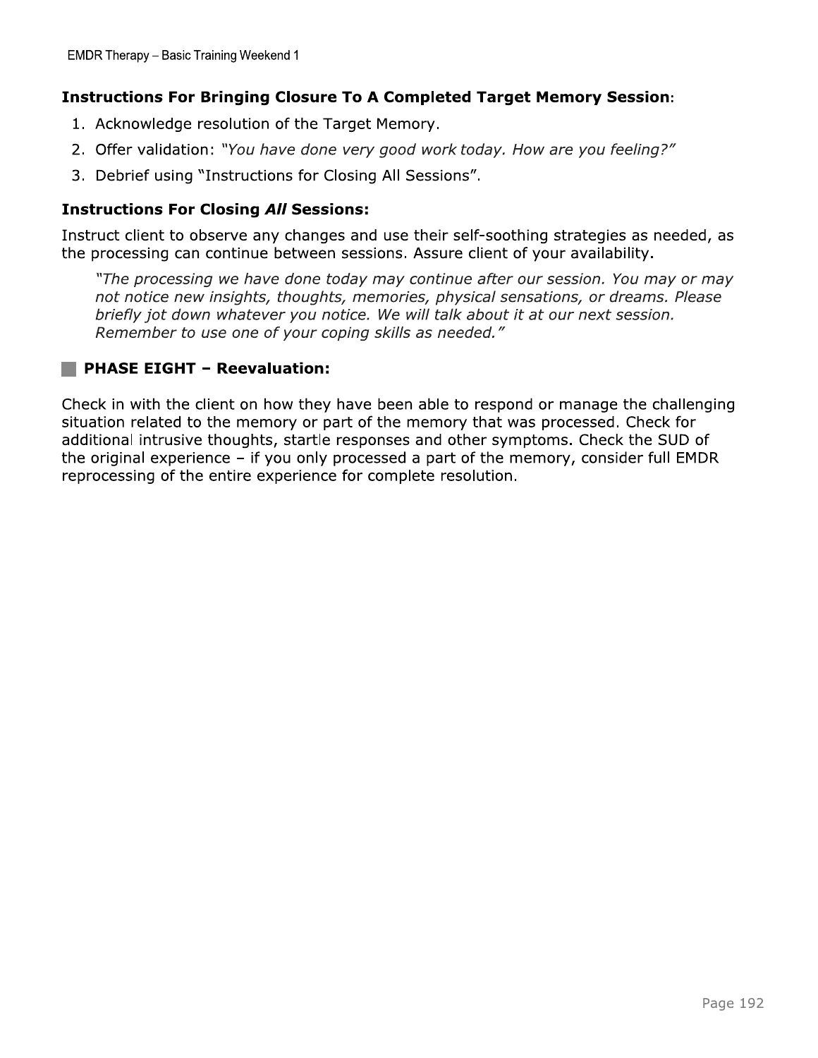### **Instructions For Bringing Closure To A Completed Target Memory Session:**

1. Acknowledge resolution of the Target Memory.
2. Offer validation: *"You have done very good work today. How are you feeling?"*
3. Debrief using "Instructions for Closing All Sessions".

### **Instructions For Closing *All* Sessions:**

Instruct client to observe any changes and use their self-soothing strategies as needed, as the processing can continue between sessions. Assure client of your availability.

> *"The processing we have done today may continue after our session. You may or may not notice new insights, thoughts, memories, physical sensations, or dreams. Please briefly jot down whatever you notice. We will talk about it at our next session. Remember to use one of your coping skills as needed."*

## **PHASE EIGHT – Reevaluation:**

Check in with the client on how they have been able to respond or manage the challenging situation related to the memory or part of the memory that was processed. Check for additional intrusive thoughts, startle responses and other symptoms. Check the SUD of the original experience – if you only processed a part of the memory, consider full EMDR reprocessing of the entire experience for complete resolution.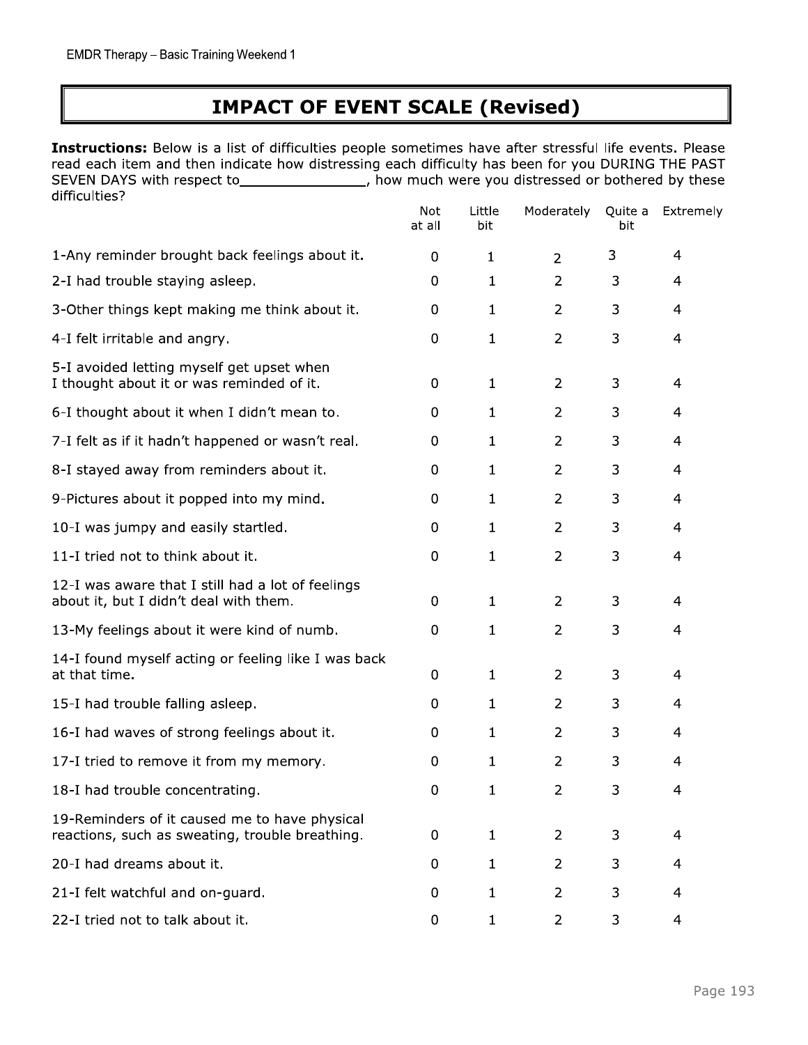# IMPACT OF EVENT SCALE (Revised)

**Instructions:** Below is a list of difficulties people sometimes have after stressful life events. Please read each item and then indicate how distressing each difficulty has been for you DURING THE PAST SEVEN DAYS with respect to_______________, how much were you distressed or bothered by these difficulties?

| | Not at all | Little bit | Moderately | Quite a bit | Extremely |
|---|---|---|---|---|---|
| 1-Any reminder brought back feelings about it. | 0 | 1 | 2 | 3 | 4 |
| 2-I had trouble staying asleep. | 0 | 1 | 2 | 3 | 4 |
| 3-Other things kept making me think about it. | 0 | 1 | 2 | 3 | 4 |
| 4-I felt irritable and angry. | 0 | 1 | 2 | 3 | 4 |
| 5-I avoided letting myself get upset when I thought about it or was reminded of it. | 0 | 1 | 2 | 3 | 4 |
| 6-I thought about it when I didn't mean to. | 0 | 1 | 2 | 3 | 4 |
| 7-I felt as if it hadn't happened or wasn't real. | 0 | 1 | 2 | 3 | 4 |
| 8-I stayed away from reminders about it. | 0 | 1 | 2 | 3 | 4 |
| 9-Pictures about it popped into my mind. | 0 | 1 | 2 | 3 | 4 |
| 10-I was jumpy and easily startled. | 0 | 1 | 2 | 3 | 4 |
| 11-I tried not to think about it. | 0 | 1 | 2 | 3 | 4 |
| 12-I was aware that I still had a lot of feelings about it, but I didn't deal with them. | 0 | 1 | 2 | 3 | 4 |
| 13-My feelings about it were kind of numb. | 0 | 1 | 2 | 3 | 4 |
| 14-I found myself acting or feeling like I was back at that time. | 0 | 1 | 2 | 3 | 4 |
| 15-I had trouble falling asleep. | 0 | 1 | 2 | 3 | 4 |
| 16-I had waves of strong feelings about it. | 0 | 1 | 2 | 3 | 4 |
| 17-I tried to remove it from my memory. | 0 | 1 | 2 | 3 | 4 |
| 18-I had trouble concentrating. | 0 | 1 | 2 | 3 | 4 |
| 19-Reminders of it caused me to have physical reactions, such as sweating, trouble breathing. | 0 | 1 | 2 | 3 | 4 |
| 20-I had dreams about it. | 0 | 1 | 2 | 3 | 4 |
| 21-I felt watchful and on-guard. | 0 | 1 | 2 | 3 | 4 |
| 22-I tried not to talk about it. | 0 | 1 | 2 | 3 | 4 |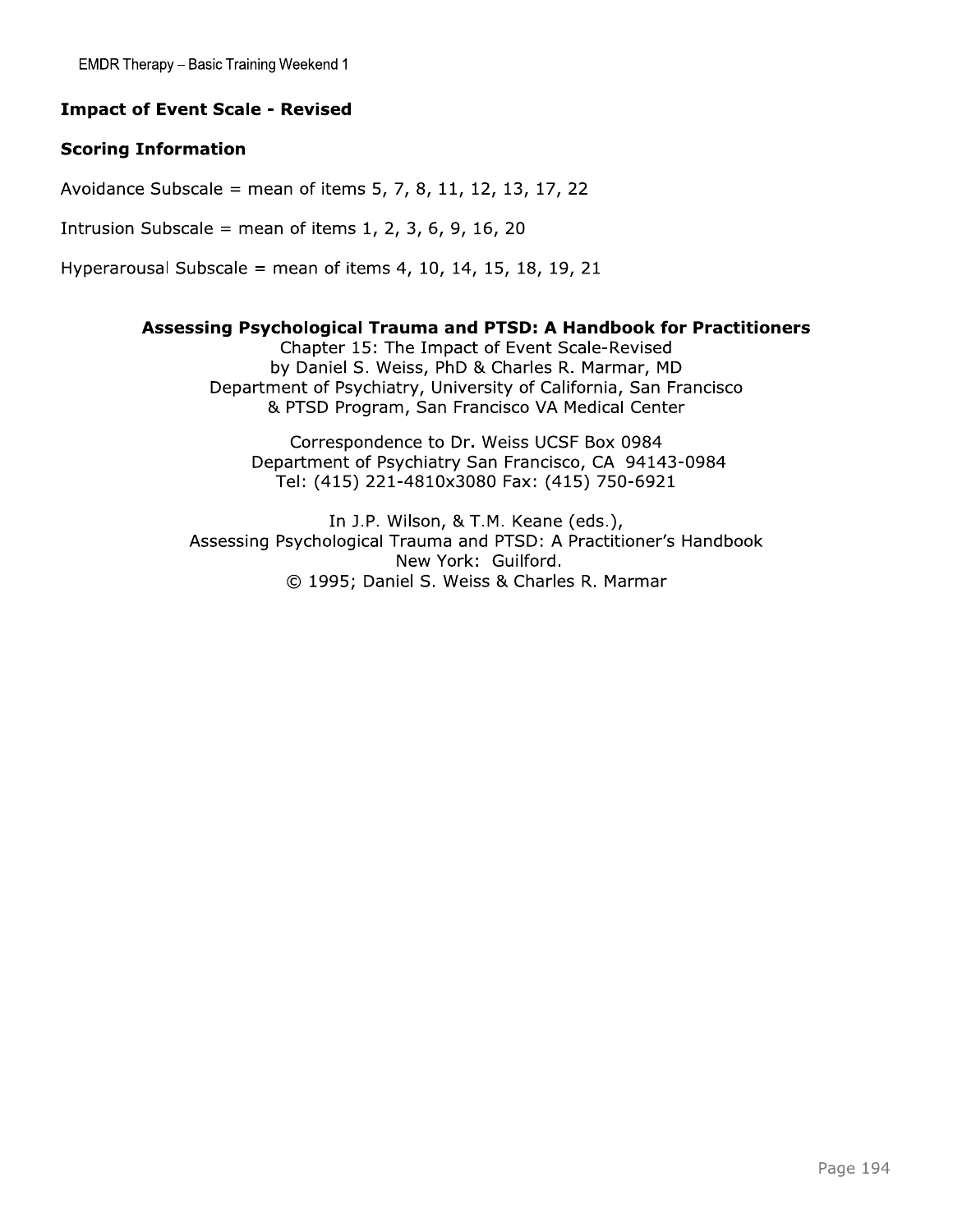**Impact of Event Scale - Revised**

**Scoring Information**

Avoidance Subscale = mean of items 5, 7, 8, 11, 12, 13, 17, 22

Intrusion Subscale = mean of items 1, 2, 3, 6, 9, 16, 20

Hyperarousal Subscale = mean of items 4, 10, 14, 15, 18, 19, 21

**Assessing Psychological Trauma and PTSD: A Handbook for Practitioners**
Chapter 15: The Impact of Event Scale-Revised
by Daniel S. Weiss, PhD & Charles R. Marmar, MD
Department of Psychiatry, University of California, San Francisco
& PTSD Program, San Francisco VA Medical Center

Correspondence to Dr. Weiss UCSF Box 0984
Department of Psychiatry San Francisco, CA 94143-0984
Tel: (415) 221-4810x3080 Fax: (415) 750-6921

In J.P. Wilson, & T.M. Keane (eds.),
Assessing Psychological Trauma and PTSD: A Practitioner's Handbook
New York: Guilford.
© 1995; Daniel S. Weiss & Charles R. Marmar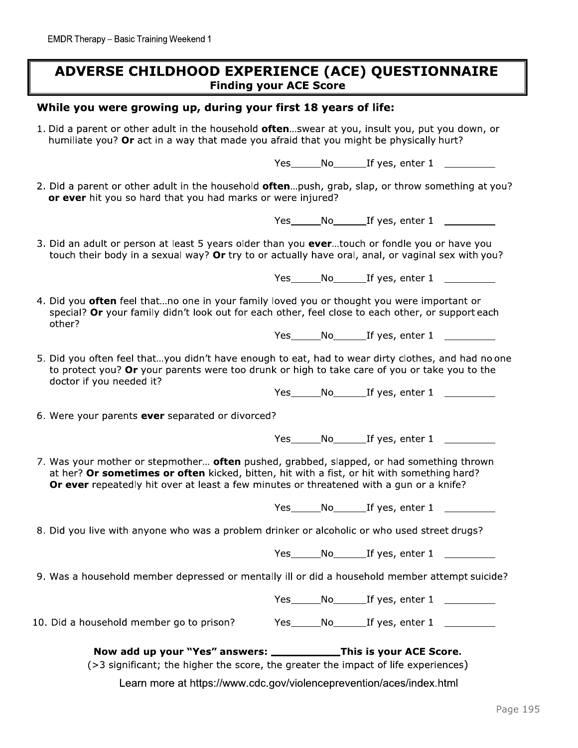# ADVERSE CHILDHOOD EXPERIENCE (ACE) QUESTIONNAIRE

**Finding your ACE Score**

**While you were growing up, during your first 18 years of life:**

1. Did a parent or other adult in the household **often**…swear at you, insult you, put you down, or humiliate you? **Or** act in a way that made you afraid that you might be physically hurt?

   Yes_____No_____If yes, enter 1 ________

2. Did a parent or other adult in the household **often**…push, grab, slap, or throw something at you? **or ever** hit you so hard that you had marks or were injured?

   Yes_____No_____If yes, enter 1 ________

3. Did an adult or person at least 5 years older than you **ever**…touch or fondle you or have you touch their body in a sexual way? **Or** try to or actually have oral, anal, or vaginal sex with you?

   Yes_____No_____If yes, enter 1 ________

4. Did you **often** feel that…no one in your family loved you or thought you were important or special? **Or** your family didn't look out for each other, feel close to each other, or support each other?

   Yes_____No_____If yes, enter 1 ________

5. Did you often feel that…you didn't have enough to eat, had to wear dirty clothes, and had no one to protect you? **Or** your parents were too drunk or high to take care of you or take you to the doctor if you needed it?

   Yes_____No_____If yes, enter 1 ________

6. Were your parents **ever** separated or divorced?

   Yes_____No_____If yes, enter 1 ________

7. Was your mother or stepmother… **often** pushed, grabbed, slapped, or had something thrown at her? **Or sometimes or often** kicked, bitten, hit with a fist, or hit with something hard? **Or ever** repeatedly hit over at least a few minutes or threatened with a gun or a knife?

   Yes_____No_____If yes, enter 1 ________

8. Did you live with anyone who was a problem drinker or alcoholic or who used street drugs?

   Yes_____No_____If yes, enter 1 ________

9. Was a household member depressed or mentally ill or did a household member attempt suicide?

   Yes_____No_____If yes, enter 1 ________

10. Did a household member go to prison? Yes_____No_____If yes, enter 1 ________

**Now add up your "Yes" answers: __________This is your ACE Score.**

(>3 significant; the higher the score, the greater the impact of life experiences)

Learn more at https://www.cdc.gov/violenceprevention/aces/index.html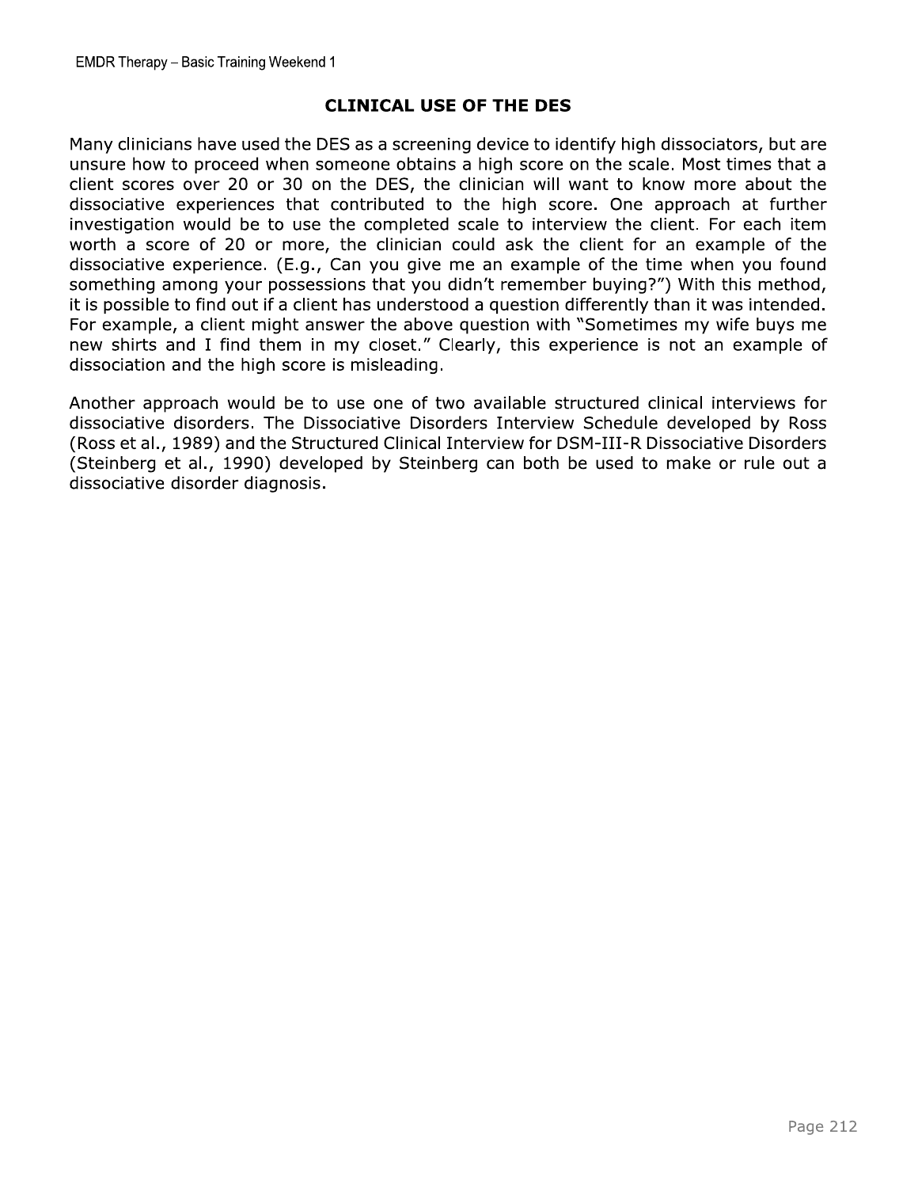## CLINICAL USE OF THE DES

Many clinicians have used the DES as a screening device to identify high dissociators, but are unsure how to proceed when someone obtains a high score on the scale. Most times that a client scores over 20 or 30 on the DES, the clinician will want to know more about the dissociative experiences that contributed to the high score. One approach at further investigation would be to use the completed scale to interview the client. For each item worth a score of 20 or more, the clinician could ask the client for an example of the dissociative experience. (E.g., Can you give me an example of the time when you found something among your possessions that you didn't remember buying?") With this method, it is possible to find out if a client has understood a question differently than it was intended. For example, a client might answer the above question with "Sometimes my wife buys me new shirts and I find them in my closet." Clearly, this experience is not an example of dissociation and the high score is misleading.

Another approach would be to use one of two available structured clinical interviews for dissociative disorders. The Dissociative Disorders Interview Schedule developed by Ross (Ross et al., 1989) and the Structured Clinical Interview for DSM-III-R Dissociative Disorders (Steinberg et al., 1990) developed by Steinberg can both be used to make or rule out a dissociative disorder diagnosis.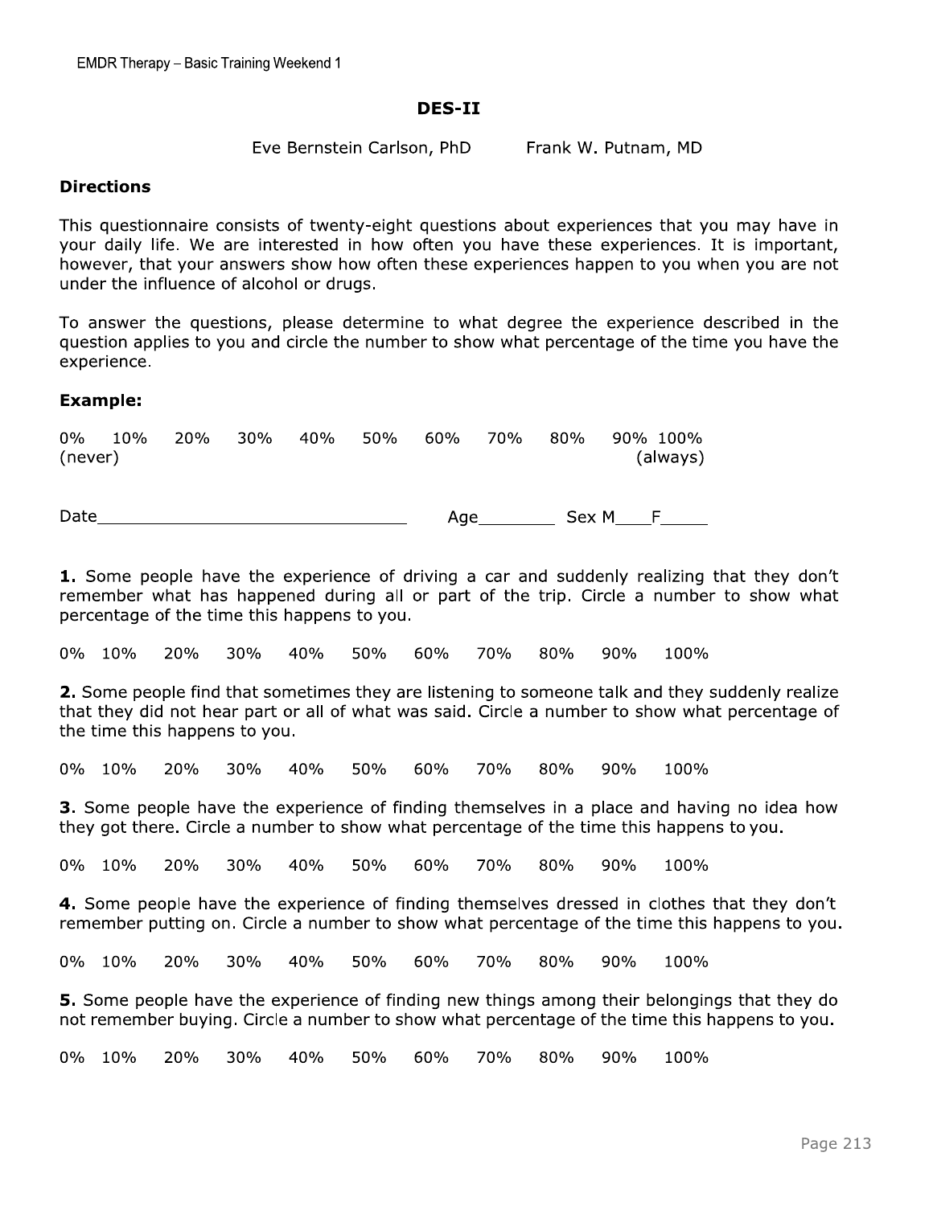## DES-II

Eve Bernstein Carlson, PhD        Frank W. Putnam, MD

**Directions**

This questionnaire consists of twenty-eight questions about experiences that you may have in your daily life. We are interested in how often you have these experiences. It is important, however, that your answers show how often these experiences happen to you when you are not under the influence of alcohol or drugs.

To answer the questions, please determine to what degree the experience described in the question applies to you and circle the number to show what percentage of the time you have the experience.

**Example:**

0% 10% 20% 30% 40% 50% 60% 70% 80% 90% 100%
(never)                                                                                    (always)

Date_______________________ Age________ Sex M____F_____

**1.** Some people have the experience of driving a car and suddenly realizing that they don't remember what has happened during all or part of the trip. Circle a number to show what percentage of the time this happens to you.

0% 10% 20% 30% 40% 50% 60% 70% 80% 90% 100%

**2.** Some people find that sometimes they are listening to someone talk and they suddenly realize that they did not hear part or all of what was said. Circle a number to show what percentage of the time this happens to you.

0% 10% 20% 30% 40% 50% 60% 70% 80% 90% 100%

**3.** Some people have the experience of finding themselves in a place and having no idea how they got there. Circle a number to show what percentage of the time this happens to you.

0% 10% 20% 30% 40% 50% 60% 70% 80% 90% 100%

**4.** Some people have the experience of finding themselves dressed in clothes that they don't remember putting on. Circle a number to show what percentage of the time this happens to you.

0% 10% 20% 30% 40% 50% 60% 70% 80% 90% 100%

**5.** Some people have the experience of finding new things among their belongings that they do not remember buying. Circle a number to show what percentage of the time this happens to you.

0% 10% 20% 30% 40% 50% 60% 70% 80% 90% 100%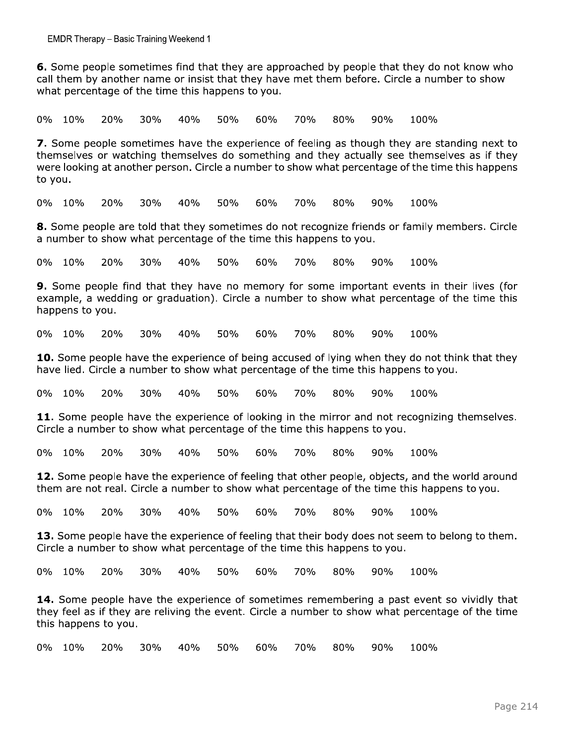**6.** Some people sometimes find that they are approached by people that they do not know who call them by another name or insist that they have met them before. Circle a number to show what percentage of the time this happens to you.

0% 10% 20% 30% 40% 50% 60% 70% 80% 90% 100%

**7.** Some people sometimes have the experience of feeling as though they are standing next to themselves or watching themselves do something and they actually see themselves as if they were looking at another person. Circle a number to show what percentage of the time this happens to you.

0% 10% 20% 30% 40% 50% 60% 70% 80% 90% 100%

**8.** Some people are told that they sometimes do not recognize friends or family members. Circle a number to show what percentage of the time this happens to you.

0% 10% 20% 30% 40% 50% 60% 70% 80% 90% 100%

**9.** Some people find that they have no memory for some important events in their lives (for example, a wedding or graduation). Circle a number to show what percentage of the time this happens to you.

0% 10% 20% 30% 40% 50% 60% 70% 80% 90% 100%

**10.** Some people have the experience of being accused of lying when they do not think that they have lied. Circle a number to show what percentage of the time this happens to you.

0% 10% 20% 30% 40% 50% 60% 70% 80% 90% 100%

**11.** Some people have the experience of looking in the mirror and not recognizing themselves. Circle a number to show what percentage of the time this happens to you.

0% 10% 20% 30% 40% 50% 60% 70% 80% 90% 100%

**12.** Some people have the experience of feeling that other people, objects, and the world around them are not real. Circle a number to show what percentage of the time this happens to you.

0% 10% 20% 30% 40% 50% 60% 70% 80% 90% 100%

**13.** Some people have the experience of feeling that their body does not seem to belong to them. Circle a number to show what percentage of the time this happens to you.

0% 10% 20% 30% 40% 50% 60% 70% 80% 90% 100%

**14.** Some people have the experience of sometimes remembering a past event so vividly that they feel as if they are reliving the event. Circle a number to show what percentage of the time this happens to you.

0% 10% 20% 30% 40% 50% 60% 70% 80% 90% 100%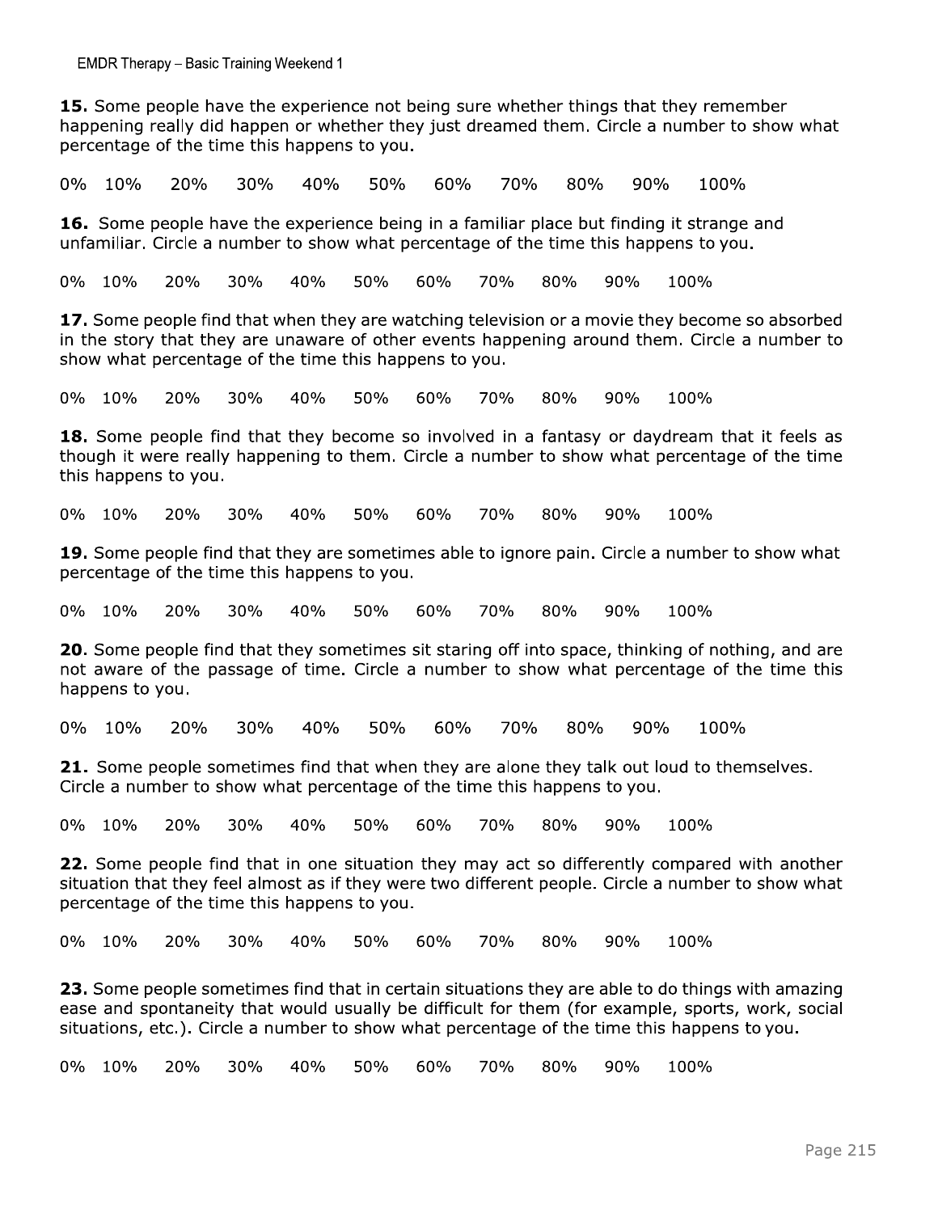**15.** Some people have the experience not being sure whether things that they remember happening really did happen or whether they just dreamed them. Circle a number to show what percentage of the time this happens to you.

0% 10% 20% 30% 40% 50% 60% 70% 80% 90% 100%

**16.** Some people have the experience being in a familiar place but finding it strange and unfamiliar. Circle a number to show what percentage of the time this happens to you.

0% 10% 20% 30% 40% 50% 60% 70% 80% 90% 100%

**17.** Some people find that when they are watching television or a movie they become so absorbed in the story that they are unaware of other events happening around them. Circle a number to show what percentage of the time this happens to you.

0% 10% 20% 30% 40% 50% 60% 70% 80% 90% 100%

**18.** Some people find that they become so involved in a fantasy or daydream that it feels as though it were really happening to them. Circle a number to show what percentage of the time this happens to you.

0% 10% 20% 30% 40% 50% 60% 70% 80% 90% 100%

**19.** Some people find that they are sometimes able to ignore pain. Circle a number to show what percentage of the time this happens to you.

0% 10% 20% 30% 40% 50% 60% 70% 80% 90% 100%

**20.** Some people find that they sometimes sit staring off into space, thinking of nothing, and are not aware of the passage of time. Circle a number to show what percentage of the time this happens to you.

0% 10% 20% 30% 40% 50% 60% 70% 80% 90% 100%

**21.** Some people sometimes find that when they are alone they talk out loud to themselves. Circle a number to show what percentage of the time this happens to you.

0% 10% 20% 30% 40% 50% 60% 70% 80% 90% 100%

**22.** Some people find that in one situation they may act so differently compared with another situation that they feel almost as if they were two different people. Circle a number to show what percentage of the time this happens to you.

0% 10% 20% 30% 40% 50% 60% 70% 80% 90% 100%

**23.** Some people sometimes find that in certain situations they are able to do things with amazing ease and spontaneity that would usually be difficult for them (for example, sports, work, social situations, etc.). Circle a number to show what percentage of the time this happens to you.

0% 10% 20% 30% 40% 50% 60% 70% 80% 90% 100%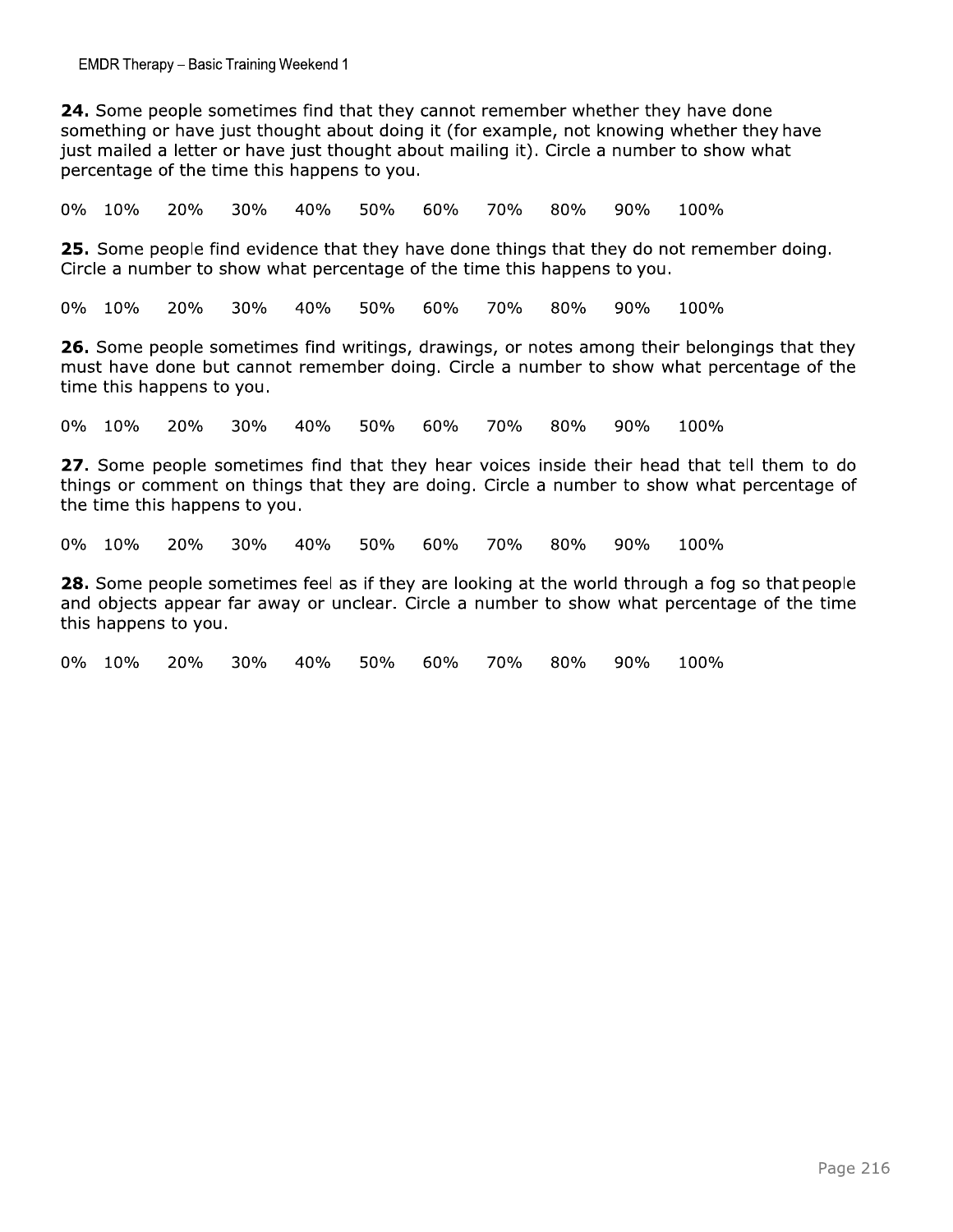**24.** Some people sometimes find that they cannot remember whether they have done something or have just thought about doing it (for example, not knowing whether they have just mailed a letter or have just thought about mailing it). Circle a number to show what percentage of the time this happens to you.

0% 10% 20% 30% 40% 50% 60% 70% 80% 90% 100%

**25.** Some people find evidence that they have done things that they do not remember doing. Circle a number to show what percentage of the time this happens to you.

0% 10% 20% 30% 40% 50% 60% 70% 80% 90% 100%

**26.** Some people sometimes find writings, drawings, or notes among their belongings that they must have done but cannot remember doing. Circle a number to show what percentage of the time this happens to you.

0% 10% 20% 30% 40% 50% 60% 70% 80% 90% 100%

**27.** Some people sometimes find that they hear voices inside their head that tell them to do things or comment on things that they are doing. Circle a number to show what percentage of the time this happens to you.

0% 10% 20% 30% 40% 50% 60% 70% 80% 90% 100%

**28.** Some people sometimes feel as if they are looking at the world through a fog so that people and objects appear far away or unclear. Circle a number to show what percentage of the time this happens to you.

0% 10% 20% 30% 40% 50% 60% 70% 80% 90% 100%